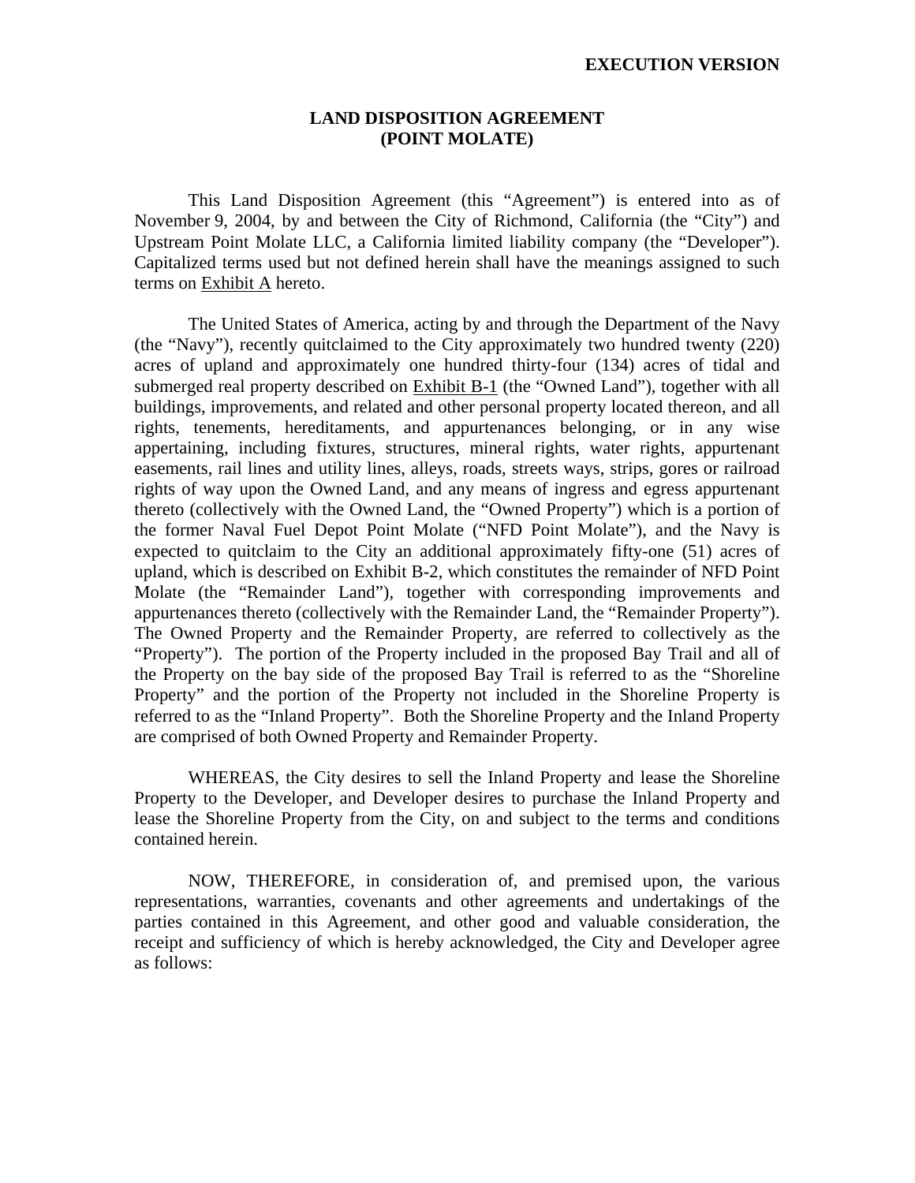**EXECUTION VERSION**

# LAND DISPOSITION AGREEMENT
# (POINT MOLATE)

This Land Disposition Agreement (this "Agreement") is entered into as of November 9, 2004, by and between the City of Richmond, California (the "City") and Upstream Point Molate LLC, a California limited liability company (the "Developer"). Capitalized terms used but not defined herein shall have the meanings assigned to such terms on Exhibit A hereto.

The United States of America, acting by and through the Department of the Navy (the "Navy"), recently quitclaimed to the City approximately two hundred twenty (220) acres of upland and approximately one hundred thirty-four (134) acres of tidal and submerged real property described on Exhibit B-1 (the "Owned Land"), together with all buildings, improvements, and related and other personal property located thereon, and all rights, tenements, hereditaments, and appurtenances belonging, or in any wise appertaining, including fixtures, structures, mineral rights, water rights, appurtenant easements, rail lines and utility lines, alleys, roads, streets ways, strips, gores or railroad rights of way upon the Owned Land, and any means of ingress and egress appurtenant thereto (collectively with the Owned Land, the "Owned Property") which is a portion of the former Naval Fuel Depot Point Molate ("NFD Point Molate"), and the Navy is expected to quitclaim to the City an additional approximately fifty-one (51) acres of upland, which is described on Exhibit B-2, which constitutes the remainder of NFD Point Molate (the "Remainder Land"), together with corresponding improvements and appurtenances thereto (collectively with the Remainder Land, the "Remainder Property"). The Owned Property and the Remainder Property, are referred to collectively as the "Property"). The portion of the Property included in the proposed Bay Trail and all of the Property on the bay side of the proposed Bay Trail is referred to as the "Shoreline Property" and the portion of the Property not included in the Shoreline Property is referred to as the "Inland Property". Both the Shoreline Property and the Inland Property are comprised of both Owned Property and Remainder Property.

WHEREAS, the City desires to sell the Inland Property and lease the Shoreline Property to the Developer, and Developer desires to purchase the Inland Property and lease the Shoreline Property from the City, on and subject to the terms and conditions contained herein.

NOW, THEREFORE, in consideration of, and premised upon, the various representations, warranties, covenants and other agreements and undertakings of the parties contained in this Agreement, and other good and valuable consideration, the receipt and sufficiency of which is hereby acknowledged, the City and Developer agree as follows: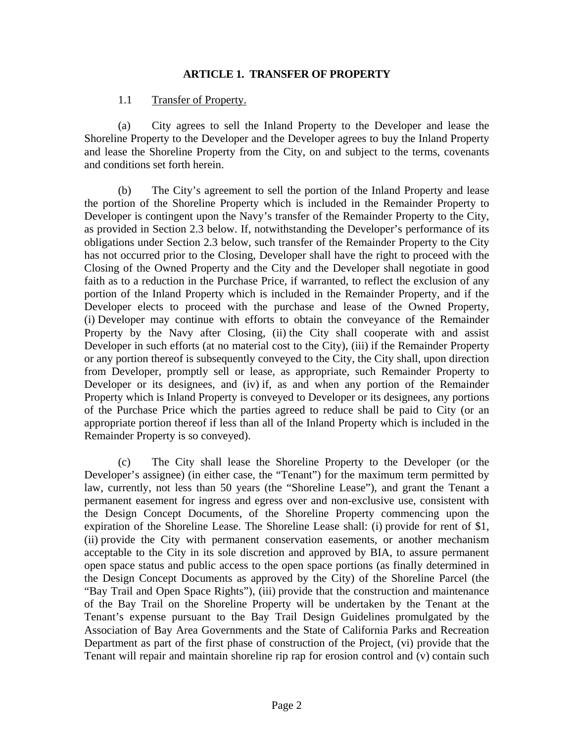## ARTICLE 1. TRANSFER OF PROPERTY

1.1 Transfer of Property.

(a) City agrees to sell the Inland Property to the Developer and lease the Shoreline Property to the Developer and the Developer agrees to buy the Inland Property and lease the Shoreline Property from the City, on and subject to the terms, covenants and conditions set forth herein.

(b) The City's agreement to sell the portion of the Inland Property and lease the portion of the Shoreline Property which is included in the Remainder Property to Developer is contingent upon the Navy's transfer of the Remainder Property to the City, as provided in Section 2.3 below. If, notwithstanding the Developer's performance of its obligations under Section 2.3 below, such transfer of the Remainder Property to the City has not occurred prior to the Closing, Developer shall have the right to proceed with the Closing of the Owned Property and the City and the Developer shall negotiate in good faith as to a reduction in the Purchase Price, if warranted, to reflect the exclusion of any portion of the Inland Property which is included in the Remainder Property, and if the Developer elects to proceed with the purchase and lease of the Owned Property, (i) Developer may continue with efforts to obtain the conveyance of the Remainder Property by the Navy after Closing, (ii) the City shall cooperate with and assist Developer in such efforts (at no material cost to the City), (iii) if the Remainder Property or any portion thereof is subsequently conveyed to the City, the City shall, upon direction from Developer, promptly sell or lease, as appropriate, such Remainder Property to Developer or its designees, and (iv) if, as and when any portion of the Remainder Property which is Inland Property is conveyed to Developer or its designees, any portions of the Purchase Price which the parties agreed to reduce shall be paid to City (or an appropriate portion thereof if less than all of the Inland Property which is included in the Remainder Property is so conveyed).

(c) The City shall lease the Shoreline Property to the Developer (or the Developer's assignee) (in either case, the "Tenant") for the maximum term permitted by law, currently, not less than 50 years (the "Shoreline Lease"), and grant the Tenant a permanent easement for ingress and egress over and non-exclusive use, consistent with the Design Concept Documents, of the Shoreline Property commencing upon the expiration of the Shoreline Lease. The Shoreline Lease shall: (i) provide for rent of $1, (ii) provide the City with permanent conservation easements, or another mechanism acceptable to the City in its sole discretion and approved by BIA, to assure permanent open space status and public access to the open space portions (as finally determined in the Design Concept Documents as approved by the City) of the Shoreline Parcel (the "Bay Trail and Open Space Rights"), (iii) provide that the construction and maintenance of the Bay Trail on the Shoreline Property will be undertaken by the Tenant at the Tenant's expense pursuant to the Bay Trail Design Guidelines promulgated by the Association of Bay Area Governments and the State of California Parks and Recreation Department as part of the first phase of construction of the Project, (vi) provide that the Tenant will repair and maintain shoreline rip rap for erosion control and (v) contain such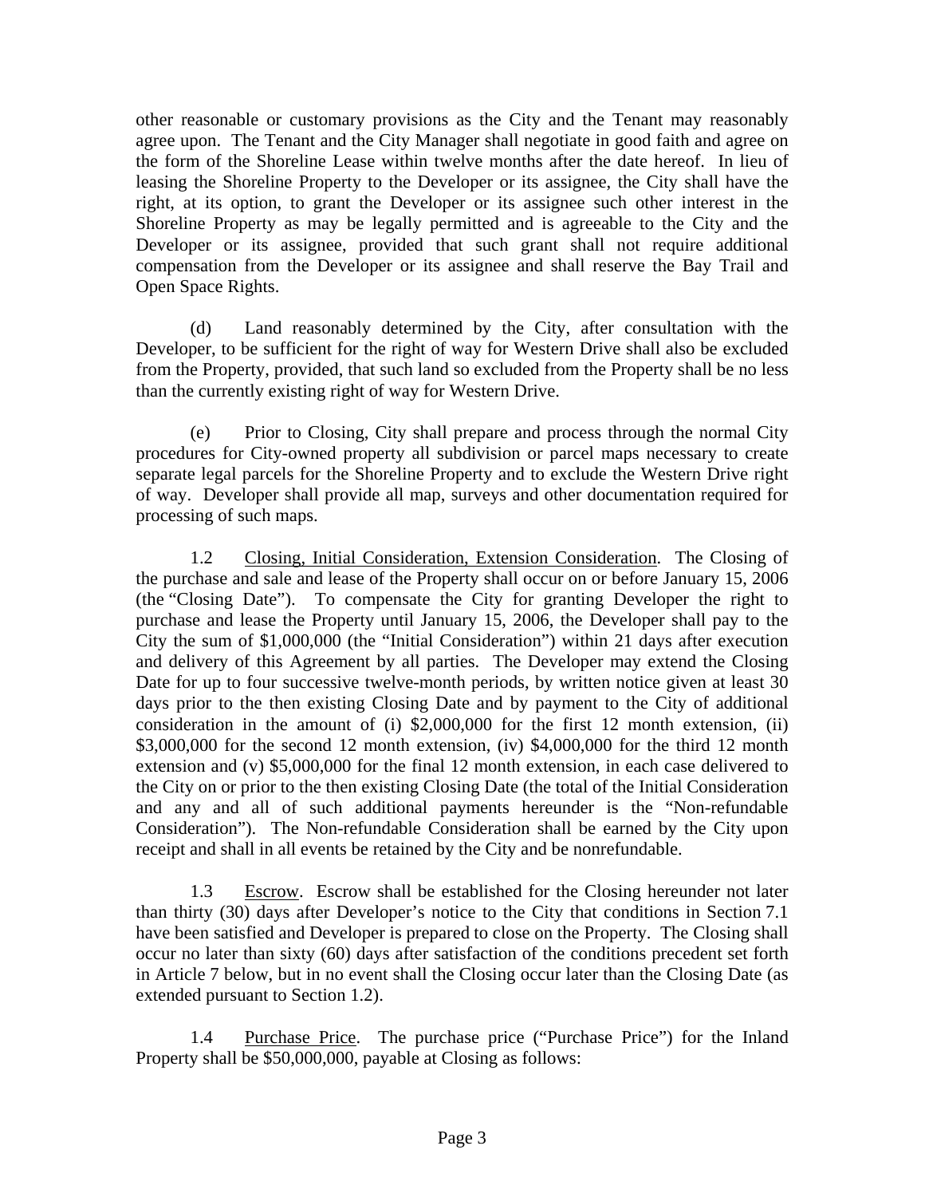other reasonable or customary provisions as the City and the Tenant may reasonably agree upon. The Tenant and the City Manager shall negotiate in good faith and agree on the form of the Shoreline Lease within twelve months after the date hereof. In lieu of leasing the Shoreline Property to the Developer or its assignee, the City shall have the right, at its option, to grant the Developer or its assignee such other interest in the Shoreline Property as may be legally permitted and is agreeable to the City and the Developer or its assignee, provided that such grant shall not require additional compensation from the Developer or its assignee and shall reserve the Bay Trail and Open Space Rights.

(d) Land reasonably determined by the City, after consultation with the Developer, to be sufficient for the right of way for Western Drive shall also be excluded from the Property, provided, that such land so excluded from the Property shall be no less than the currently existing right of way for Western Drive.

(e) Prior to Closing, City shall prepare and process through the normal City procedures for City-owned property all subdivision or parcel maps necessary to create separate legal parcels for the Shoreline Property and to exclude the Western Drive right of way. Developer shall provide all map, surveys and other documentation required for processing of such maps.

1.2 Closing, Initial Consideration, Extension Consideration. The Closing of the purchase and sale and lease of the Property shall occur on or before January 15, 2006 (the "Closing Date"). To compensate the City for granting Developer the right to purchase and lease the Property until January 15, 2006, the Developer shall pay to the City the sum of $1,000,000 (the "Initial Consideration") within 21 days after execution and delivery of this Agreement by all parties. The Developer may extend the Closing Date for up to four successive twelve-month periods, by written notice given at least 30 days prior to the then existing Closing Date and by payment to the City of additional consideration in the amount of (i) $2,000,000 for the first 12 month extension, (ii) $3,000,000 for the second 12 month extension, (iv) $4,000,000 for the third 12 month extension and (v) $5,000,000 for the final 12 month extension, in each case delivered to the City on or prior to the then existing Closing Date (the total of the Initial Consideration and any and all of such additional payments hereunder is the "Non-refundable Consideration"). The Non-refundable Consideration shall be earned by the City upon receipt and shall in all events be retained by the City and be nonrefundable.

1.3 Escrow. Escrow shall be established for the Closing hereunder not later than thirty (30) days after Developer's notice to the City that conditions in Section 7.1 have been satisfied and Developer is prepared to close on the Property. The Closing shall occur no later than sixty (60) days after satisfaction of the conditions precedent set forth in Article 7 below, but in no event shall the Closing occur later than the Closing Date (as extended pursuant to Section 1.2).

1.4 Purchase Price. The purchase price ("Purchase Price") for the Inland Property shall be $50,000,000, payable at Closing as follows: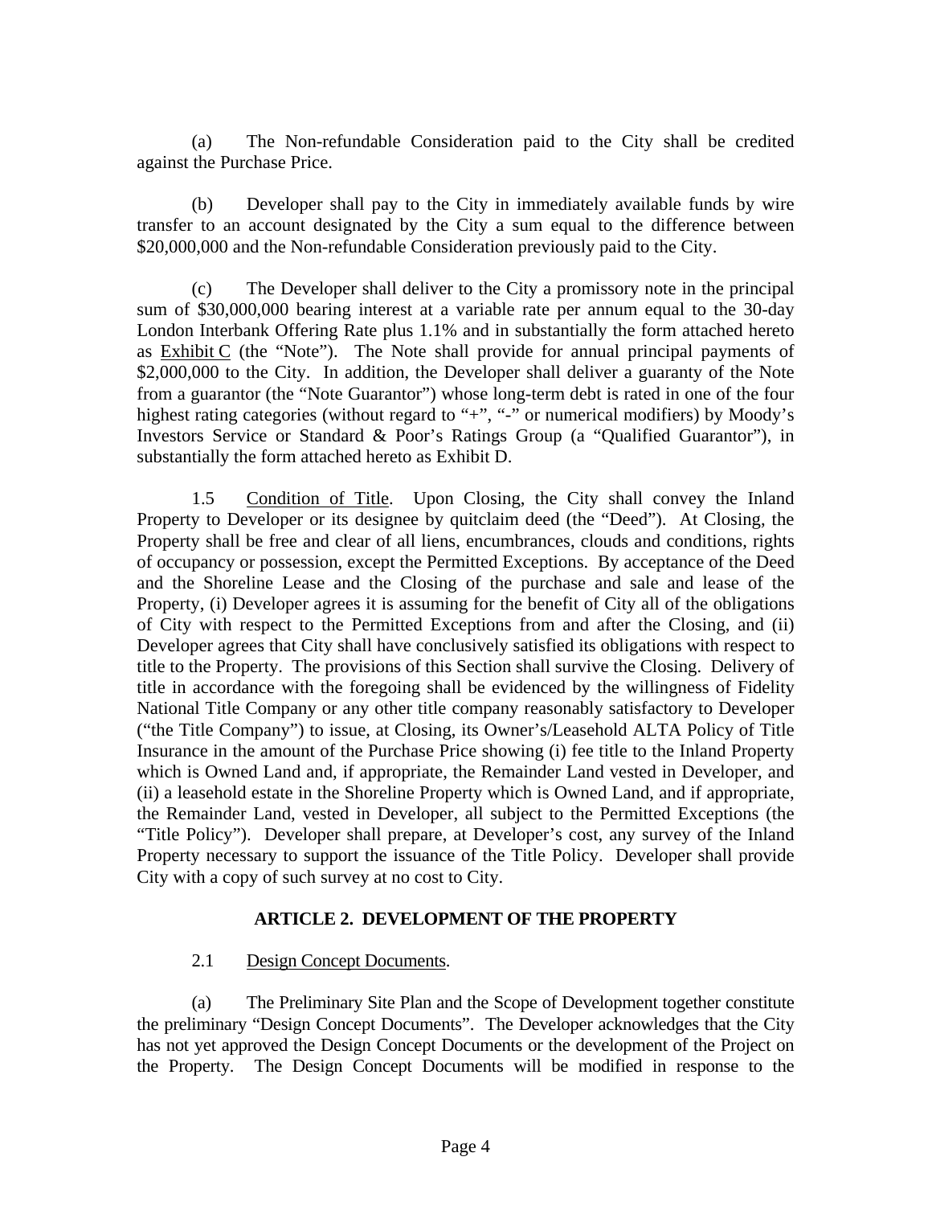(a) The Non-refundable Consideration paid to the City shall be credited against the Purchase Price.

(b) Developer shall pay to the City in immediately available funds by wire transfer to an account designated by the City a sum equal to the difference between $20,000,000 and the Non-refundable Consideration previously paid to the City.

(c) The Developer shall deliver to the City a promissory note in the principal sum of $30,000,000 bearing interest at a variable rate per annum equal to the 30-day London Interbank Offering Rate plus 1.1% and in substantially the form attached hereto as Exhibit C (the "Note"). The Note shall provide for annual principal payments of $2,000,000 to the City. In addition, the Developer shall deliver a guaranty of the Note from a guarantor (the "Note Guarantor") whose long-term debt is rated in one of the four highest rating categories (without regard to "+", "-" or numerical modifiers) by Moody's Investors Service or Standard & Poor's Ratings Group (a "Qualified Guarantor"), in substantially the form attached hereto as Exhibit D.

1.5 Condition of Title. Upon Closing, the City shall convey the Inland Property to Developer or its designee by quitclaim deed (the "Deed"). At Closing, the Property shall be free and clear of all liens, encumbrances, clouds and conditions, rights of occupancy or possession, except the Permitted Exceptions. By acceptance of the Deed and the Shoreline Lease and the Closing of the purchase and sale and lease of the Property, (i) Developer agrees it is assuming for the benefit of City all of the obligations of City with respect to the Permitted Exceptions from and after the Closing, and (ii) Developer agrees that City shall have conclusively satisfied its obligations with respect to title to the Property. The provisions of this Section shall survive the Closing. Delivery of title in accordance with the foregoing shall be evidenced by the willingness of Fidelity National Title Company or any other title company reasonably satisfactory to Developer ("the Title Company") to issue, at Closing, its Owner's/Leasehold ALTA Policy of Title Insurance in the amount of the Purchase Price showing (i) fee title to the Inland Property which is Owned Land and, if appropriate, the Remainder Land vested in Developer, and (ii) a leasehold estate in the Shoreline Property which is Owned Land, and if appropriate, the Remainder Land, vested in Developer, all subject to the Permitted Exceptions (the "Title Policy"). Developer shall prepare, at Developer's cost, any survey of the Inland Property necessary to support the issuance of the Title Policy. Developer shall provide City with a copy of such survey at no cost to City.

## ARTICLE 2. DEVELOPMENT OF THE PROPERTY

2.1 Design Concept Documents.

(a) The Preliminary Site Plan and the Scope of Development together constitute the preliminary "Design Concept Documents". The Developer acknowledges that the City has not yet approved the Design Concept Documents or the development of the Project on the Property. The Design Concept Documents will be modified in response to the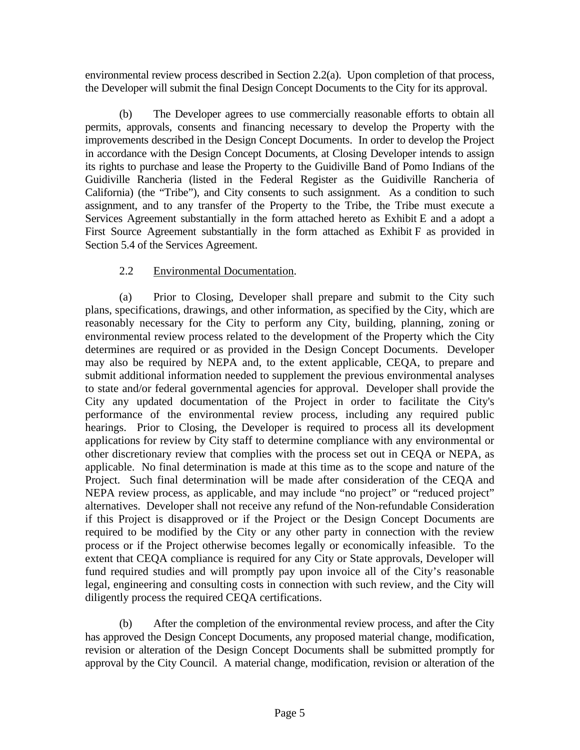environmental review process described in Section 2.2(a). Upon completion of that process, the Developer will submit the final Design Concept Documents to the City for its approval.

(b) The Developer agrees to use commercially reasonable efforts to obtain all permits, approvals, consents and financing necessary to develop the Property with the improvements described in the Design Concept Documents. In order to develop the Project in accordance with the Design Concept Documents, at Closing Developer intends to assign its rights to purchase and lease the Property to the Guidiville Band of Pomo Indians of the Guidiville Rancheria (listed in the Federal Register as the Guidiville Rancheria of California) (the "Tribe"), and City consents to such assignment. As a condition to such assignment, and to any transfer of the Property to the Tribe, the Tribe must execute a Services Agreement substantially in the form attached hereto as Exhibit E and a adopt a First Source Agreement substantially in the form attached as Exhibit F as provided in Section 5.4 of the Services Agreement.

2.2 Environmental Documentation.

(a) Prior to Closing, Developer shall prepare and submit to the City such plans, specifications, drawings, and other information, as specified by the City, which are reasonably necessary for the City to perform any City, building, planning, zoning or environmental review process related to the development of the Property which the City determines are required or as provided in the Design Concept Documents. Developer may also be required by NEPA and, to the extent applicable, CEQA, to prepare and submit additional information needed to supplement the previous environmental analyses to state and/or federal governmental agencies for approval. Developer shall provide the City any updated documentation of the Project in order to facilitate the City's performance of the environmental review process, including any required public hearings. Prior to Closing, the Developer is required to process all its development applications for review by City staff to determine compliance with any environmental or other discretionary review that complies with the process set out in CEQA or NEPA, as applicable. No final determination is made at this time as to the scope and nature of the Project. Such final determination will be made after consideration of the CEQA and NEPA review process, as applicable, and may include "no project" or "reduced project" alternatives. Developer shall not receive any refund of the Non-refundable Consideration if this Project is disapproved or if the Project or the Design Concept Documents are required to be modified by the City or any other party in connection with the review process or if the Project otherwise becomes legally or economically infeasible. To the extent that CEQA compliance is required for any City or State approvals, Developer will fund required studies and will promptly pay upon invoice all of the City's reasonable legal, engineering and consulting costs in connection with such review, and the City will diligently process the required CEQA certifications.

(b) After the completion of the environmental review process, and after the City has approved the Design Concept Documents, any proposed material change, modification, revision or alteration of the Design Concept Documents shall be submitted promptly for approval by the City Council. A material change, modification, revision or alteration of the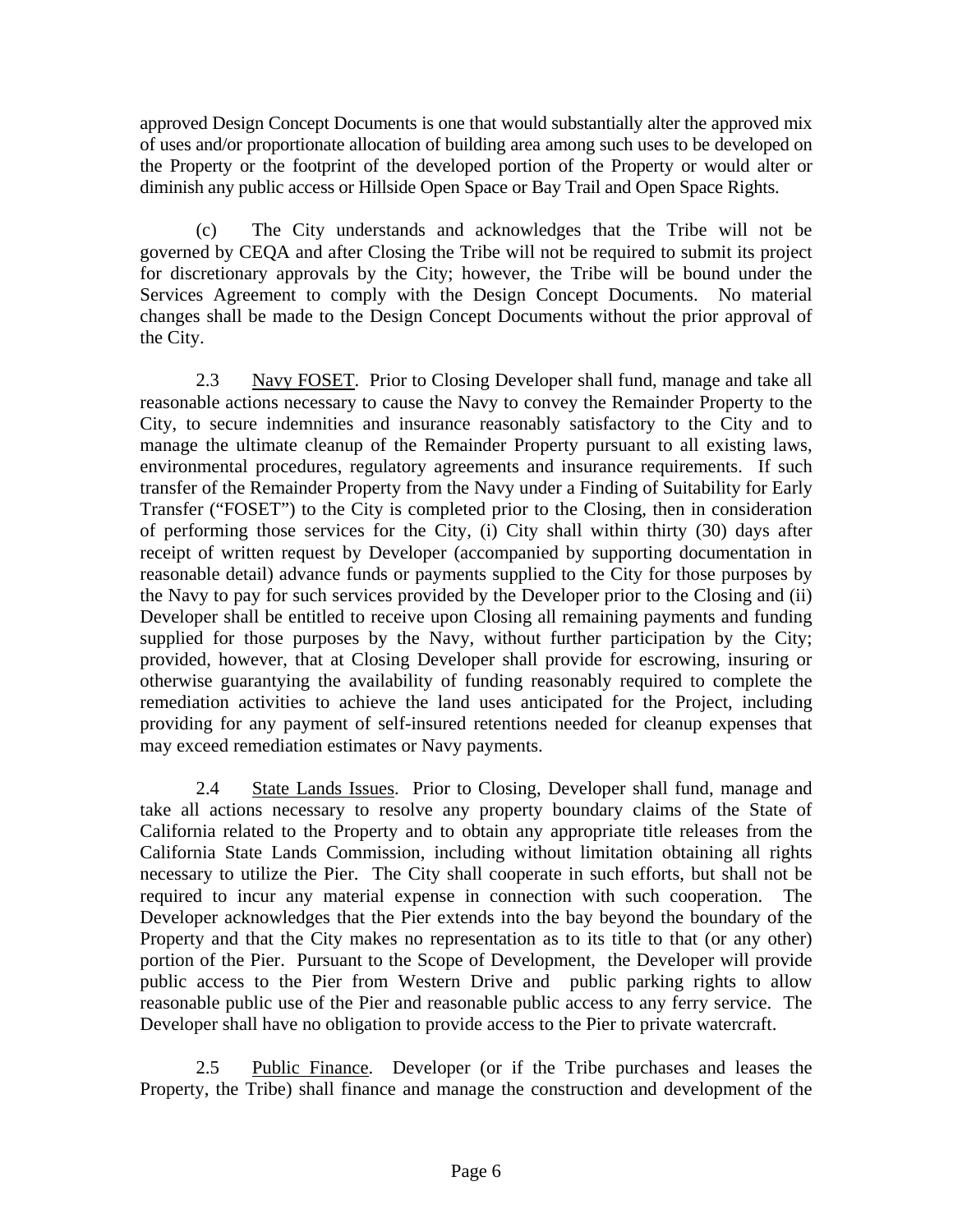approved Design Concept Documents is one that would substantially alter the approved mix of uses and/or proportionate allocation of building area among such uses to be developed on the Property or the footprint of the developed portion of the Property or would alter or diminish any public access or Hillside Open Space or Bay Trail and Open Space Rights.

(c) The City understands and acknowledges that the Tribe will not be governed by CEQA and after Closing the Tribe will not be required to submit its project for discretionary approvals by the City; however, the Tribe will be bound under the Services Agreement to comply with the Design Concept Documents. No material changes shall be made to the Design Concept Documents without the prior approval of the City.

2.3 Navy FOSET. Prior to Closing Developer shall fund, manage and take all reasonable actions necessary to cause the Navy to convey the Remainder Property to the City, to secure indemnities and insurance reasonably satisfactory to the City and to manage the ultimate cleanup of the Remainder Property pursuant to all existing laws, environmental procedures, regulatory agreements and insurance requirements. If such transfer of the Remainder Property from the Navy under a Finding of Suitability for Early Transfer ("FOSET") to the City is completed prior to the Closing, then in consideration of performing those services for the City, (i) City shall within thirty (30) days after receipt of written request by Developer (accompanied by supporting documentation in reasonable detail) advance funds or payments supplied to the City for those purposes by the Navy to pay for such services provided by the Developer prior to the Closing and (ii) Developer shall be entitled to receive upon Closing all remaining payments and funding supplied for those purposes by the Navy, without further participation by the City; provided, however, that at Closing Developer shall provide for escrowing, insuring or otherwise guarantying the availability of funding reasonably required to complete the remediation activities to achieve the land uses anticipated for the Project, including providing for any payment of self-insured retentions needed for cleanup expenses that may exceed remediation estimates or Navy payments.

2.4 State Lands Issues. Prior to Closing, Developer shall fund, manage and take all actions necessary to resolve any property boundary claims of the State of California related to the Property and to obtain any appropriate title releases from the California State Lands Commission, including without limitation obtaining all rights necessary to utilize the Pier. The City shall cooperate in such efforts, but shall not be required to incur any material expense in connection with such cooperation. The Developer acknowledges that the Pier extends into the bay beyond the boundary of the Property and that the City makes no representation as to its title to that (or any other) portion of the Pier. Pursuant to the Scope of Development, the Developer will provide public access to the Pier from Western Drive and public parking rights to allow reasonable public use of the Pier and reasonable public access to any ferry service. The Developer shall have no obligation to provide access to the Pier to private watercraft.

2.5 Public Finance. Developer (or if the Tribe purchases and leases the Property, the Tribe) shall finance and manage the construction and development of the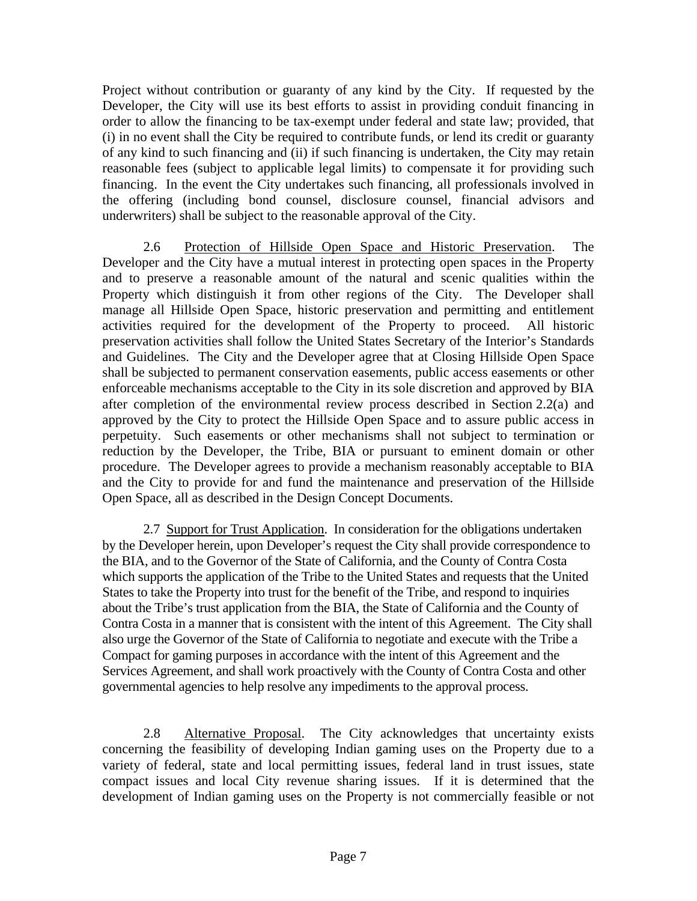Project without contribution or guaranty of any kind by the City. If requested by the Developer, the City will use its best efforts to assist in providing conduit financing in order to allow the financing to be tax-exempt under federal and state law; provided, that (i) in no event shall the City be required to contribute funds, or lend its credit or guaranty of any kind to such financing and (ii) if such financing is undertaken, the City may retain reasonable fees (subject to applicable legal limits) to compensate it for providing such financing. In the event the City undertakes such financing, all professionals involved in the offering (including bond counsel, disclosure counsel, financial advisors and underwriters) shall be subject to the reasonable approval of the City.

2.6 Protection of Hillside Open Space and Historic Preservation. The Developer and the City have a mutual interest in protecting open spaces in the Property and to preserve a reasonable amount of the natural and scenic qualities within the Property which distinguish it from other regions of the City. The Developer shall manage all Hillside Open Space, historic preservation and permitting and entitlement activities required for the development of the Property to proceed. All historic preservation activities shall follow the United States Secretary of the Interior's Standards and Guidelines. The City and the Developer agree that at Closing Hillside Open Space shall be subjected to permanent conservation easements, public access easements or other enforceable mechanisms acceptable to the City in its sole discretion and approved by BIA after completion of the environmental review process described in Section 2.2(a) and approved by the City to protect the Hillside Open Space and to assure public access in perpetuity. Such easements or other mechanisms shall not subject to termination or reduction by the Developer, the Tribe, BIA or pursuant to eminent domain or other procedure. The Developer agrees to provide a mechanism reasonably acceptable to BIA and the City to provide for and fund the maintenance and preservation of the Hillside Open Space, all as described in the Design Concept Documents.

2.7 Support for Trust Application. In consideration for the obligations undertaken by the Developer herein, upon Developer's request the City shall provide correspondence to the BIA, and to the Governor of the State of California, and the County of Contra Costa which supports the application of the Tribe to the United States and requests that the United States to take the Property into trust for the benefit of the Tribe, and respond to inquiries about the Tribe's trust application from the BIA, the State of California and the County of Contra Costa in a manner that is consistent with the intent of this Agreement. The City shall also urge the Governor of the State of California to negotiate and execute with the Tribe a Compact for gaming purposes in accordance with the intent of this Agreement and the Services Agreement, and shall work proactively with the County of Contra Costa and other governmental agencies to help resolve any impediments to the approval process.

2.8 Alternative Proposal. The City acknowledges that uncertainty exists concerning the feasibility of developing Indian gaming uses on the Property due to a variety of federal, state and local permitting issues, federal land in trust issues, state compact issues and local City revenue sharing issues. If it is determined that the development of Indian gaming uses on the Property is not commercially feasible or not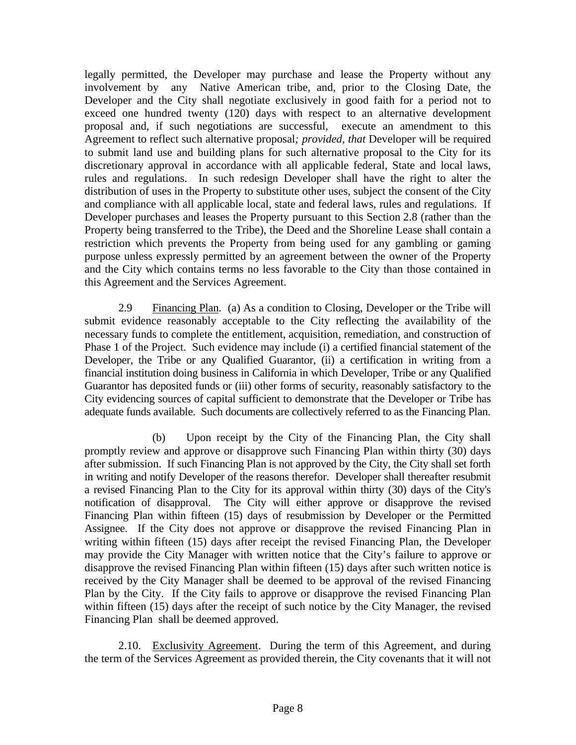legally permitted, the Developer may purchase and lease the Property without any involvement by any Native American tribe, and, prior to the Closing Date, the Developer and the City shall negotiate exclusively in good faith for a period not to exceed one hundred twenty (120) days with respect to an alternative development proposal and, if such negotiations are successful, execute an amendment to this Agreement to reflect such alternative proposal*; provided, that* Developer will be required to submit land use and building plans for such alternative proposal to the City for its discretionary approval in accordance with all applicable federal, State and local laws, rules and regulations. In such redesign Developer shall have the right to alter the distribution of uses in the Property to substitute other uses, subject the consent of the City and compliance with all applicable local, state and federal laws, rules and regulations. If Developer purchases and leases the Property pursuant to this Section 2.8 (rather than the Property being transferred to the Tribe), the Deed and the Shoreline Lease shall contain a restriction which prevents the Property from being used for any gambling or gaming purpose unless expressly permitted by an agreement between the owner of the Property and the City which contains terms no less favorable to the City than those contained in this Agreement and the Services Agreement.

2.9 Financing Plan. (a) As a condition to Closing, Developer or the Tribe will submit evidence reasonably acceptable to the City reflecting the availability of the necessary funds to complete the entitlement, acquisition, remediation, and construction of Phase 1 of the Project. Such evidence may include (i) a certified financial statement of the Developer, the Tribe or any Qualified Guarantor, (ii) a certification in writing from a financial institution doing business in California in which Developer, Tribe or any Qualified Guarantor has deposited funds or (iii) other forms of security, reasonably satisfactory to the City evidencing sources of capital sufficient to demonstrate that the Developer or Tribe has adequate funds available. Such documents are collectively referred to as the Financing Plan.

(b) Upon receipt by the City of the Financing Plan, the City shall promptly review and approve or disapprove such Financing Plan within thirty (30) days after submission. If such Financing Plan is not approved by the City, the City shall set forth in writing and notify Developer of the reasons therefor. Developer shall thereafter resubmit a revised Financing Plan to the City for its approval within thirty (30) days of the City's notification of disapproval. The City will either approve or disapprove the revised Financing Plan within fifteen (15) days of resubmission by Developer or the Permitted Assignee. If the City does not approve or disapprove the revised Financing Plan in writing within fifteen (15) days after receipt the revised Financing Plan, the Developer may provide the City Manager with written notice that the City's failure to approve or disapprove the revised Financing Plan within fifteen (15) days after such written notice is received by the City Manager shall be deemed to be approval of the revised Financing Plan by the City. If the City fails to approve or disapprove the revised Financing Plan within fifteen (15) days after the receipt of such notice by the City Manager, the revised Financing Plan shall be deemed approved.

2.10. Exclusivity Agreement. During the term of this Agreement, and during the term of the Services Agreement as provided therein, the City covenants that it will not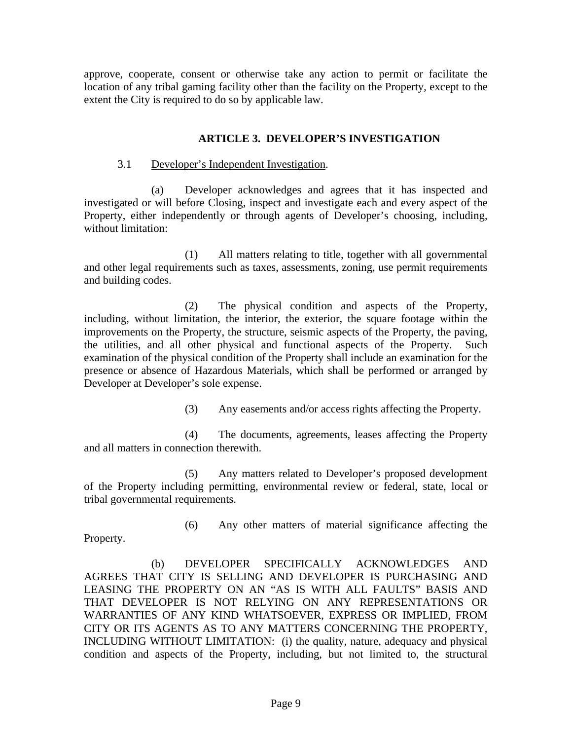approve, cooperate, consent or otherwise take any action to permit or facilitate the location of any tribal gaming facility other than the facility on the Property, except to the extent the City is required to do so by applicable law.

## ARTICLE 3. DEVELOPER'S INVESTIGATION

3.1 Developer's Independent Investigation.

(a) Developer acknowledges and agrees that it has inspected and investigated or will before Closing, inspect and investigate each and every aspect of the Property, either independently or through agents of Developer's choosing, including, without limitation:

(1) All matters relating to title, together with all governmental and other legal requirements such as taxes, assessments, zoning, use permit requirements and building codes.

(2) The physical condition and aspects of the Property, including, without limitation, the interior, the exterior, the square footage within the improvements on the Property, the structure, seismic aspects of the Property, the paving, the utilities, and all other physical and functional aspects of the Property. Such examination of the physical condition of the Property shall include an examination for the presence or absence of Hazardous Materials, which shall be performed or arranged by Developer at Developer's sole expense.

(3) Any easements and/or access rights affecting the Property.

(4) The documents, agreements, leases affecting the Property and all matters in connection therewith.

(5) Any matters related to Developer's proposed development of the Property including permitting, environmental review or federal, state, local or tribal governmental requirements.

(6) Any other matters of material significance affecting the Property.

(b) DEVELOPER SPECIFICALLY ACKNOWLEDGES AND AGREES THAT CITY IS SELLING AND DEVELOPER IS PURCHASING AND LEASING THE PROPERTY ON AN "AS IS WITH ALL FAULTS" BASIS AND THAT DEVELOPER IS NOT RELYING ON ANY REPRESENTATIONS OR WARRANTIES OF ANY KIND WHATSOEVER, EXPRESS OR IMPLIED, FROM CITY OR ITS AGENTS AS TO ANY MATTERS CONCERNING THE PROPERTY, INCLUDING WITHOUT LIMITATION: (i) the quality, nature, adequacy and physical condition and aspects of the Property, including, but not limited to, the structural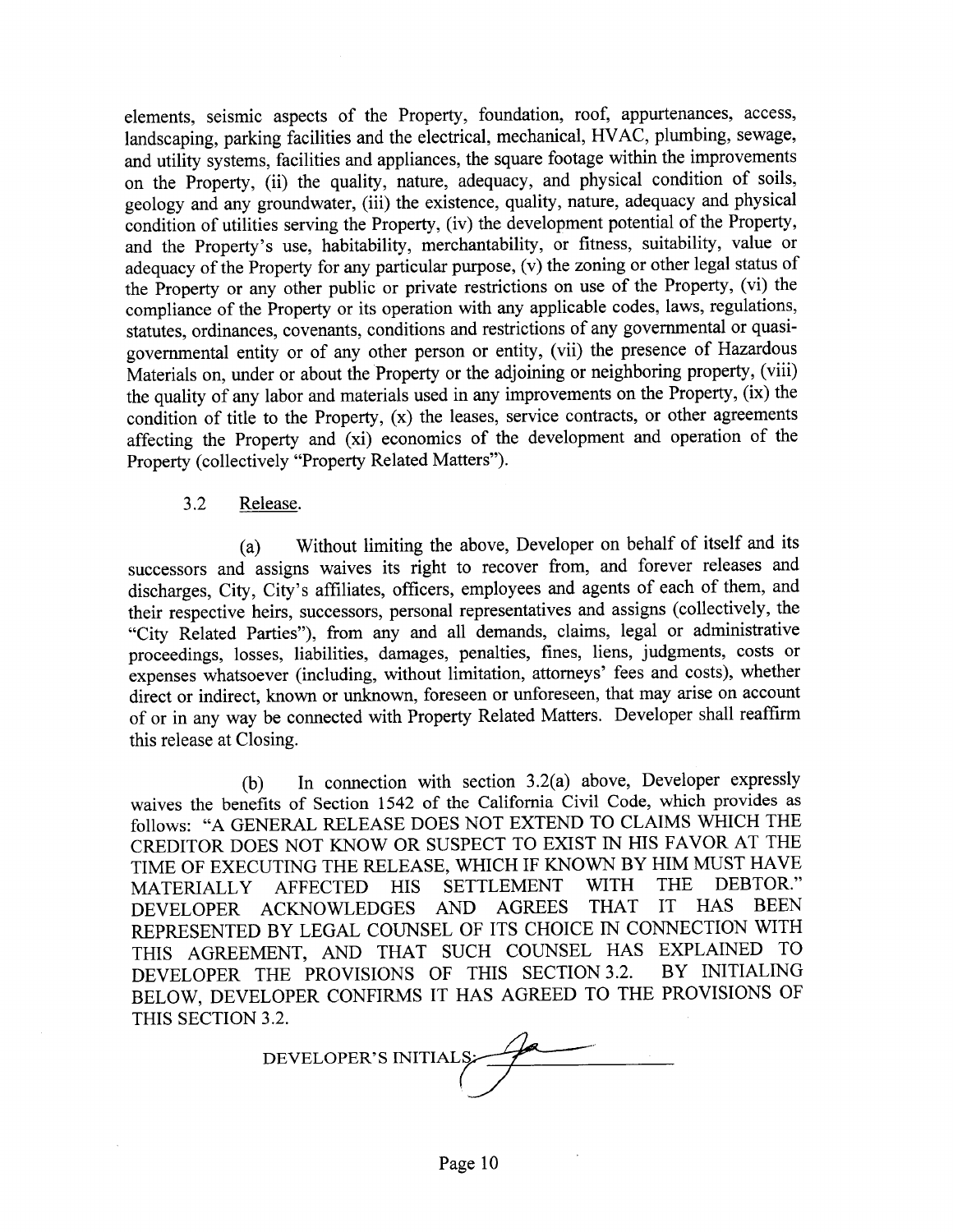elements, seismic aspects of the Property, foundation, roof, appurtenances, access, landscaping, parking facilities and the electrical, mechanical, HVAC, plumbing, sewage, and utility systems, facilities and appliances, the square footage within the improvements on the Property, (ii) the quality, nature, adequacy, and physical condition of soils, geology and any groundwater, (iii) the existence, quality, nature, adequacy and physical condition of utilities serving the Property, (iv) the development potential of the Property, and the Property's use, habitability, merchantability, or fitness, suitability, value or adequacy of the Property for any particular purpose, (v) the zoning or other legal status of the Property or any other public or private restrictions on use of the Property, (vi) the compliance of the Property or its operation with any applicable codes, laws, regulations, statutes, ordinances, covenants, conditions and restrictions of any governmental or quasi-governmental entity or of any other person or entity, (vii) the presence of Hazardous Materials on, under or about the Property or the adjoining or neighboring property, (viii) the quality of any labor and materials used in any improvements on the Property, (ix) the condition of title to the Property, (x) the leases, service contracts, or other agreements affecting the Property and (xi) economics of the development and operation of the Property (collectively "Property Related Matters").

3.2 Release.

(a) Without limiting the above, Developer on behalf of itself and its successors and assigns waives its right to recover from, and forever releases and discharges, City, City's affiliates, officers, employees and agents of each of them, and their respective heirs, successors, personal representatives and assigns (collectively, the "City Related Parties"), from any and all demands, claims, legal or administrative proceedings, losses, liabilities, damages, penalties, fines, liens, judgments, costs or expenses whatsoever (including, without limitation, attorneys' fees and costs), whether direct or indirect, known or unknown, foreseen or unforeseen, that may arise on account of or in any way be connected with Property Related Matters. Developer shall reaffirm this release at Closing.

(b) In connection with section 3.2(a) above, Developer expressly waives the benefits of Section 1542 of the California Civil Code, which provides as follows: "A GENERAL RELEASE DOES NOT EXTEND TO CLAIMS WHICH THE CREDITOR DOES NOT KNOW OR SUSPECT TO EXIST IN HIS FAVOR AT THE TIME OF EXECUTING THE RELEASE, WHICH IF KNOWN BY HIM MUST HAVE MATERIALLY AFFECTED HIS SETTLEMENT WITH THE DEBTOR." DEVELOPER ACKNOWLEDGES AND AGREES THAT IT HAS BEEN REPRESENTED BY LEGAL COUNSEL OF ITS CHOICE IN CONNECTION WITH THIS AGREEMENT, AND THAT SUCH COUNSEL HAS EXPLAINED TO DEVELOPER THE PROVISIONS OF THIS SECTION 3.2. BY INITIALING BELOW, DEVELOPER CONFIRMS IT HAS AGREED TO THE PROVISIONS OF THIS SECTION 3.2.

DEVELOPER'S INITIALS: ____________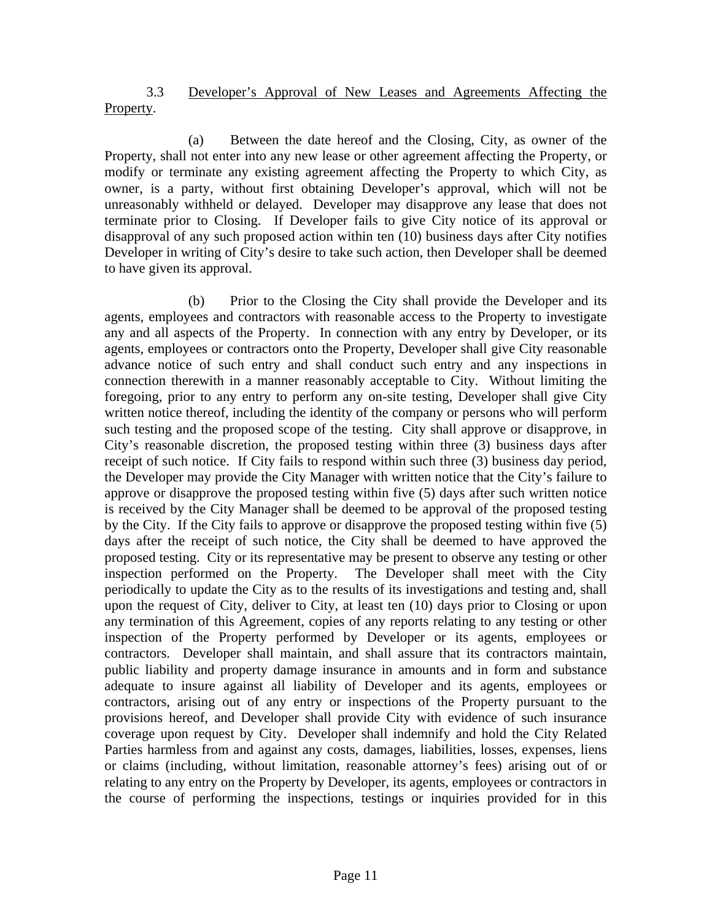3.3 Developer's Approval of New Leases and Agreements Affecting the Property.

(a) Between the date hereof and the Closing, City, as owner of the Property, shall not enter into any new lease or other agreement affecting the Property, or modify or terminate any existing agreement affecting the Property to which City, as owner, is a party, without first obtaining Developer's approval, which will not be unreasonably withheld or delayed. Developer may disapprove any lease that does not terminate prior to Closing. If Developer fails to give City notice of its approval or disapproval of any such proposed action within ten (10) business days after City notifies Developer in writing of City's desire to take such action, then Developer shall be deemed to have given its approval.

(b) Prior to the Closing the City shall provide the Developer and its agents, employees and contractors with reasonable access to the Property to investigate any and all aspects of the Property. In connection with any entry by Developer, or its agents, employees or contractors onto the Property, Developer shall give City reasonable advance notice of such entry and shall conduct such entry and any inspections in connection therewith in a manner reasonably acceptable to City. Without limiting the foregoing, prior to any entry to perform any on-site testing, Developer shall give City written notice thereof, including the identity of the company or persons who will perform such testing and the proposed scope of the testing. City shall approve or disapprove, in City's reasonable discretion, the proposed testing within three (3) business days after receipt of such notice. If City fails to respond within such three (3) business day period, the Developer may provide the City Manager with written notice that the City's failure to approve or disapprove the proposed testing within five (5) days after such written notice is received by the City Manager shall be deemed to be approval of the proposed testing by the City. If the City fails to approve or disapprove the proposed testing within five (5) days after the receipt of such notice, the City shall be deemed to have approved the proposed testing. City or its representative may be present to observe any testing or other inspection performed on the Property. The Developer shall meet with the City periodically to update the City as to the results of its investigations and testing and, shall upon the request of City, deliver to City, at least ten (10) days prior to Closing or upon any termination of this Agreement, copies of any reports relating to any testing or other inspection of the Property performed by Developer or its agents, employees or contractors. Developer shall maintain, and shall assure that its contractors maintain, public liability and property damage insurance in amounts and in form and substance adequate to insure against all liability of Developer and its agents, employees or contractors, arising out of any entry or inspections of the Property pursuant to the provisions hereof, and Developer shall provide City with evidence of such insurance coverage upon request by City. Developer shall indemnify and hold the City Related Parties harmless from and against any costs, damages, liabilities, losses, expenses, liens or claims (including, without limitation, reasonable attorney's fees) arising out of or relating to any entry on the Property by Developer, its agents, employees or contractors in the course of performing the inspections, testings or inquiries provided for in this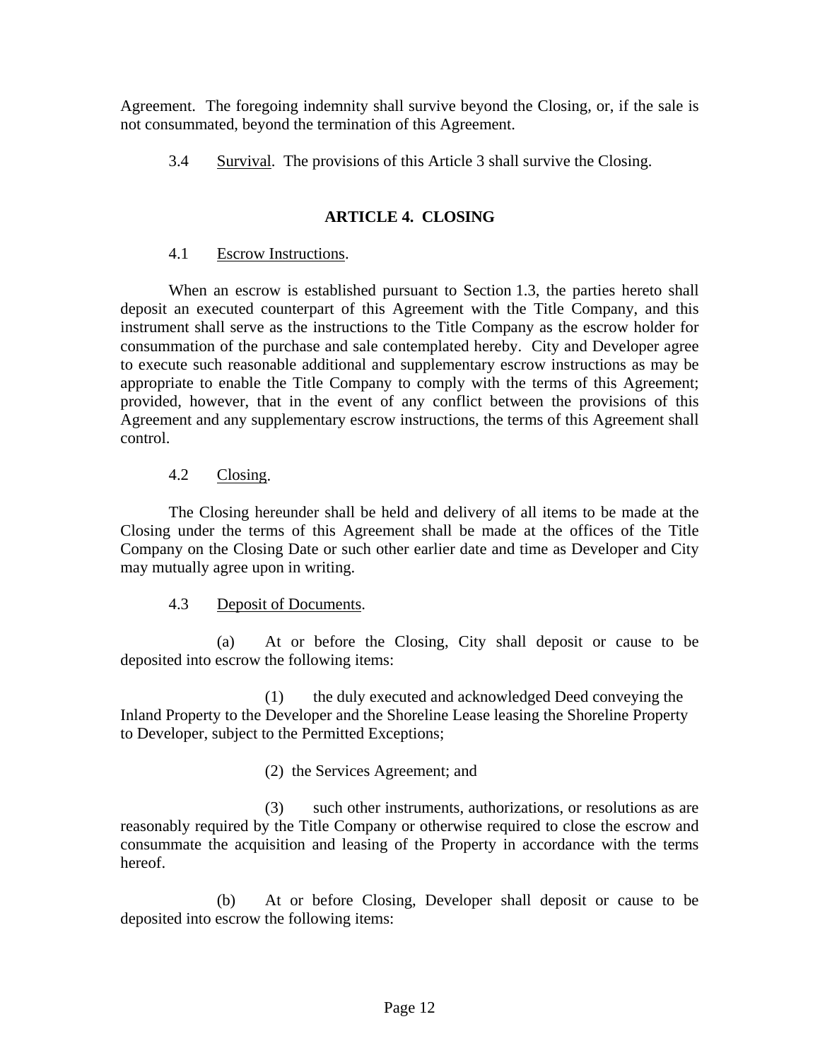Agreement. The foregoing indemnity shall survive beyond the Closing, or, if the sale is not consummated, beyond the termination of this Agreement.

3.4 Survival. The provisions of this Article 3 shall survive the Closing.

## ARTICLE 4. CLOSING

4.1 Escrow Instructions.

When an escrow is established pursuant to Section 1.3, the parties hereto shall deposit an executed counterpart of this Agreement with the Title Company, and this instrument shall serve as the instructions to the Title Company as the escrow holder for consummation of the purchase and sale contemplated hereby. City and Developer agree to execute such reasonable additional and supplementary escrow instructions as may be appropriate to enable the Title Company to comply with the terms of this Agreement; provided, however, that in the event of any conflict between the provisions of this Agreement and any supplementary escrow instructions, the terms of this Agreement shall control.

4.2 Closing.

The Closing hereunder shall be held and delivery of all items to be made at the Closing under the terms of this Agreement shall be made at the offices of the Title Company on the Closing Date or such other earlier date and time as Developer and City may mutually agree upon in writing.

4.3 Deposit of Documents.

(a) At or before the Closing, City shall deposit or cause to be deposited into escrow the following items:

(1) the duly executed and acknowledged Deed conveying the Inland Property to the Developer and the Shoreline Lease leasing the Shoreline Property to Developer, subject to the Permitted Exceptions;

(2) the Services Agreement; and

(3) such other instruments, authorizations, or resolutions as are reasonably required by the Title Company or otherwise required to close the escrow and consummate the acquisition and leasing of the Property in accordance with the terms hereof.

(b) At or before Closing, Developer shall deposit or cause to be deposited into escrow the following items: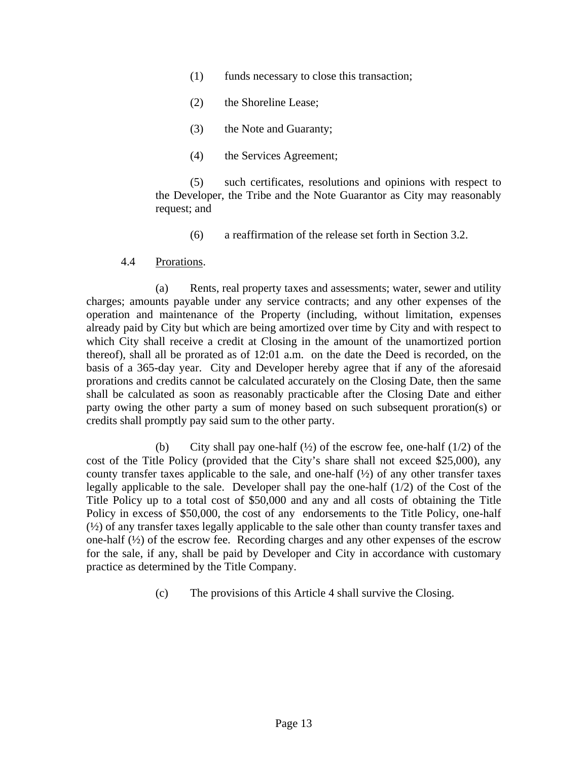(1) funds necessary to close this transaction;

(2) the Shoreline Lease;

(3) the Note and Guaranty;

(4) the Services Agreement;

(5) such certificates, resolutions and opinions with respect to the Developer, the Tribe and the Note Guarantor as City may reasonably request; and

(6) a reaffirmation of the release set forth in Section 3.2.

4.4 Prorations.

(a) Rents, real property taxes and assessments; water, sewer and utility charges; amounts payable under any service contracts; and any other expenses of the operation and maintenance of the Property (including, without limitation, expenses already paid by City but which are being amortized over time by City and with respect to which City shall receive a credit at Closing in the amount of the unamortized portion thereof), shall all be prorated as of 12:01 a.m. on the date the Deed is recorded, on the basis of a 365-day year. City and Developer hereby agree that if any of the aforesaid prorations and credits cannot be calculated accurately on the Closing Date, then the same shall be calculated as soon as reasonably practicable after the Closing Date and either party owing the other party a sum of money based on such subsequent proration(s) or credits shall promptly pay said sum to the other party.

(b) City shall pay one-half (½) of the escrow fee, one-half (1/2) of the cost of the Title Policy (provided that the City's share shall not exceed $25,000), any county transfer taxes applicable to the sale, and one-half (½) of any other transfer taxes legally applicable to the sale. Developer shall pay the one-half (1/2) of the Cost of the Title Policy up to a total cost of $50,000 and any and all costs of obtaining the Title Policy in excess of $50,000, the cost of any endorsements to the Title Policy, one-half (½) of any transfer taxes legally applicable to the sale other than county transfer taxes and one-half (½) of the escrow fee. Recording charges and any other expenses of the escrow for the sale, if any, shall be paid by Developer and City in accordance with customary practice as determined by the Title Company.

(c) The provisions of this Article 4 shall survive the Closing.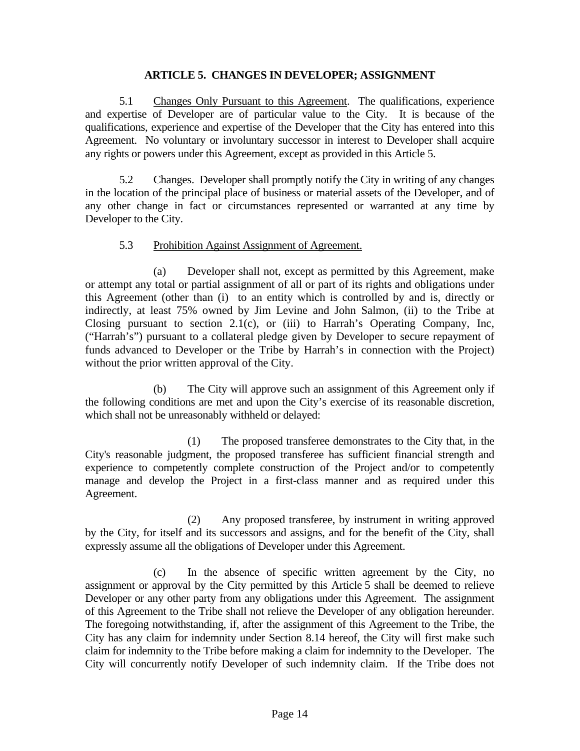## ARTICLE 5. CHANGES IN DEVELOPER; ASSIGNMENT

5.1 Changes Only Pursuant to this Agreement. The qualifications, experience and expertise of Developer are of particular value to the City. It is because of the qualifications, experience and expertise of the Developer that the City has entered into this Agreement. No voluntary or involuntary successor in interest to Developer shall acquire any rights or powers under this Agreement, except as provided in this Article 5.

5.2 Changes. Developer shall promptly notify the City in writing of any changes in the location of the principal place of business or material assets of the Developer, and of any other change in fact or circumstances represented or warranted at any time by Developer to the City.

5.3 Prohibition Against Assignment of Agreement.

(a) Developer shall not, except as permitted by this Agreement, make or attempt any total or partial assignment of all or part of its rights and obligations under this Agreement (other than (i) to an entity which is controlled by and is, directly or indirectly, at least 75% owned by Jim Levine and John Salmon, (ii) to the Tribe at Closing pursuant to section 2.1(c), or (iii) to Harrah's Operating Company, Inc, ("Harrah's") pursuant to a collateral pledge given by Developer to secure repayment of funds advanced to Developer or the Tribe by Harrah's in connection with the Project) without the prior written approval of the City.

(b) The City will approve such an assignment of this Agreement only if the following conditions are met and upon the City's exercise of its reasonable discretion, which shall not be unreasonably withheld or delayed:

(1) The proposed transferee demonstrates to the City that, in the City's reasonable judgment, the proposed transferee has sufficient financial strength and experience to competently complete construction of the Project and/or to competently manage and develop the Project in a first-class manner and as required under this Agreement.

(2) Any proposed transferee, by instrument in writing approved by the City, for itself and its successors and assigns, and for the benefit of the City, shall expressly assume all the obligations of Developer under this Agreement.

(c) In the absence of specific written agreement by the City, no assignment or approval by the City permitted by this Article 5 shall be deemed to relieve Developer or any other party from any obligations under this Agreement. The assignment of this Agreement to the Tribe shall not relieve the Developer of any obligation hereunder. The foregoing notwithstanding, if, after the assignment of this Agreement to the Tribe, the City has any claim for indemnity under Section 8.14 hereof, the City will first make such claim for indemnity to the Tribe before making a claim for indemnity to the Developer. The City will concurrently notify Developer of such indemnity claim. If the Tribe does not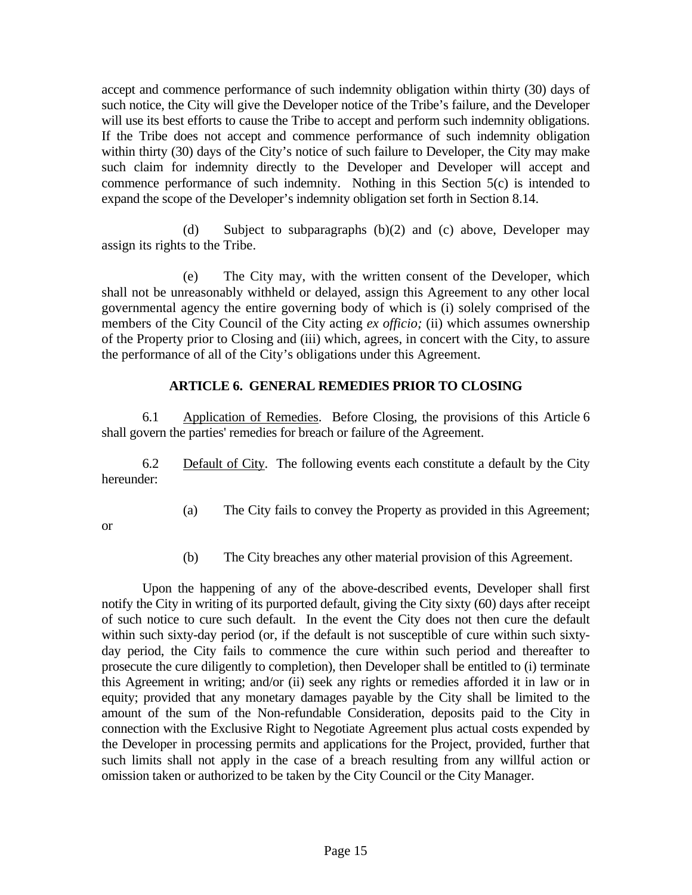accept and commence performance of such indemnity obligation within thirty (30) days of such notice, the City will give the Developer notice of the Tribe's failure, and the Developer will use its best efforts to cause the Tribe to accept and perform such indemnity obligations. If the Tribe does not accept and commence performance of such indemnity obligation within thirty (30) days of the City's notice of such failure to Developer, the City may make such claim for indemnity directly to the Developer and Developer will accept and commence performance of such indemnity. Nothing in this Section 5(c) is intended to expand the scope of the Developer's indemnity obligation set forth in Section 8.14.

(d) Subject to subparagraphs (b)(2) and (c) above, Developer may assign its rights to the Tribe.

(e) The City may, with the written consent of the Developer, which shall not be unreasonably withheld or delayed, assign this Agreement to any other local governmental agency the entire governing body of which is (i) solely comprised of the members of the City Council of the City acting *ex officio;* (ii) which assumes ownership of the Property prior to Closing and (iii) which, agrees, in concert with the City, to assure the performance of all of the City's obligations under this Agreement.

## ARTICLE 6. GENERAL REMEDIES PRIOR TO CLOSING

6.1 Application of Remedies. Before Closing, the provisions of this Article 6 shall govern the parties' remedies for breach or failure of the Agreement.

6.2 Default of City. The following events each constitute a default by the City hereunder:

(a) The City fails to convey the Property as provided in this Agreement; or

(b) The City breaches any other material provision of this Agreement.

Upon the happening of any of the above-described events, Developer shall first notify the City in writing of its purported default, giving the City sixty (60) days after receipt of such notice to cure such default. In the event the City does not then cure the default within such sixty-day period (or, if the default is not susceptible of cure within such sixty-day period, the City fails to commence the cure within such period and thereafter to prosecute the cure diligently to completion), then Developer shall be entitled to (i) terminate this Agreement in writing; and/or (ii) seek any rights or remedies afforded it in law or in equity; provided that any monetary damages payable by the City shall be limited to the amount of the sum of the Non-refundable Consideration, deposits paid to the City in connection with the Exclusive Right to Negotiate Agreement plus actual costs expended by the Developer in processing permits and applications for the Project, provided, further that such limits shall not apply in the case of a breach resulting from any willful action or omission taken or authorized to be taken by the City Council or the City Manager.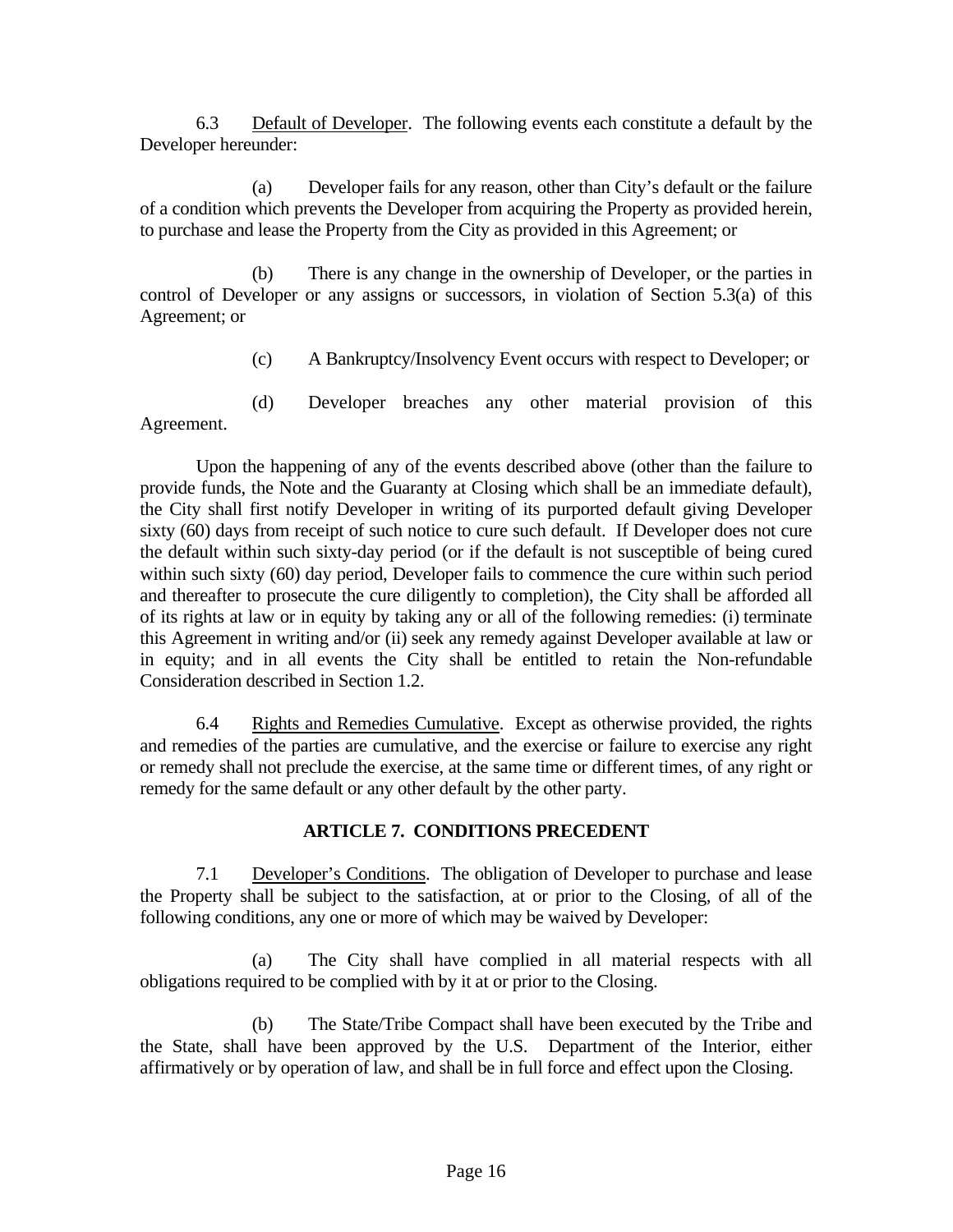6.3 Default of Developer. The following events each constitute a default by the Developer hereunder:

(a) Developer fails for any reason, other than City's default or the failure of a condition which prevents the Developer from acquiring the Property as provided herein, to purchase and lease the Property from the City as provided in this Agreement; or

(b) There is any change in the ownership of Developer, or the parties in control of Developer or any assigns or successors, in violation of Section 5.3(a) of this Agreement; or

(c) A Bankruptcy/Insolvency Event occurs with respect to Developer; or

(d) Developer breaches any other material provision of this Agreement.

Upon the happening of any of the events described above (other than the failure to provide funds, the Note and the Guaranty at Closing which shall be an immediate default), the City shall first notify Developer in writing of its purported default giving Developer sixty (60) days from receipt of such notice to cure such default. If Developer does not cure the default within such sixty-day period (or if the default is not susceptible of being cured within such sixty (60) day period, Developer fails to commence the cure within such period and thereafter to prosecute the cure diligently to completion), the City shall be afforded all of its rights at law or in equity by taking any or all of the following remedies: (i) terminate this Agreement in writing and/or (ii) seek any remedy against Developer available at law or in equity; and in all events the City shall be entitled to retain the Non-refundable Consideration described in Section 1.2.

6.4 Rights and Remedies Cumulative. Except as otherwise provided, the rights and remedies of the parties are cumulative, and the exercise or failure to exercise any right or remedy shall not preclude the exercise, at the same time or different times, of any right or remedy for the same default or any other default by the other party.

## ARTICLE 7. CONDITIONS PRECEDENT

7.1 Developer's Conditions. The obligation of Developer to purchase and lease the Property shall be subject to the satisfaction, at or prior to the Closing, of all of the following conditions, any one or more of which may be waived by Developer:

(a) The City shall have complied in all material respects with all obligations required to be complied with by it at or prior to the Closing.

(b) The State/Tribe Compact shall have been executed by the Tribe and the State, shall have been approved by the U.S. Department of the Interior, either affirmatively or by operation of law, and shall be in full force and effect upon the Closing.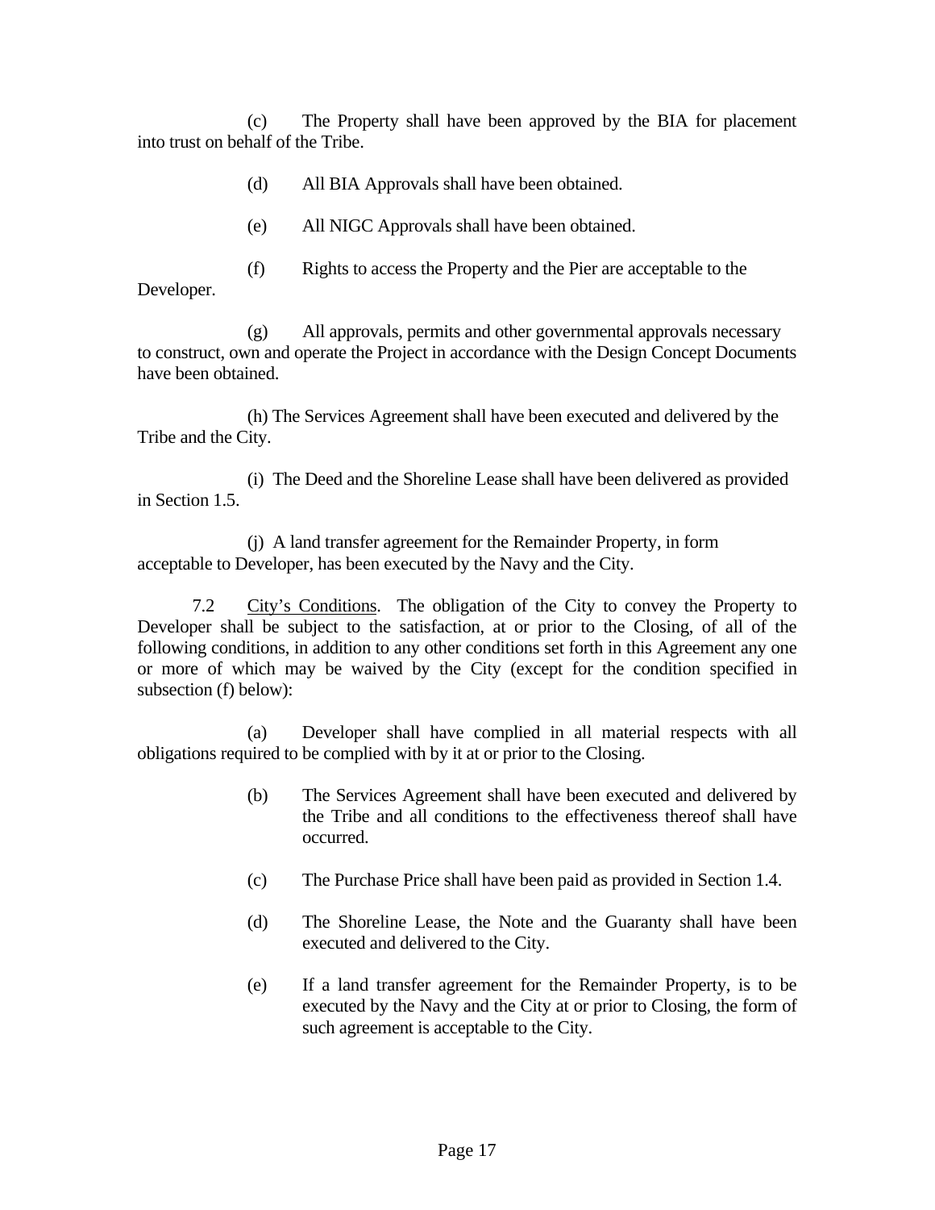(c) The Property shall have been approved by the BIA for placement into trust on behalf of the Tribe.

(d) All BIA Approvals shall have been obtained.

(e) All NIGC Approvals shall have been obtained.

(f) Rights to access the Property and the Pier are acceptable to the Developer.

(g) All approvals, permits and other governmental approvals necessary to construct, own and operate the Project in accordance with the Design Concept Documents have been obtained.

(h) The Services Agreement shall have been executed and delivered by the Tribe and the City.

(i) The Deed and the Shoreline Lease shall have been delivered as provided in Section 1.5.

(j) A land transfer agreement for the Remainder Property, in form acceptable to Developer, has been executed by the Navy and the City.

7.2 <u>City's Conditions</u>. The obligation of the City to convey the Property to Developer shall be subject to the satisfaction, at or prior to the Closing, of all of the following conditions, in addition to any other conditions set forth in this Agreement any one or more of which may be waived by the City (except for the condition specified in subsection (f) below):

(a) Developer shall have complied in all material respects with all obligations required to be complied with by it at or prior to the Closing.

(b) The Services Agreement shall have been executed and delivered by the Tribe and all conditions to the effectiveness thereof shall have occurred.

(c) The Purchase Price shall have been paid as provided in Section 1.4.

(d) The Shoreline Lease, the Note and the Guaranty shall have been executed and delivered to the City.

(e) If a land transfer agreement for the Remainder Property, is to be executed by the Navy and the City at or prior to Closing, the form of such agreement is acceptable to the City.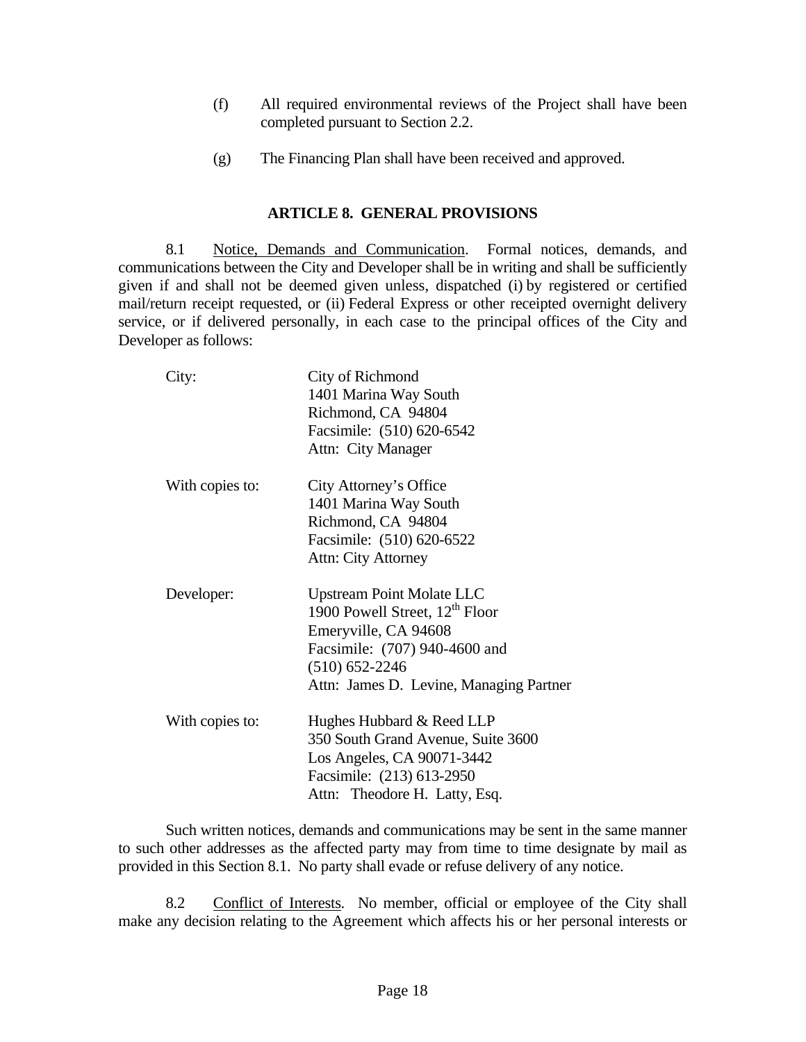(f) All required environmental reviews of the Project shall have been completed pursuant to Section 2.2.

(g) The Financing Plan shall have been received and approved.

## ARTICLE 8. GENERAL PROVISIONS

8.1 Notice, Demands and Communication. Formal notices, demands, and communications between the City and Developer shall be in writing and shall be sufficiently given if and shall not be deemed given unless, dispatched (i) by registered or certified mail/return receipt requested, or (ii) Federal Express or other receipted overnight delivery service, or if delivered personally, in each case to the principal offices of the City and Developer as follows:

City: City of Richmond
1401 Marina Way South
Richmond, CA 94804
Facsimile: (510) 620-6542
Attn: City Manager

With copies to: City Attorney's Office
1401 Marina Way South
Richmond, CA 94804
Facsimile: (510) 620-6522
Attn: City Attorney

Developer: Upstream Point Molate LLC
1900 Powell Street, 12th Floor
Emeryville, CA 94608
Facsimile: (707) 940-4600 and
(510) 652-2246
Attn: James D. Levine, Managing Partner

With copies to: Hughes Hubbard & Reed LLP
350 South Grand Avenue, Suite 3600
Los Angeles, CA 90071-3442
Facsimile: (213) 613-2950
Attn: Theodore H. Latty, Esq.

Such written notices, demands and communications may be sent in the same manner to such other addresses as the affected party may from time to time designate by mail as provided in this Section 8.1. No party shall evade or refuse delivery of any notice.

8.2 Conflict of Interests. No member, official or employee of the City shall make any decision relating to the Agreement which affects his or her personal interests or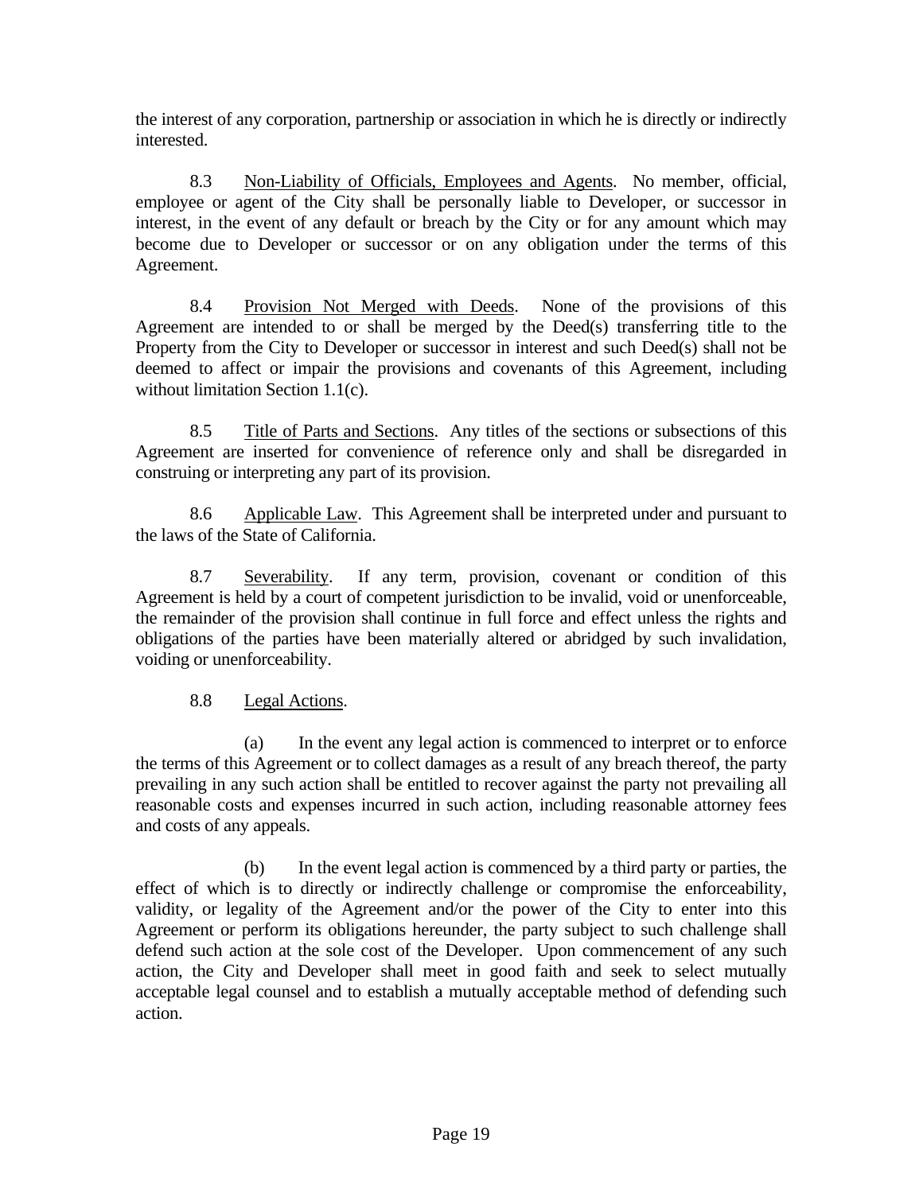the interest of any corporation, partnership or association in which he is directly or indirectly interested.

8.3 Non-Liability of Officials, Employees and Agents. No member, official, employee or agent of the City shall be personally liable to Developer, or successor in interest, in the event of any default or breach by the City or for any amount which may become due to Developer or successor or on any obligation under the terms of this Agreement.

8.4 Provision Not Merged with Deeds. None of the provisions of this Agreement are intended to or shall be merged by the Deed(s) transferring title to the Property from the City to Developer or successor in interest and such Deed(s) shall not be deemed to affect or impair the provisions and covenants of this Agreement, including without limitation Section 1.1(c).

8.5 Title of Parts and Sections. Any titles of the sections or subsections of this Agreement are inserted for convenience of reference only and shall be disregarded in construing or interpreting any part of its provision.

8.6 Applicable Law. This Agreement shall be interpreted under and pursuant to the laws of the State of California.

8.7 Severability. If any term, provision, covenant or condition of this Agreement is held by a court of competent jurisdiction to be invalid, void or unenforceable, the remainder of the provision shall continue in full force and effect unless the rights and obligations of the parties have been materially altered or abridged by such invalidation, voiding or unenforceability.

8.8 Legal Actions.

(a) In the event any legal action is commenced to interpret or to enforce the terms of this Agreement or to collect damages as a result of any breach thereof, the party prevailing in any such action shall be entitled to recover against the party not prevailing all reasonable costs and expenses incurred in such action, including reasonable attorney fees and costs of any appeals.

(b) In the event legal action is commenced by a third party or parties, the effect of which is to directly or indirectly challenge or compromise the enforceability, validity, or legality of the Agreement and/or the power of the City to enter into this Agreement or perform its obligations hereunder, the party subject to such challenge shall defend such action at the sole cost of the Developer. Upon commencement of any such action, the City and Developer shall meet in good faith and seek to select mutually acceptable legal counsel and to establish a mutually acceptable method of defending such action.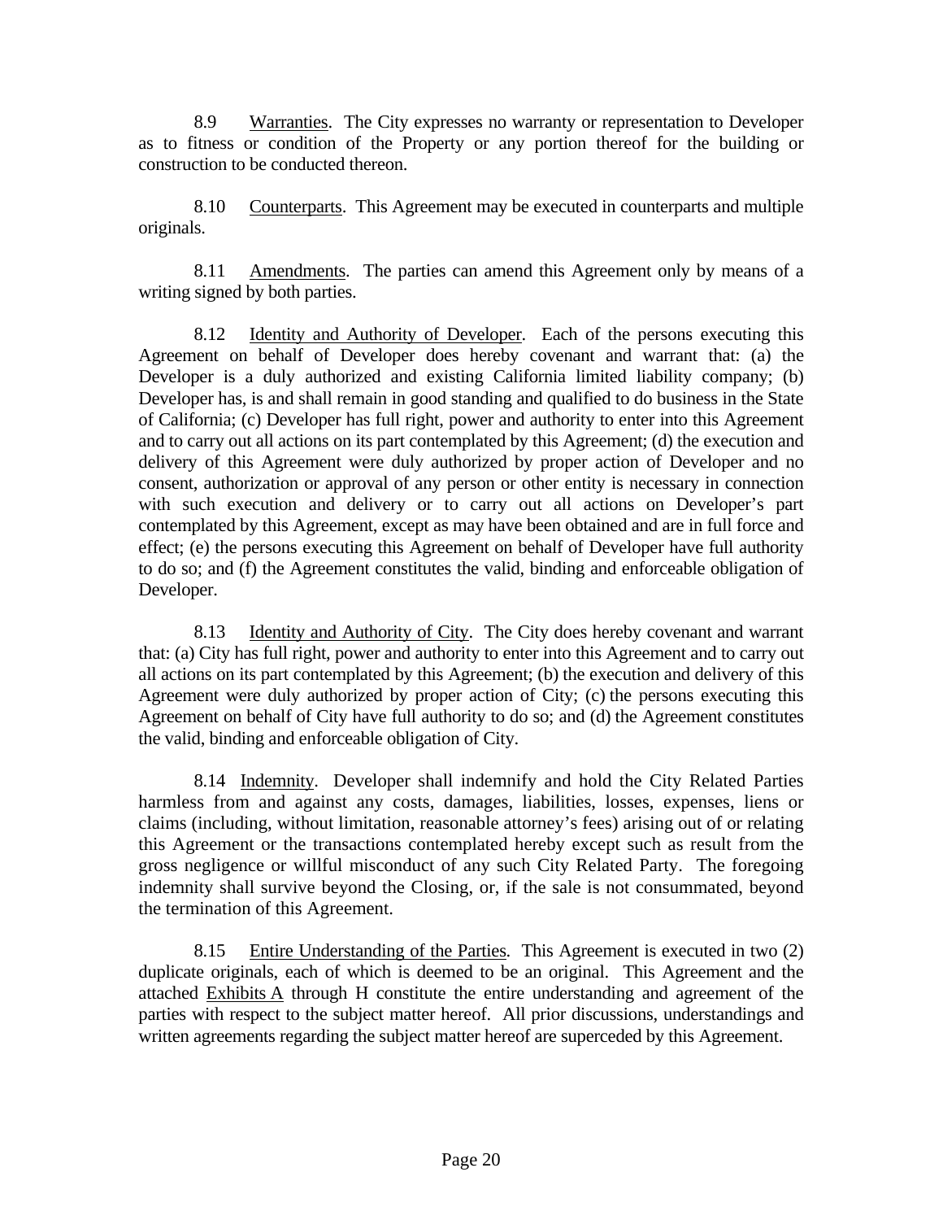8.9 Warranties. The City expresses no warranty or representation to Developer as to fitness or condition of the Property or any portion thereof for the building or construction to be conducted thereon.

8.10 Counterparts. This Agreement may be executed in counterparts and multiple originals.

8.11 Amendments. The parties can amend this Agreement only by means of a writing signed by both parties.

8.12 Identity and Authority of Developer. Each of the persons executing this Agreement on behalf of Developer does hereby covenant and warrant that: (a) the Developer is a duly authorized and existing California limited liability company; (b) Developer has, is and shall remain in good standing and qualified to do business in the State of California; (c) Developer has full right, power and authority to enter into this Agreement and to carry out all actions on its part contemplated by this Agreement; (d) the execution and delivery of this Agreement were duly authorized by proper action of Developer and no consent, authorization or approval of any person or other entity is necessary in connection with such execution and delivery or to carry out all actions on Developer's part contemplated by this Agreement, except as may have been obtained and are in full force and effect; (e) the persons executing this Agreement on behalf of Developer have full authority to do so; and (f) the Agreement constitutes the valid, binding and enforceable obligation of Developer.

8.13 Identity and Authority of City. The City does hereby covenant and warrant that: (a) City has full right, power and authority to enter into this Agreement and to carry out all actions on its part contemplated by this Agreement; (b) the execution and delivery of this Agreement were duly authorized by proper action of City; (c) the persons executing this Agreement on behalf of City have full authority to do so; and (d) the Agreement constitutes the valid, binding and enforceable obligation of City.

8.14 Indemnity. Developer shall indemnify and hold the City Related Parties harmless from and against any costs, damages, liabilities, losses, expenses, liens or claims (including, without limitation, reasonable attorney's fees) arising out of or relating this Agreement or the transactions contemplated hereby except such as result from the gross negligence or willful misconduct of any such City Related Party. The foregoing indemnity shall survive beyond the Closing, or, if the sale is not consummated, beyond the termination of this Agreement.

8.15 Entire Understanding of the Parties. This Agreement is executed in two (2) duplicate originals, each of which is deemed to be an original. This Agreement and the attached Exhibits A through H constitute the entire understanding and agreement of the parties with respect to the subject matter hereof. All prior discussions, understandings and written agreements regarding the subject matter hereof are superceded by this Agreement.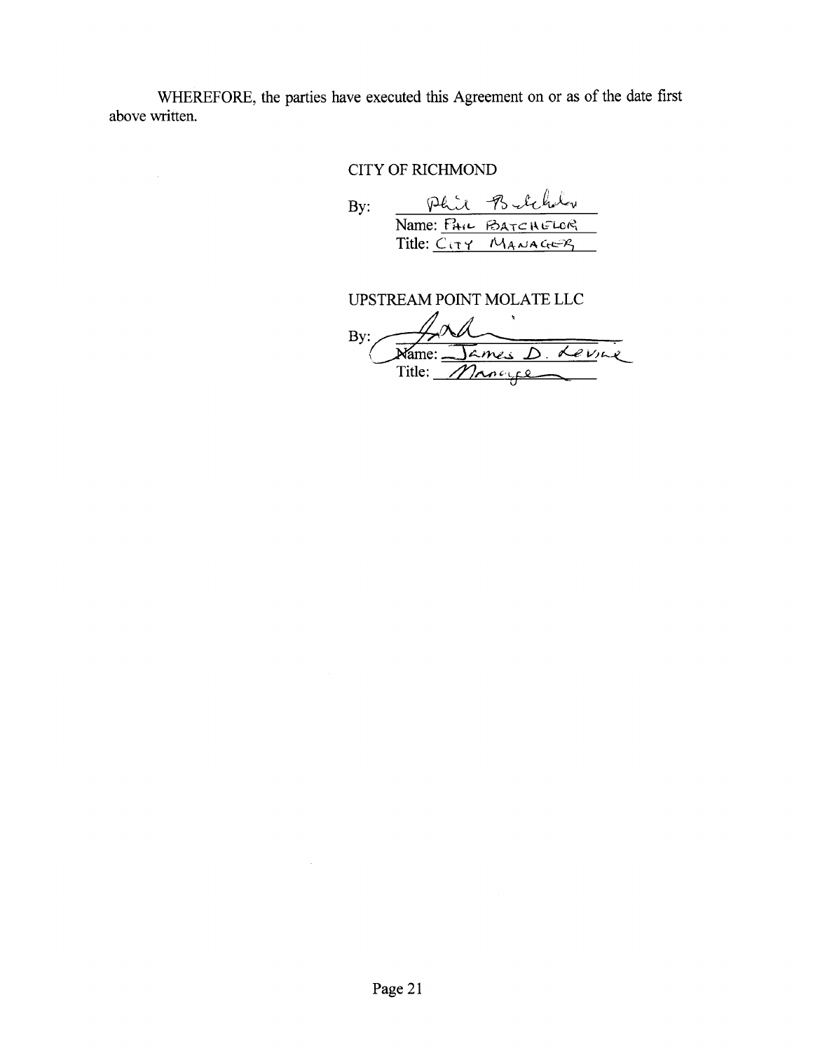WHEREFORE, the parties have executed this Agreement on or as of the date first above written.

CITY OF RICHMOND

By: Phil Batchelor
Name: PHIL BATCHELOR
Title: CITY MANAGER

UPSTREAM POINT MOLATE LLC

By:
Name: James D. Levine
Title: Manager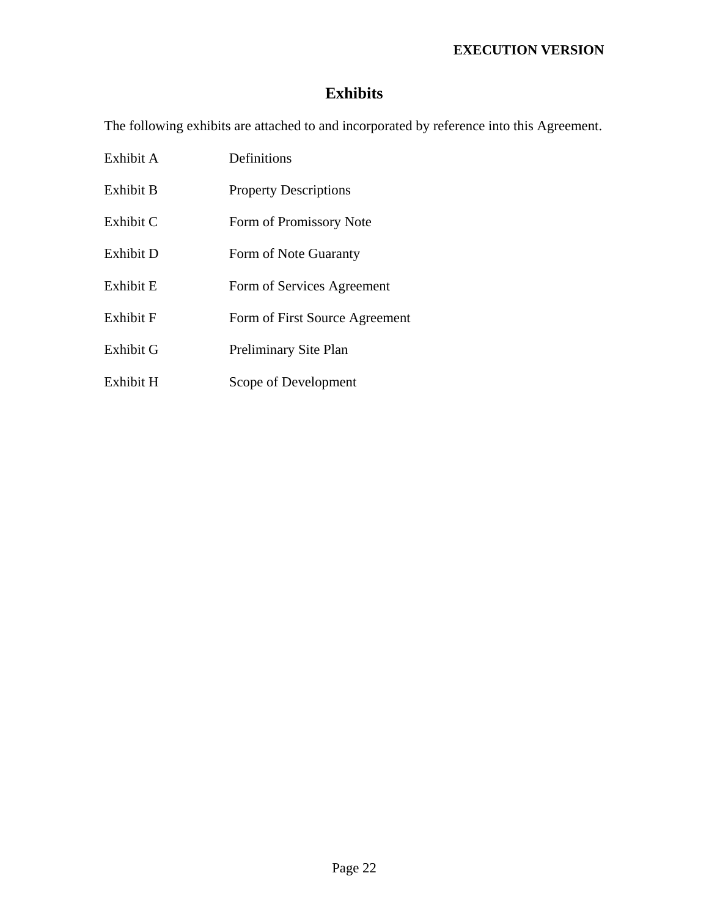# Exhibits

The following exhibits are attached to and incorporated by reference into this Agreement.

| | |
|---|---|
| Exhibit A | Definitions |
| Exhibit B | Property Descriptions |
| Exhibit C | Form of Promissory Note |
| Exhibit D | Form of Note Guaranty |
| Exhibit E | Form of Services Agreement |
| Exhibit F | Form of First Source Agreement |
| Exhibit G | Preliminary Site Plan |
| Exhibit H | Scope of Development |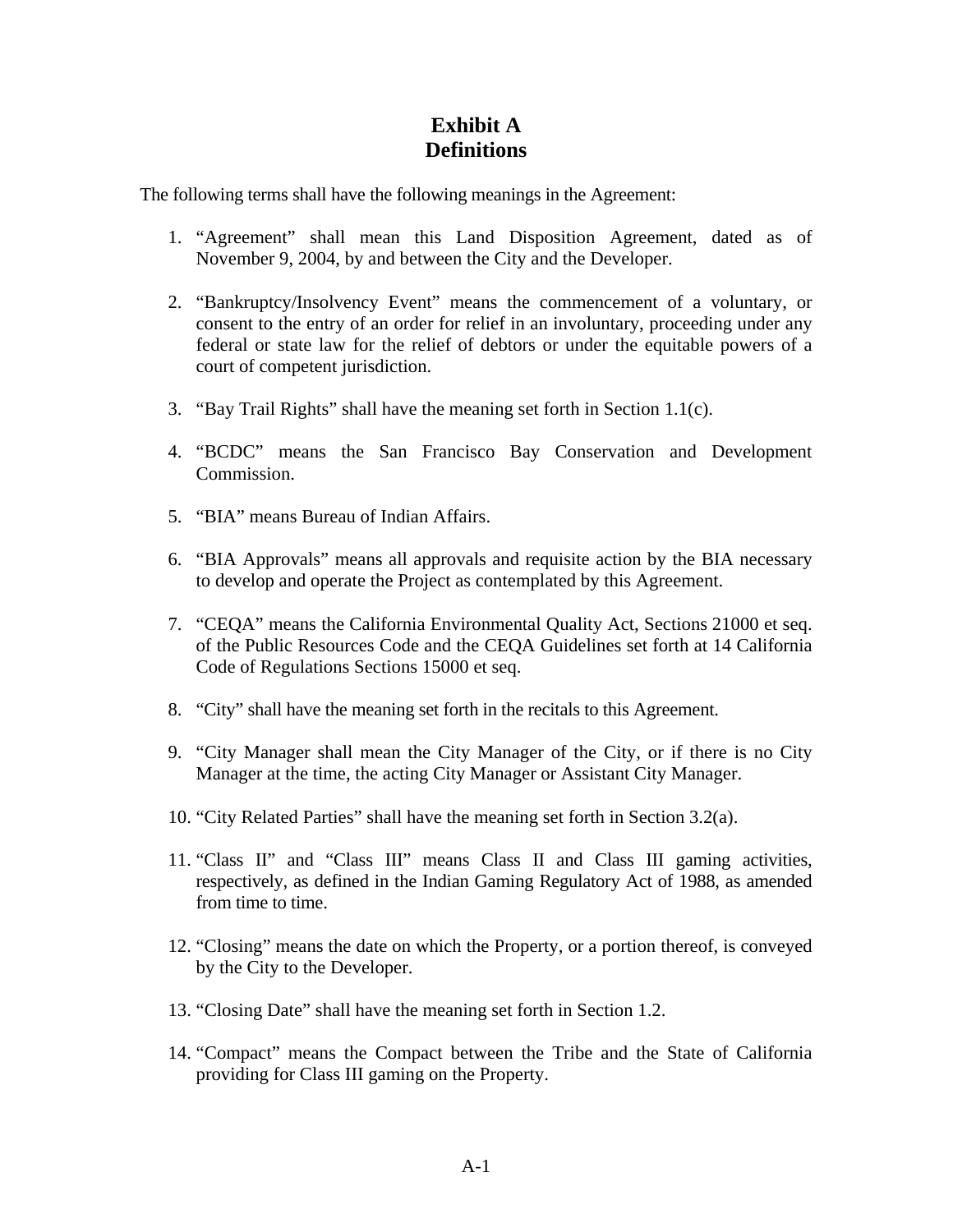# Exhibit A
# Definitions

The following terms shall have the following meanings in the Agreement:

1. "Agreement" shall mean this Land Disposition Agreement, dated as of November 9, 2004, by and between the City and the Developer.

2. "Bankruptcy/Insolvency Event" means the commencement of a voluntary, or consent to the entry of an order for relief in an involuntary, proceeding under any federal or state law for the relief of debtors or under the equitable powers of a court of competent jurisdiction.

3. "Bay Trail Rights" shall have the meaning set forth in Section 1.1(c).

4. "BCDC" means the San Francisco Bay Conservation and Development Commission.

5. "BIA" means Bureau of Indian Affairs.

6. "BIA Approvals" means all approvals and requisite action by the BIA necessary to develop and operate the Project as contemplated by this Agreement.

7. "CEQA" means the California Environmental Quality Act, Sections 21000 et seq. of the Public Resources Code and the CEQA Guidelines set forth at 14 California Code of Regulations Sections 15000 et seq.

8. "City" shall have the meaning set forth in the recitals to this Agreement.

9. "City Manager shall mean the City Manager of the City, or if there is no City Manager at the time, the acting City Manager or Assistant City Manager.

10. "City Related Parties" shall have the meaning set forth in Section 3.2(a).

11. "Class II" and "Class III" means Class II and Class III gaming activities, respectively, as defined in the Indian Gaming Regulatory Act of 1988, as amended from time to time.

12. "Closing" means the date on which the Property, or a portion thereof, is conveyed by the City to the Developer.

13. "Closing Date" shall have the meaning set forth in Section 1.2.

14. "Compact" means the Compact between the Tribe and the State of California providing for Class III gaming on the Property.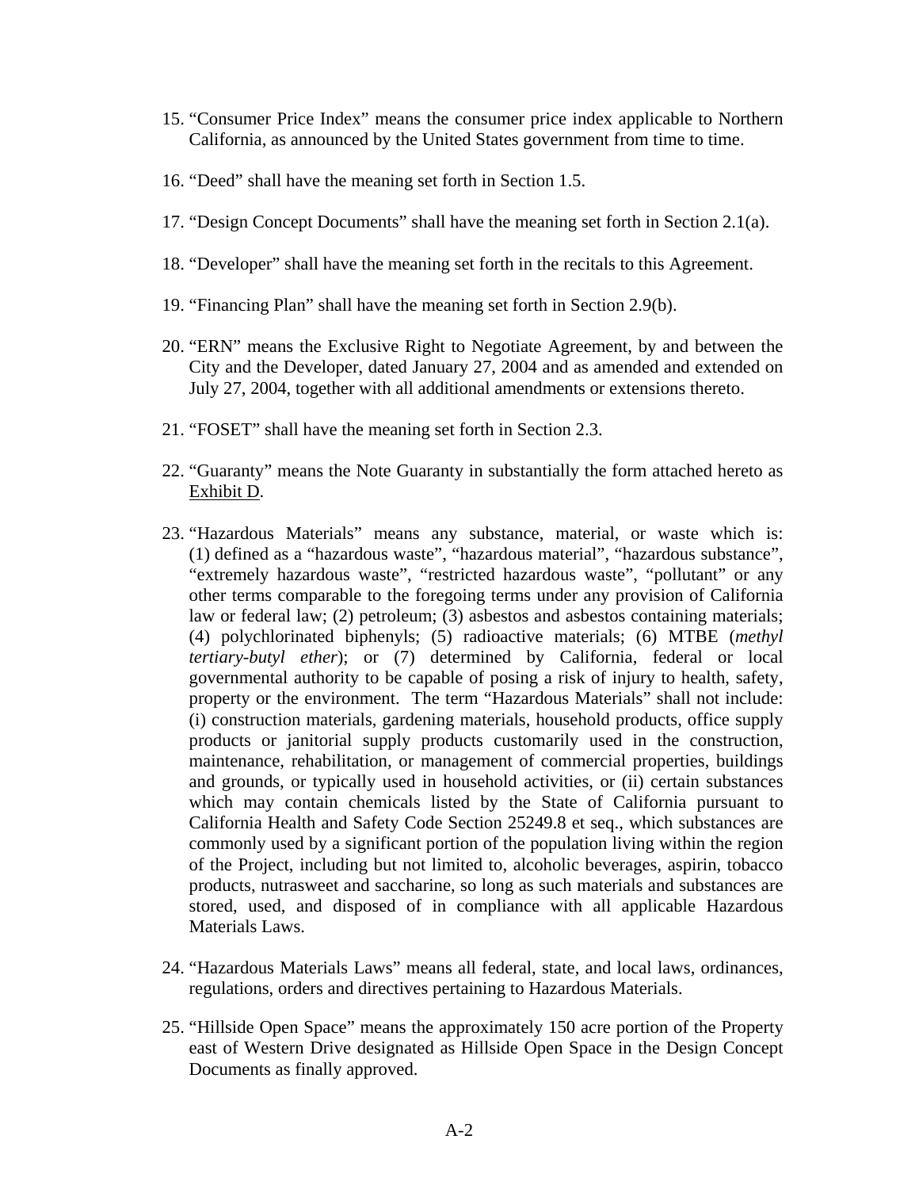15. "Consumer Price Index" means the consumer price index applicable to Northern California, as announced by the United States government from time to time.

16. "Deed" shall have the meaning set forth in Section 1.5.

17. "Design Concept Documents" shall have the meaning set forth in Section 2.1(a).

18. "Developer" shall have the meaning set forth in the recitals to this Agreement.

19. "Financing Plan" shall have the meaning set forth in Section 2.9(b).

20. "ERN" means the Exclusive Right to Negotiate Agreement, by and between the City and the Developer, dated January 27, 2004 and as amended and extended on July 27, 2004, together with all additional amendments or extensions thereto.

21. "FOSET" shall have the meaning set forth in Section 2.3.

22. "Guaranty" means the Note Guaranty in substantially the form attached hereto as Exhibit D.

23. "Hazardous Materials" means any substance, material, or waste which is: (1) defined as a "hazardous waste", "hazardous material", "hazardous substance", "extremely hazardous waste", "restricted hazardous waste", "pollutant" or any other terms comparable to the foregoing terms under any provision of California law or federal law; (2) petroleum; (3) asbestos and asbestos containing materials; (4) polychlorinated biphenyls; (5) radioactive materials; (6) MTBE (*methyl tertiary-butyl ether*); or (7) determined by California, federal or local governmental authority to be capable of posing a risk of injury to health, safety, property or the environment. The term "Hazardous Materials" shall not include: (i) construction materials, gardening materials, household products, office supply products or janitorial supply products customarily used in the construction, maintenance, rehabilitation, or management of commercial properties, buildings and grounds, or typically used in household activities, or (ii) certain substances which may contain chemicals listed by the State of California pursuant to California Health and Safety Code Section 25249.8 et seq., which substances are commonly used by a significant portion of the population living within the region of the Project, including but not limited to, alcoholic beverages, aspirin, tobacco products, nutrasweet and saccharine, so long as such materials and substances are stored, used, and disposed of in compliance with all applicable Hazardous Materials Laws.

24. "Hazardous Materials Laws" means all federal, state, and local laws, ordinances, regulations, orders and directives pertaining to Hazardous Materials.

25. "Hillside Open Space" means the approximately 150 acre portion of the Property east of Western Drive designated as Hillside Open Space in the Design Concept Documents as finally approved.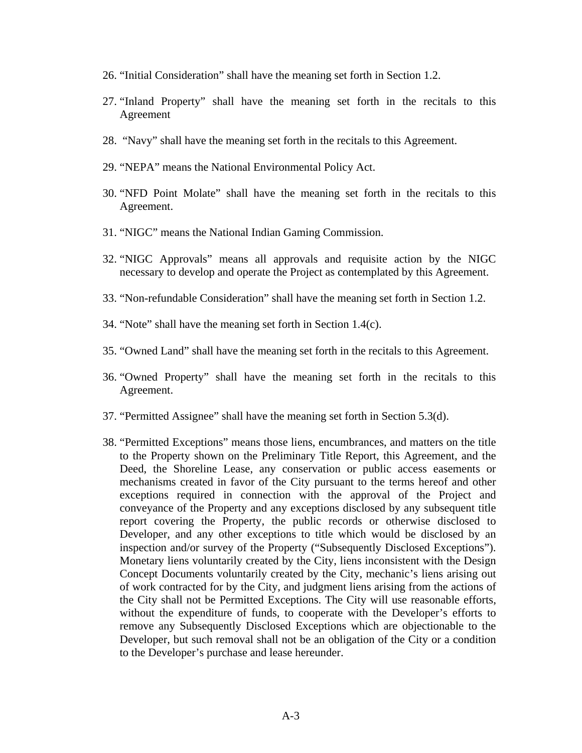26. "Initial Consideration" shall have the meaning set forth in Section 1.2.

27. "Inland Property" shall have the meaning set forth in the recitals to this Agreement

28. "Navy" shall have the meaning set forth in the recitals to this Agreement.

29. "NEPA" means the National Environmental Policy Act.

30. "NFD Point Molate" shall have the meaning set forth in the recitals to this Agreement.

31. "NIGC" means the National Indian Gaming Commission.

32. "NIGC Approvals" means all approvals and requisite action by the NIGC necessary to develop and operate the Project as contemplated by this Agreement.

33. "Non-refundable Consideration" shall have the meaning set forth in Section 1.2.

34. "Note" shall have the meaning set forth in Section 1.4(c).

35. "Owned Land" shall have the meaning set forth in the recitals to this Agreement.

36. "Owned Property" shall have the meaning set forth in the recitals to this Agreement.

37. "Permitted Assignee" shall have the meaning set forth in Section 5.3(d).

38. "Permitted Exceptions" means those liens, encumbrances, and matters on the title to the Property shown on the Preliminary Title Report, this Agreement, and the Deed, the Shoreline Lease, any conservation or public access easements or mechanisms created in favor of the City pursuant to the terms hereof and other exceptions required in connection with the approval of the Project and conveyance of the Property and any exceptions disclosed by any subsequent title report covering the Property, the public records or otherwise disclosed to Developer, and any other exceptions to title which would be disclosed by an inspection and/or survey of the Property ("Subsequently Disclosed Exceptions"). Monetary liens voluntarily created by the City, liens inconsistent with the Design Concept Documents voluntarily created by the City, mechanic's liens arising out of work contracted for by the City, and judgment liens arising from the actions of the City shall not be Permitted Exceptions. The City will use reasonable efforts, without the expenditure of funds, to cooperate with the Developer's efforts to remove any Subsequently Disclosed Exceptions which are objectionable to the Developer, but such removal shall not be an obligation of the City or a condition to the Developer's purchase and lease hereunder.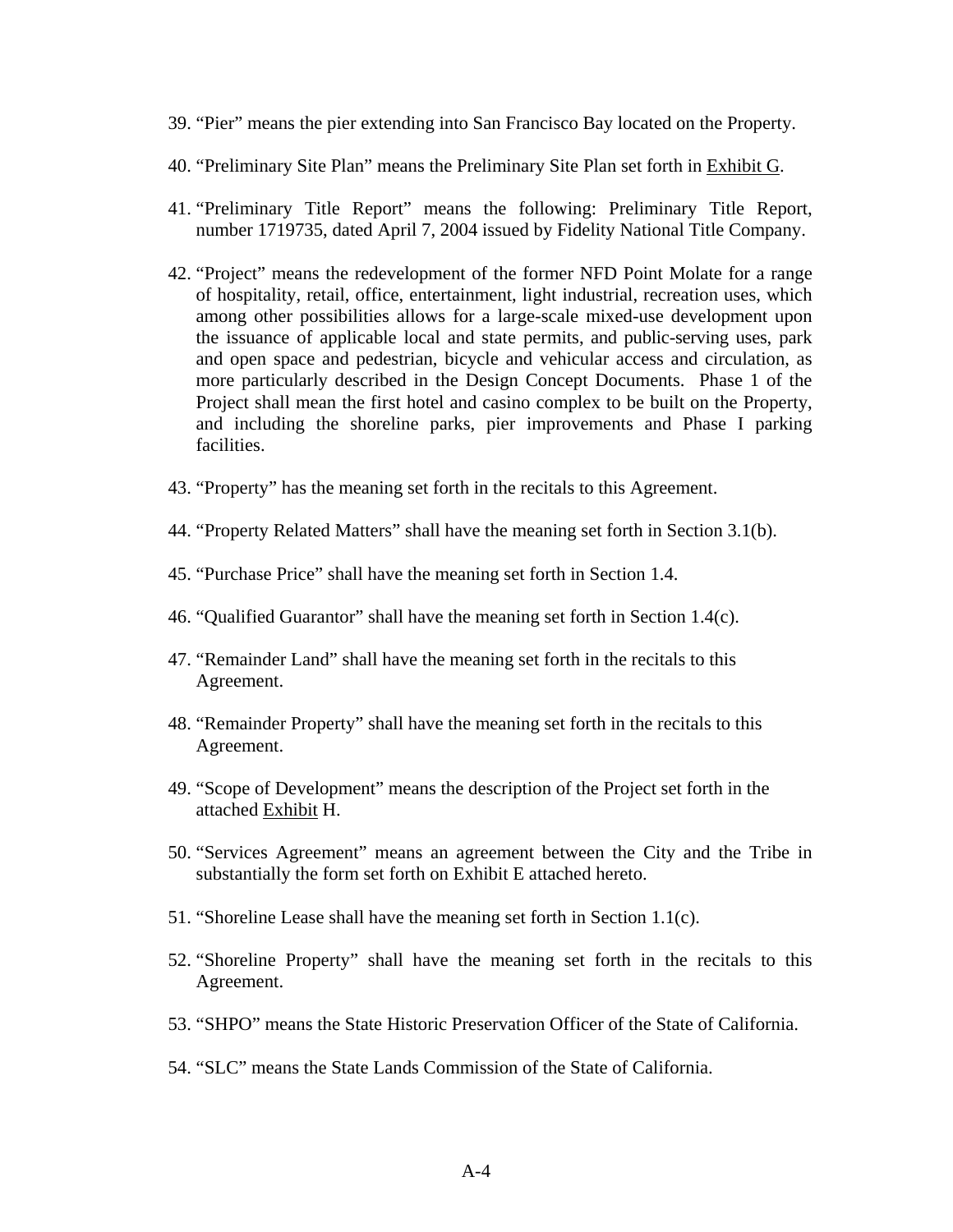39. "Pier" means the pier extending into San Francisco Bay located on the Property.

40. "Preliminary Site Plan" means the Preliminary Site Plan set forth in Exhibit G.

41. "Preliminary Title Report" means the following: Preliminary Title Report, number 1719735, dated April 7, 2004 issued by Fidelity National Title Company.

42. "Project" means the redevelopment of the former NFD Point Molate for a range of hospitality, retail, office, entertainment, light industrial, recreation uses, which among other possibilities allows for a large-scale mixed-use development upon the issuance of applicable local and state permits, and public-serving uses, park and open space and pedestrian, bicycle and vehicular access and circulation, as more particularly described in the Design Concept Documents. Phase 1 of the Project shall mean the first hotel and casino complex to be built on the Property, and including the shoreline parks, pier improvements and Phase I parking facilities.

43. "Property" has the meaning set forth in the recitals to this Agreement.

44. "Property Related Matters" shall have the meaning set forth in Section 3.1(b).

45. "Purchase Price" shall have the meaning set forth in Section 1.4.

46. "Qualified Guarantor" shall have the meaning set forth in Section 1.4(c).

47. "Remainder Land" shall have the meaning set forth in the recitals to this Agreement.

48. "Remainder Property" shall have the meaning set forth in the recitals to this Agreement.

49. "Scope of Development" means the description of the Project set forth in the attached Exhibit H.

50. "Services Agreement" means an agreement between the City and the Tribe in substantially the form set forth on Exhibit E attached hereto.

51. "Shoreline Lease shall have the meaning set forth in Section 1.1(c).

52. "Shoreline Property" shall have the meaning set forth in the recitals to this Agreement.

53. "SHPO" means the State Historic Preservation Officer of the State of California.

54. "SLC" means the State Lands Commission of the State of California.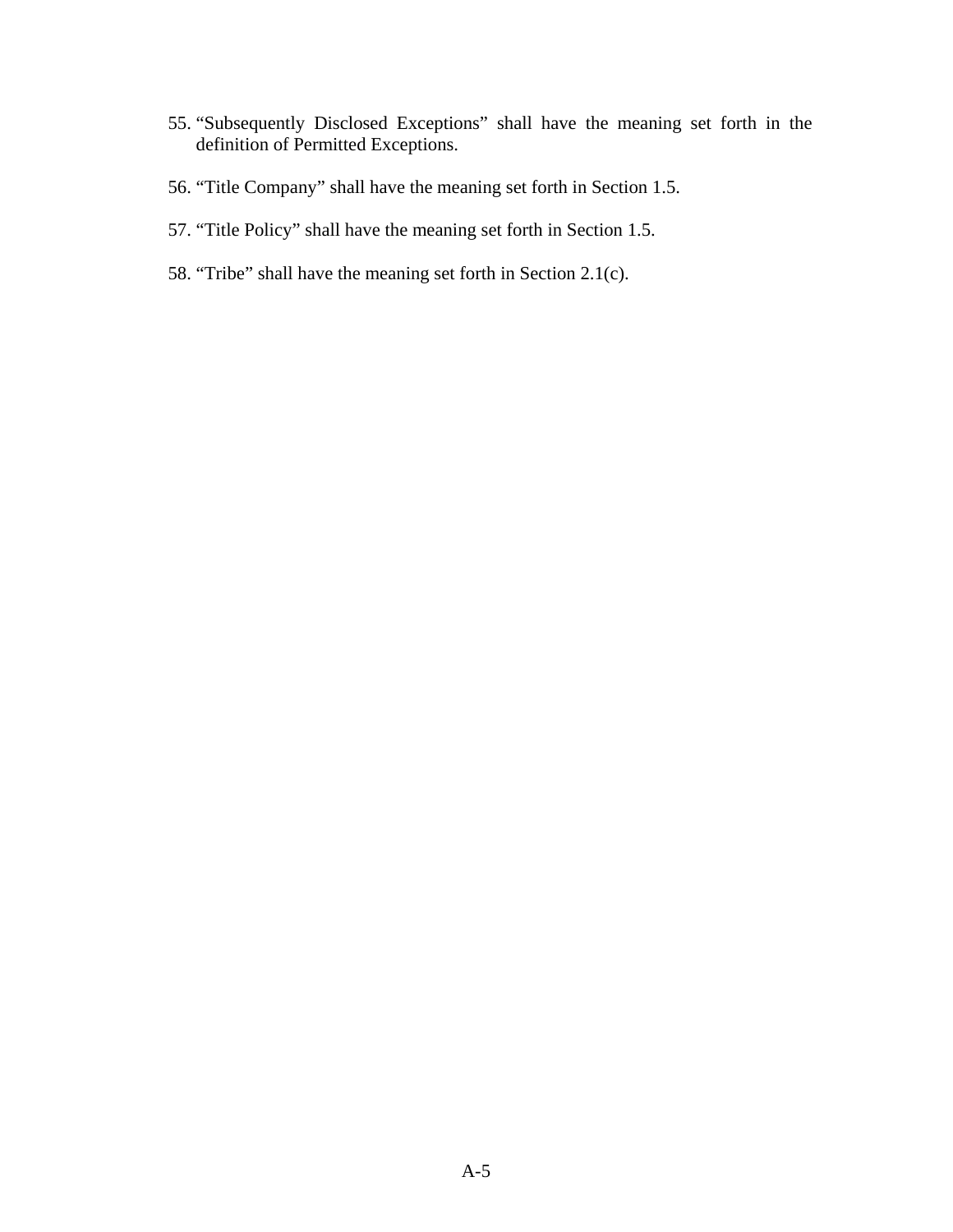55. “Subsequently Disclosed Exceptions” shall have the meaning set forth in the definition of Permitted Exceptions.

56. “Title Company” shall have the meaning set forth in Section 1.5.

57. “Title Policy” shall have the meaning set forth in Section 1.5.

58. “Tribe” shall have the meaning set forth in Section 2.1(c).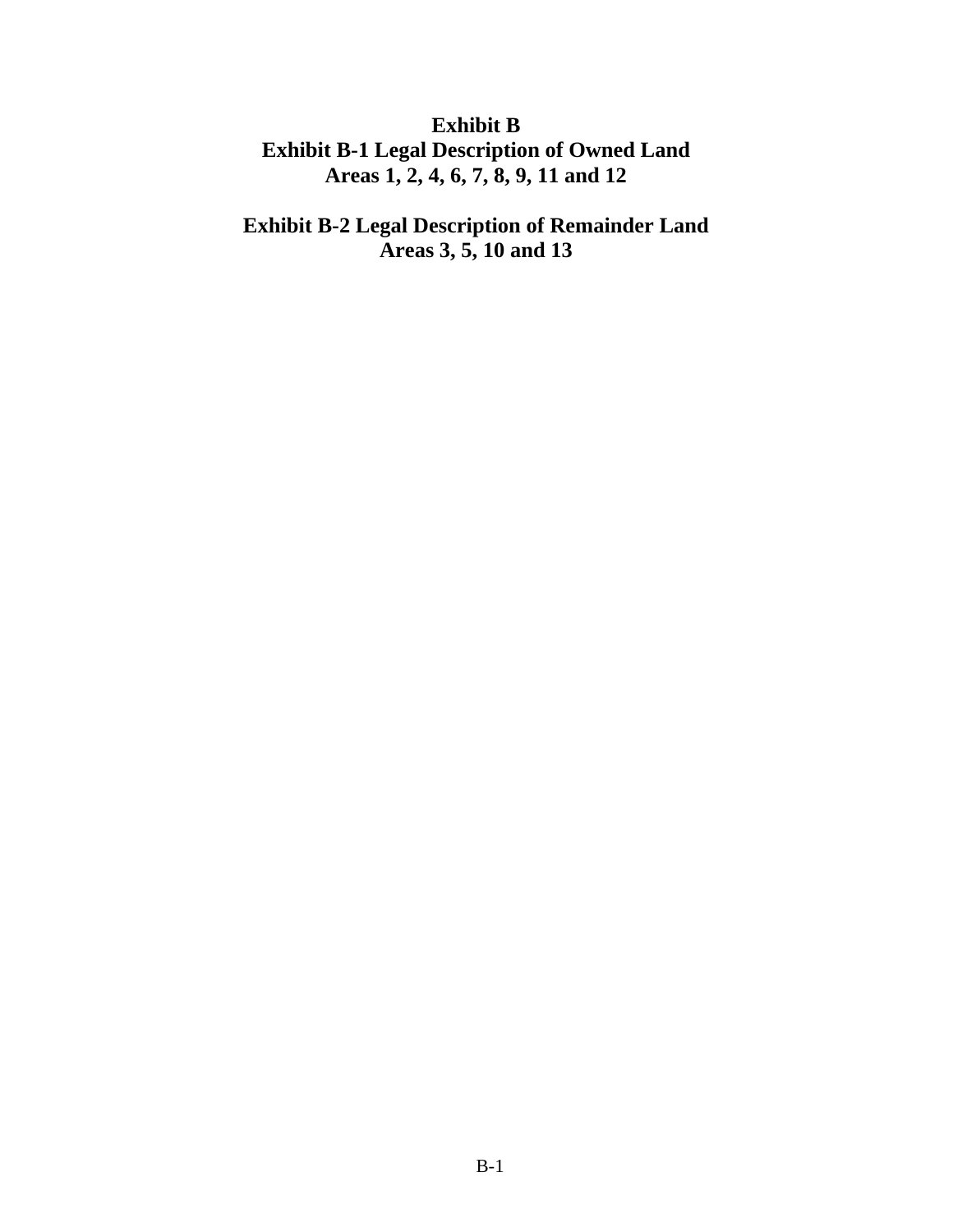# Exhibit B

## Exhibit B-1 Legal Description of Owned Land

## Areas 1, 2, 4, 6, 7, 8, 9, 11 and 12

## Exhibit B-2 Legal Description of Remainder Land

## Areas 3, 5, 10 and 13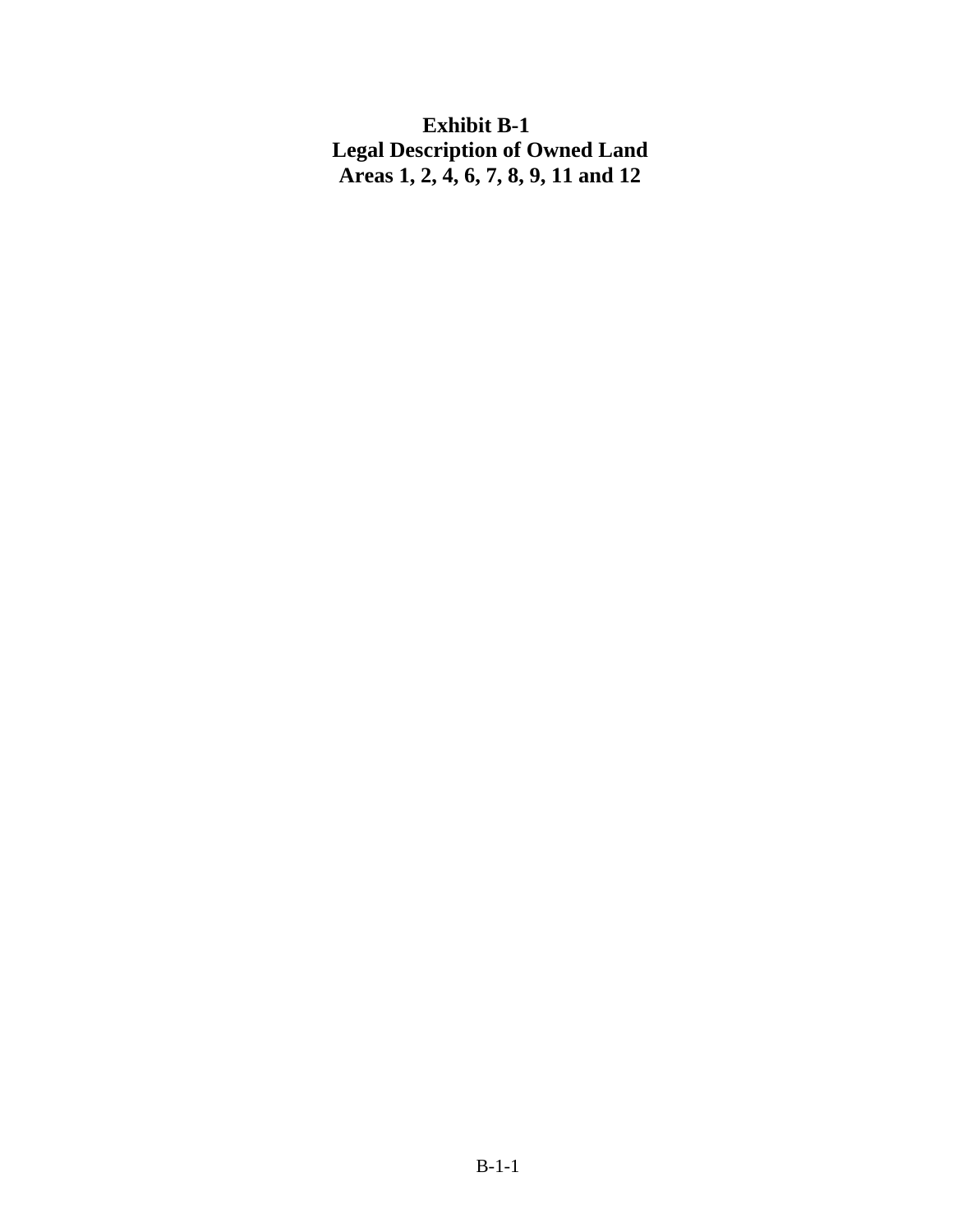# Exhibit B-1
## Legal Description of Owned Land
## Areas 1, 2, 4, 6, 7, 8, 9, 11 and 12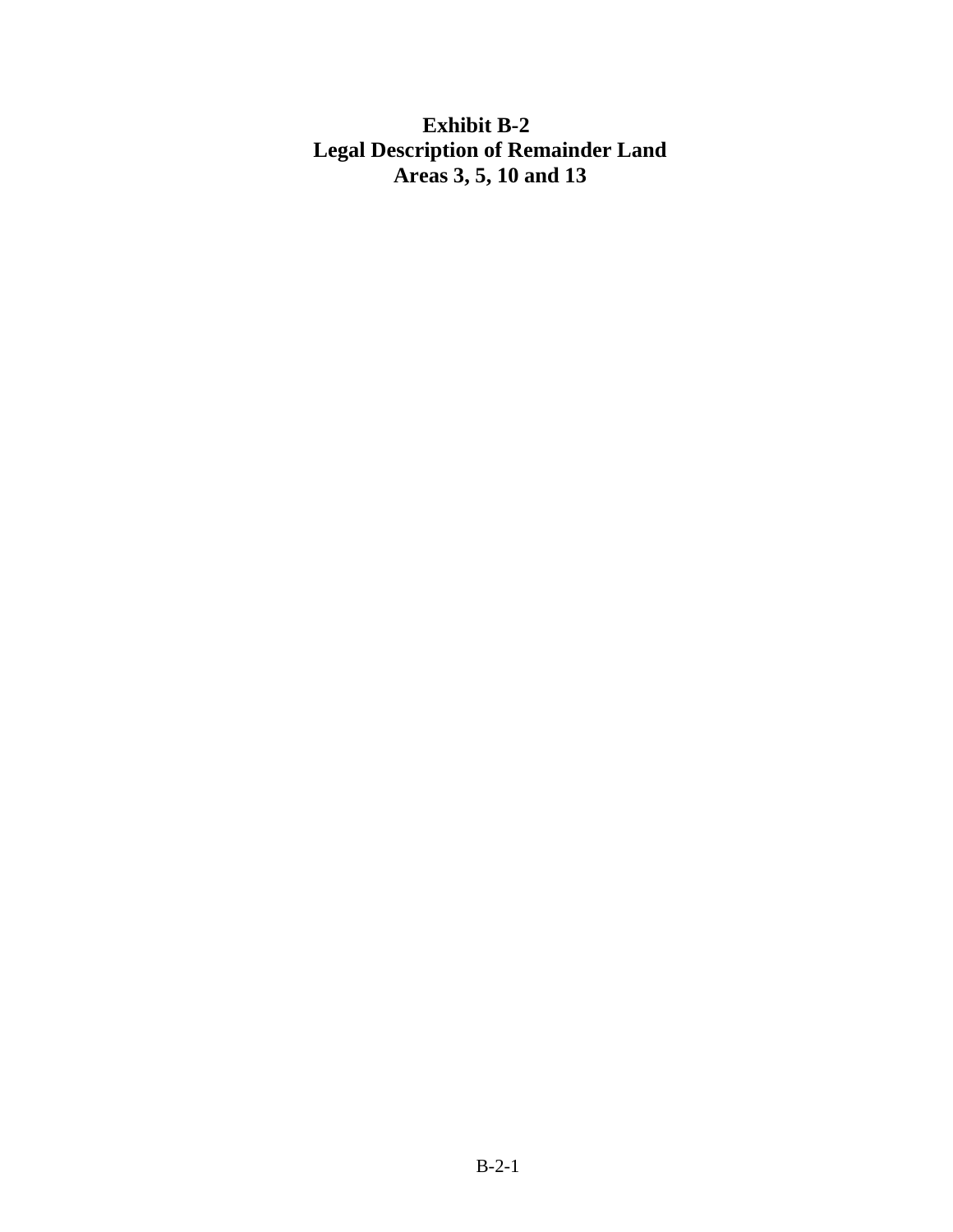# Exhibit B-2
## Legal Description of Remainder Land
## Areas 3, 5, 10 and 13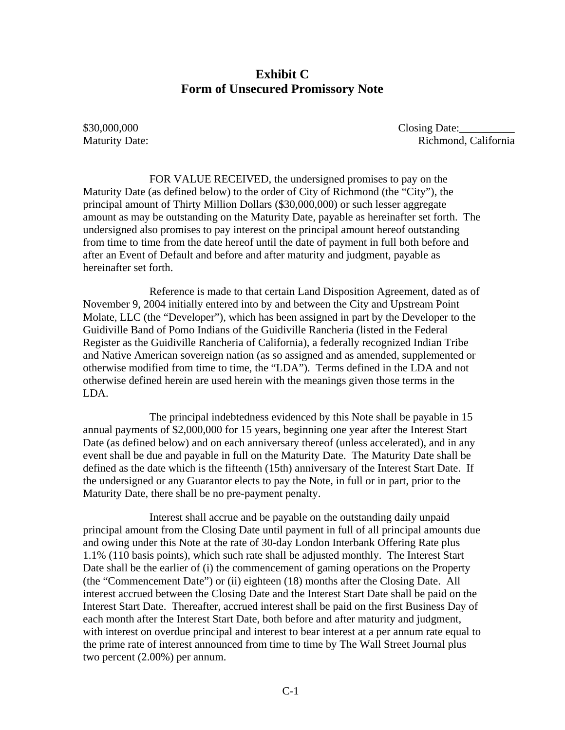# Exhibit C
# Form of Unsecured Promissory Note

$30,000,000 Closing Date:__________

Maturity Date: Richmond, California

FOR VALUE RECEIVED, the undersigned promises to pay on the Maturity Date (as defined below) to the order of City of Richmond (the "City"), the principal amount of Thirty Million Dollars ($30,000,000) or such lesser aggregate amount as may be outstanding on the Maturity Date, payable as hereinafter set forth. The undersigned also promises to pay interest on the principal amount hereof outstanding from time to time from the date hereof until the date of payment in full both before and after an Event of Default and before and after maturity and judgment, payable as hereinafter set forth.

Reference is made to that certain Land Disposition Agreement, dated as of November 9, 2004 initially entered into by and between the City and Upstream Point Molate, LLC (the "Developer"), which has been assigned in part by the Developer to the Guidiville Band of Pomo Indians of the Guidiville Rancheria (listed in the Federal Register as the Guidiville Rancheria of California), a federally recognized Indian Tribe and Native American sovereign nation (as so assigned and as amended, supplemented or otherwise modified from time to time, the "LDA"). Terms defined in the LDA and not otherwise defined herein are used herein with the meanings given those terms in the LDA.

The principal indebtedness evidenced by this Note shall be payable in 15 annual payments of $2,000,000 for 15 years, beginning one year after the Interest Start Date (as defined below) and on each anniversary thereof (unless accelerated), and in any event shall be due and payable in full on the Maturity Date. The Maturity Date shall be defined as the date which is the fifteenth (15th) anniversary of the Interest Start Date. If the undersigned or any Guarantor elects to pay the Note, in full or in part, prior to the Maturity Date, there shall be no pre-payment penalty.

Interest shall accrue and be payable on the outstanding daily unpaid principal amount from the Closing Date until payment in full of all principal amounts due and owing under this Note at the rate of 30-day London Interbank Offering Rate plus 1.1% (110 basis points), which such rate shall be adjusted monthly. The Interest Start Date shall be the earlier of (i) the commencement of gaming operations on the Property (the "Commencement Date") or (ii) eighteen (18) months after the Closing Date. All interest accrued between the Closing Date and the Interest Start Date shall be paid on the Interest Start Date. Thereafter, accrued interest shall be paid on the first Business Day of each month after the Interest Start Date, both before and after maturity and judgment, with interest on overdue principal and interest to bear interest at a per annum rate equal to the prime rate of interest announced from time to time by The Wall Street Journal plus two percent (2.00%) per annum.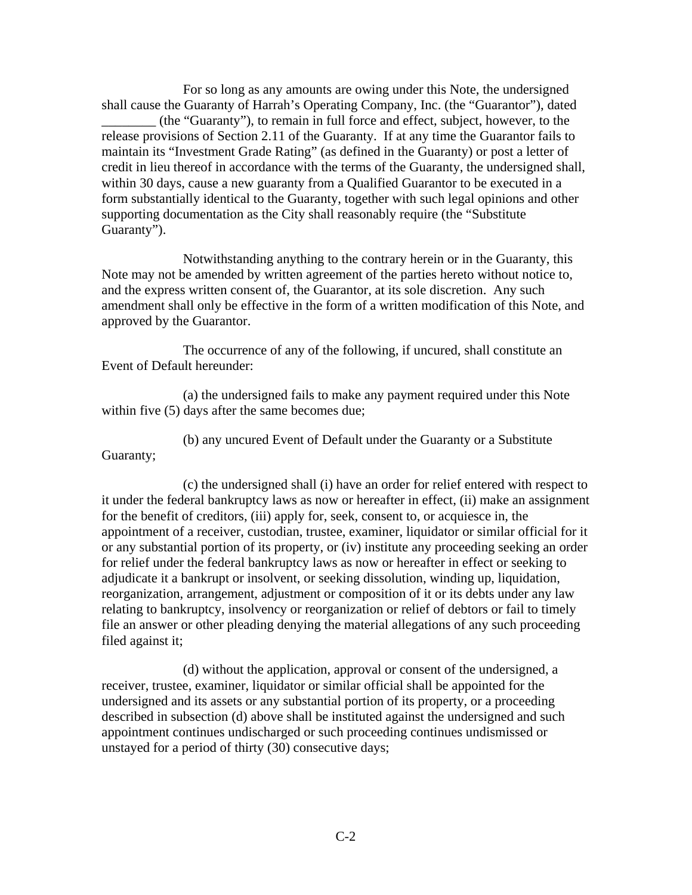For so long as any amounts are owing under this Note, the undersigned shall cause the Guaranty of Harrah's Operating Company, Inc. (the "Guarantor"), dated ________ (the "Guaranty"), to remain in full force and effect, subject, however, to the release provisions of Section 2.11 of the Guaranty. If at any time the Guarantor fails to maintain its "Investment Grade Rating" (as defined in the Guaranty) or post a letter of credit in lieu thereof in accordance with the terms of the Guaranty, the undersigned shall, within 30 days, cause a new guaranty from a Qualified Guarantor to be executed in a form substantially identical to the Guaranty, together with such legal opinions and other supporting documentation as the City shall reasonably require (the "Substitute Guaranty").

Notwithstanding anything to the contrary herein or in the Guaranty, this Note may not be amended by written agreement of the parties hereto without notice to, and the express written consent of, the Guarantor, at its sole discretion. Any such amendment shall only be effective in the form of a written modification of this Note, and approved by the Guarantor.

The occurrence of any of the following, if uncured, shall constitute an Event of Default hereunder:

(a) the undersigned fails to make any payment required under this Note within five (5) days after the same becomes due;

(b) any uncured Event of Default under the Guaranty or a Substitute Guaranty;

(c) the undersigned shall (i) have an order for relief entered with respect to it under the federal bankruptcy laws as now or hereafter in effect, (ii) make an assignment for the benefit of creditors, (iii) apply for, seek, consent to, or acquiesce in, the appointment of a receiver, custodian, trustee, examiner, liquidator or similar official for it or any substantial portion of its property, or (iv) institute any proceeding seeking an order for relief under the federal bankruptcy laws as now or hereafter in effect or seeking to adjudicate it a bankrupt or insolvent, or seeking dissolution, winding up, liquidation, reorganization, arrangement, adjustment or composition of it or its debts under any law relating to bankruptcy, insolvency or reorganization or relief of debtors or fail to timely file an answer or other pleading denying the material allegations of any such proceeding filed against it;

(d) without the application, approval or consent of the undersigned, a receiver, trustee, examiner, liquidator or similar official shall be appointed for the undersigned and its assets or any substantial portion of its property, or a proceeding described in subsection (d) above shall be instituted against the undersigned and such appointment continues undischarged or such proceeding continues undismissed or unstayed for a period of thirty (30) consecutive days;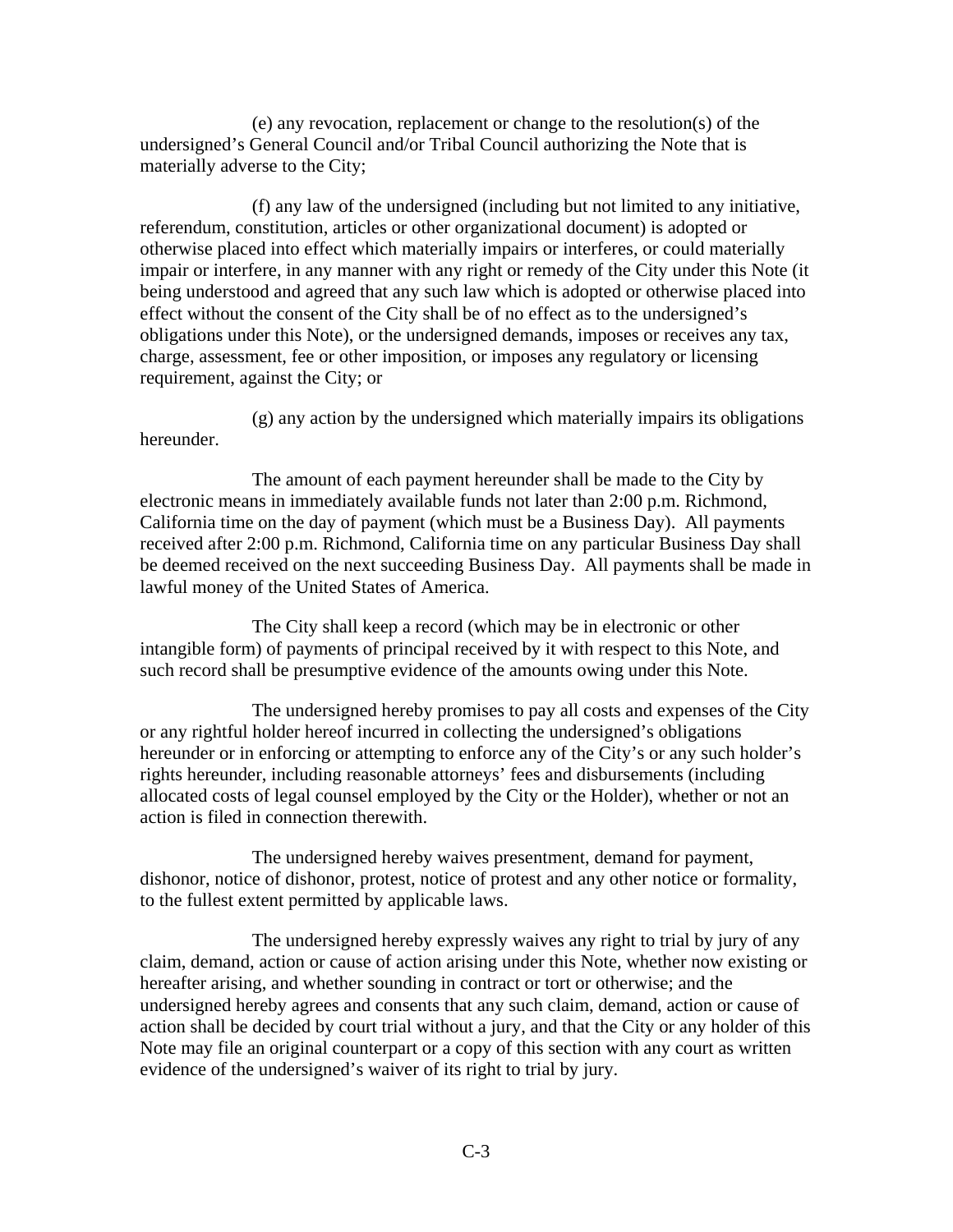(e) any revocation, replacement or change to the resolution(s) of the undersigned's General Council and/or Tribal Council authorizing the Note that is materially adverse to the City;

(f) any law of the undersigned (including but not limited to any initiative, referendum, constitution, articles or other organizational document) is adopted or otherwise placed into effect which materially impairs or interferes, or could materially impair or interfere, in any manner with any right or remedy of the City under this Note (it being understood and agreed that any such law which is adopted or otherwise placed into effect without the consent of the City shall be of no effect as to the undersigned's obligations under this Note), or the undersigned demands, imposes or receives any tax, charge, assessment, fee or other imposition, or imposes any regulatory or licensing requirement, against the City; or

(g) any action by the undersigned which materially impairs its obligations hereunder.

The amount of each payment hereunder shall be made to the City by electronic means in immediately available funds not later than 2:00 p.m. Richmond, California time on the day of payment (which must be a Business Day). All payments received after 2:00 p.m. Richmond, California time on any particular Business Day shall be deemed received on the next succeeding Business Day. All payments shall be made in lawful money of the United States of America.

The City shall keep a record (which may be in electronic or other intangible form) of payments of principal received by it with respect to this Note, and such record shall be presumptive evidence of the amounts owing under this Note.

The undersigned hereby promises to pay all costs and expenses of the City or any rightful holder hereof incurred in collecting the undersigned's obligations hereunder or in enforcing or attempting to enforce any of the City's or any such holder's rights hereunder, including reasonable attorneys' fees and disbursements (including allocated costs of legal counsel employed by the City or the Holder), whether or not an action is filed in connection therewith.

The undersigned hereby waives presentment, demand for payment, dishonor, notice of dishonor, protest, notice of protest and any other notice or formality, to the fullest extent permitted by applicable laws.

The undersigned hereby expressly waives any right to trial by jury of any claim, demand, action or cause of action arising under this Note, whether now existing or hereafter arising, and whether sounding in contract or tort or otherwise; and the undersigned hereby agrees and consents that any such claim, demand, action or cause of action shall be decided by court trial without a jury, and that the City or any holder of this Note may file an original counterpart or a copy of this section with any court as written evidence of the undersigned's waiver of its right to trial by jury.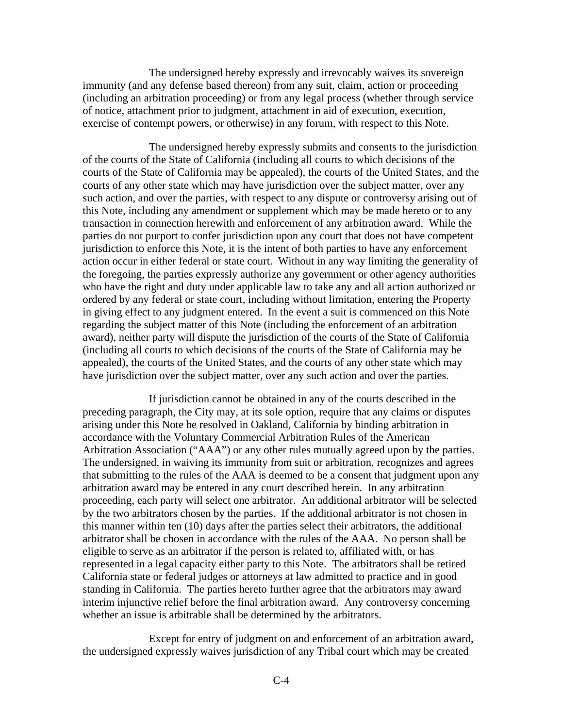The undersigned hereby expressly and irrevocably waives its sovereign immunity (and any defense based thereon) from any suit, claim, action or proceeding (including an arbitration proceeding) or from any legal process (whether through service of notice, attachment prior to judgment, attachment in aid of execution, execution, exercise of contempt powers, or otherwise) in any forum, with respect to this Note.

The undersigned hereby expressly submits and consents to the jurisdiction of the courts of the State of California (including all courts to which decisions of the courts of the State of California may be appealed), the courts of the United States, and the courts of any other state which may have jurisdiction over the subject matter, over any such action, and over the parties, with respect to any dispute or controversy arising out of this Note, including any amendment or supplement which may be made hereto or to any transaction in connection herewith and enforcement of any arbitration award. While the parties do not purport to confer jurisdiction upon any court that does not have competent jurisdiction to enforce this Note, it is the intent of both parties to have any enforcement action occur in either federal or state court. Without in any way limiting the generality of the foregoing, the parties expressly authorize any government or other agency authorities who have the right and duty under applicable law to take any and all action authorized or ordered by any federal or state court, including without limitation, entering the Property in giving effect to any judgment entered. In the event a suit is commenced on this Note regarding the subject matter of this Note (including the enforcement of an arbitration award), neither party will dispute the jurisdiction of the courts of the State of California (including all courts to which decisions of the courts of the State of California may be appealed), the courts of the United States, and the courts of any other state which may have jurisdiction over the subject matter, over any such action and over the parties.

If jurisdiction cannot be obtained in any of the courts described in the preceding paragraph, the City may, at its sole option, require that any claims or disputes arising under this Note be resolved in Oakland, California by binding arbitration in accordance with the Voluntary Commercial Arbitration Rules of the American Arbitration Association ("AAA") or any other rules mutually agreed upon by the parties. The undersigned, in waiving its immunity from suit or arbitration, recognizes and agrees that submitting to the rules of the AAA is deemed to be a consent that judgment upon any arbitration award may be entered in any court described herein. In any arbitration proceeding, each party will select one arbitrator. An additional arbitrator will be selected by the two arbitrators chosen by the parties. If the additional arbitrator is not chosen in this manner within ten (10) days after the parties select their arbitrators, the additional arbitrator shall be chosen in accordance with the rules of the AAA. No person shall be eligible to serve as an arbitrator if the person is related to, affiliated with, or has represented in a legal capacity either party to this Note. The arbitrators shall be retired California state or federal judges or attorneys at law admitted to practice and in good standing in California. The parties hereto further agree that the arbitrators may award interim injunctive relief before the final arbitration award. Any controversy concerning whether an issue is arbitrable shall be determined by the arbitrators.

Except for entry of judgment on and enforcement of an arbitration award, the undersigned expressly waives jurisdiction of any Tribal court which may be created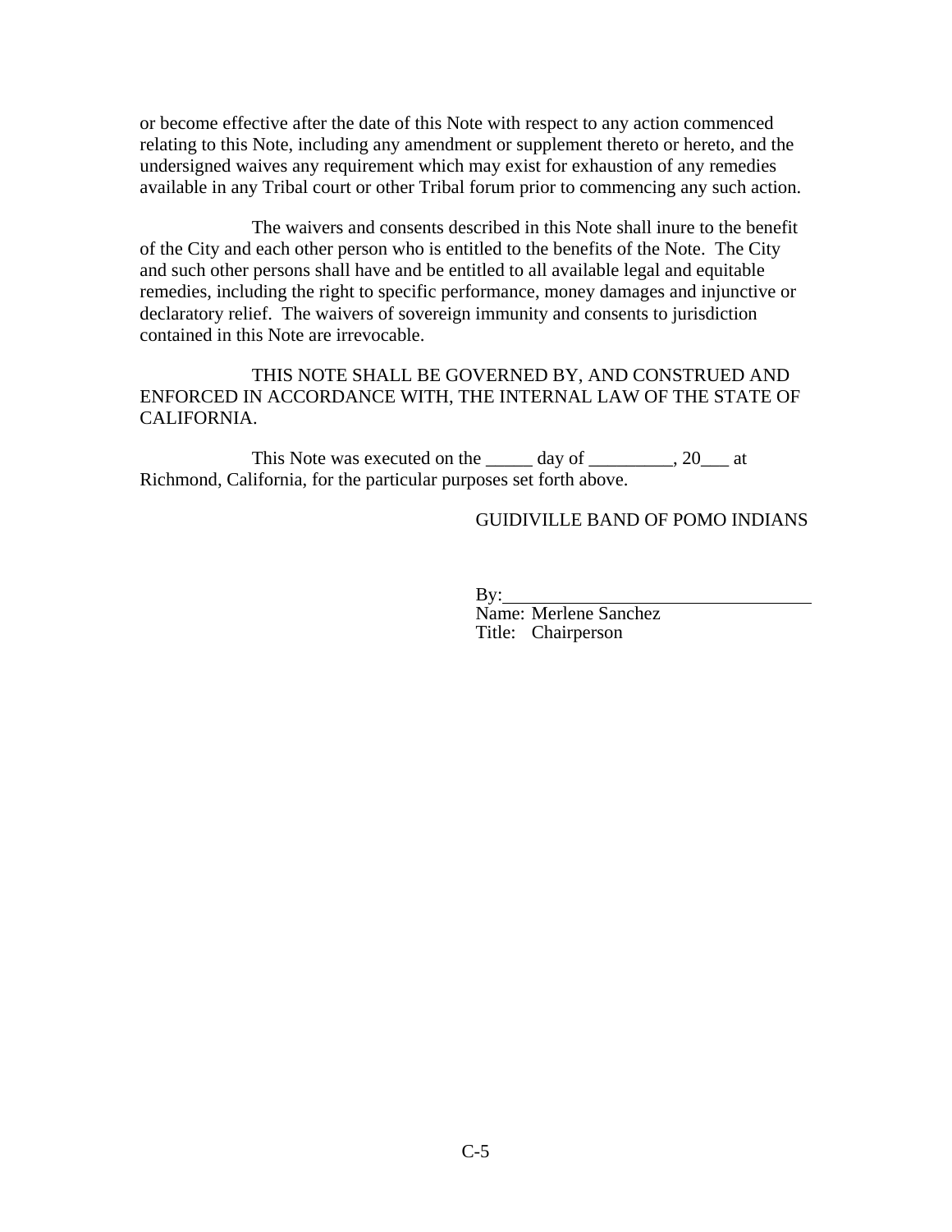or become effective after the date of this Note with respect to any action commenced relating to this Note, including any amendment or supplement thereto or hereto, and the undersigned waives any requirement which may exist for exhaustion of any remedies available in any Tribal court or other Tribal forum prior to commencing any such action.

The waivers and consents described in this Note shall inure to the benefit of the City and each other person who is entitled to the benefits of the Note. The City and such other persons shall have and be entitled to all available legal and equitable remedies, including the right to specific performance, money damages and injunctive or declaratory relief. The waivers of sovereign immunity and consents to jurisdiction contained in this Note are irrevocable.

THIS NOTE SHALL BE GOVERNED BY, AND CONSTRUED AND ENFORCED IN ACCORDANCE WITH, THE INTERNAL LAW OF THE STATE OF CALIFORNIA.

This Note was executed on the _____ day of _________, 20___ at Richmond, California, for the particular purposes set forth above.

GUIDIVILLE BAND OF POMO INDIANS

By:_________________________________
Name: Merlene Sanchez
Title: Chairperson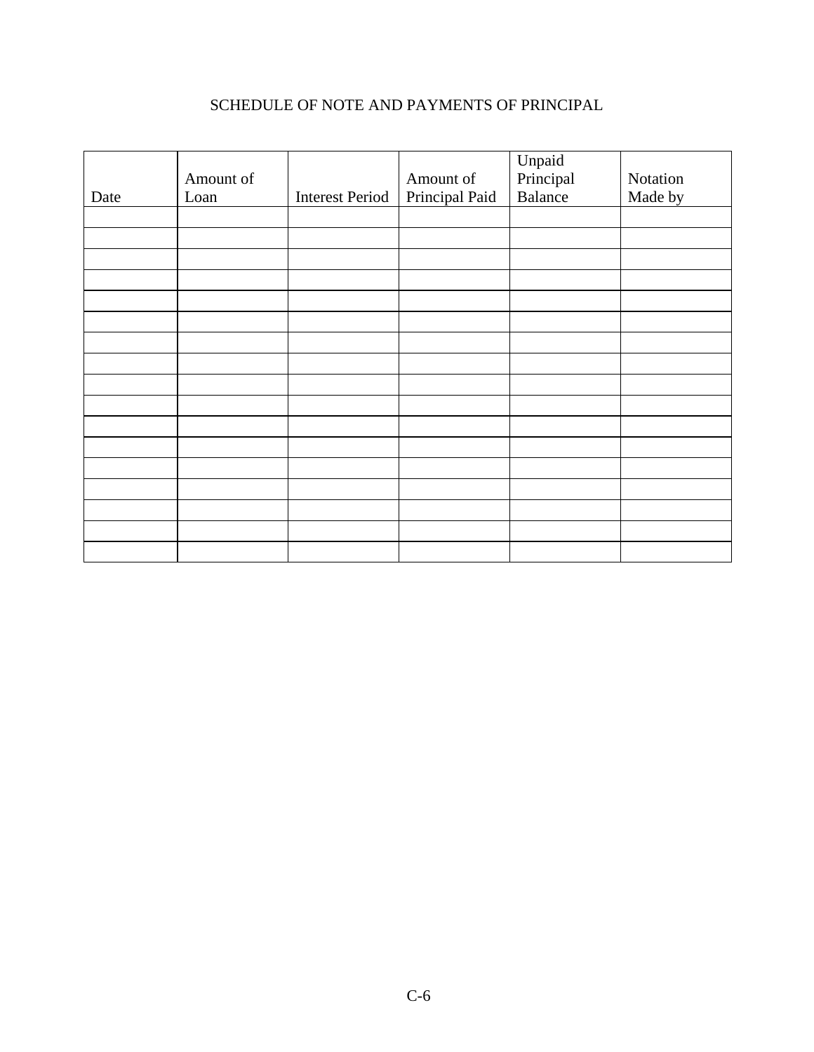SCHEDULE OF NOTE AND PAYMENTS OF PRINCIPAL

| Date | Amount of Loan | Interest Period | Amount of Principal Paid | Unpaid Principal Balance | Notation Made by |
|---|---|---|---|---|---|
| | | | | | |
| | | | | | |
| | | | | | |
| | | | | | |
| | | | | | |
| | | | | | |
| | | | | | |
| | | | | | |
| | | | | | |
| | | | | | |
| | | | | | |
| | | | | | |
| | | | | | |
| | | | | | |
| | | | | | |
| | | | | | |
| | | | | | |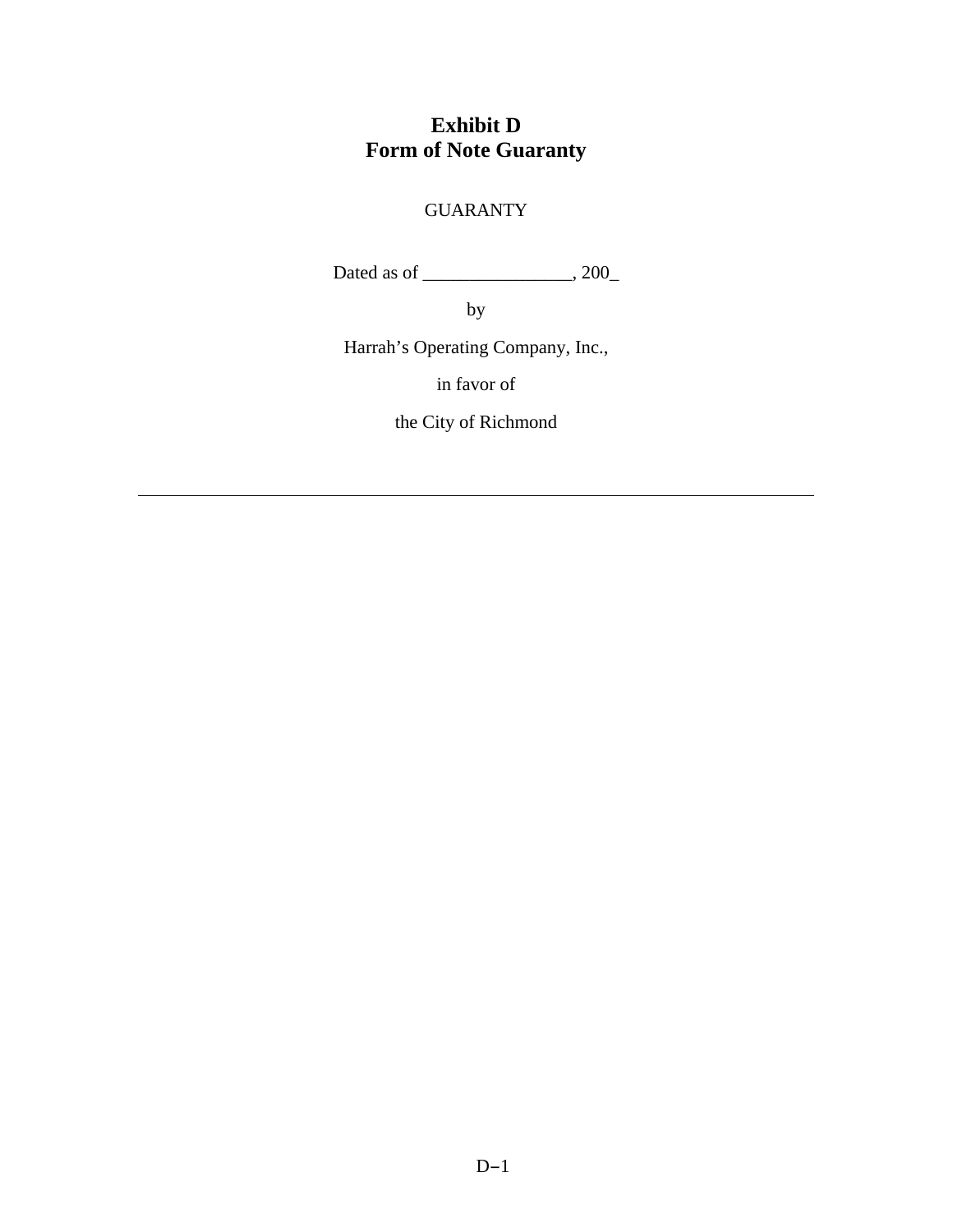# Exhibit D
# Form of Note Guaranty

GUARANTY

Dated as of ________________, 200_

by

Harrah's Operating Company, Inc.,

in favor of

the City of Richmond

---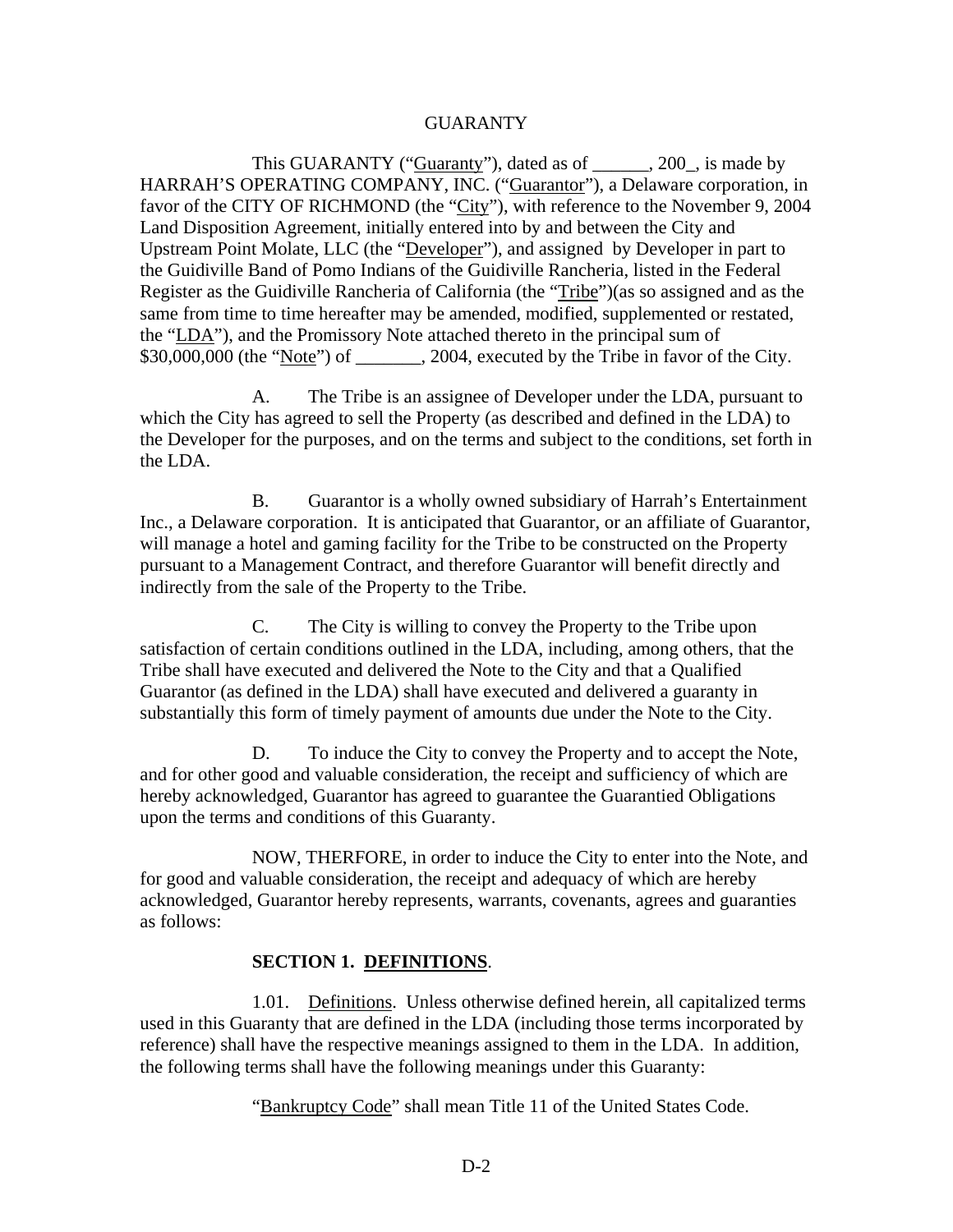GUARANTY

This GUARANTY ("Guaranty"), dated as of ______, 200_, is made by HARRAH'S OPERATING COMPANY, INC. ("Guarantor"), a Delaware corporation, in favor of the CITY OF RICHMOND (the "City"), with reference to the November 9, 2004 Land Disposition Agreement, initially entered into by and between the City and Upstream Point Molate, LLC (the "Developer"), and assigned by Developer in part to the Guidiville Band of Pomo Indians of the Guidiville Rancheria, listed in the Federal Register as the Guidiville Rancheria of California (the "Tribe")(as so assigned and as the same from time to time hereafter may be amended, modified, supplemented or restated, the "LDA"), and the Promissory Note attached thereto in the principal sum of $30,000,000 (the "Note") of _______, 2004, executed by the Tribe in favor of the City.

A. The Tribe is an assignee of Developer under the LDA, pursuant to which the City has agreed to sell the Property (as described and defined in the LDA) to the Developer for the purposes, and on the terms and subject to the conditions, set forth in the LDA.

B. Guarantor is a wholly owned subsidiary of Harrah's Entertainment Inc., a Delaware corporation. It is anticipated that Guarantor, or an affiliate of Guarantor, will manage a hotel and gaming facility for the Tribe to be constructed on the Property pursuant to a Management Contract, and therefore Guarantor will benefit directly and indirectly from the sale of the Property to the Tribe.

C. The City is willing to convey the Property to the Tribe upon satisfaction of certain conditions outlined in the LDA, including, among others, that the Tribe shall have executed and delivered the Note to the City and that a Qualified Guarantor (as defined in the LDA) shall have executed and delivered a guaranty in substantially this form of timely payment of amounts due under the Note to the City.

D. To induce the City to convey the Property and to accept the Note, and for other good and valuable consideration, the receipt and sufficiency of which are hereby acknowledged, Guarantor has agreed to guarantee the Guarantied Obligations upon the terms and conditions of this Guaranty.

NOW, THERFORE, in order to induce the City to enter into the Note, and for good and valuable consideration, the receipt and adequacy of which are hereby acknowledged, Guarantor hereby represents, warrants, covenants, agrees and guaranties as follows:

**SECTION 1. DEFINITIONS**.

1.01. Definitions. Unless otherwise defined herein, all capitalized terms used in this Guaranty that are defined in the LDA (including those terms incorporated by reference) shall have the respective meanings assigned to them in the LDA. In addition, the following terms shall have the following meanings under this Guaranty:

"Bankruptcy Code" shall mean Title 11 of the United States Code.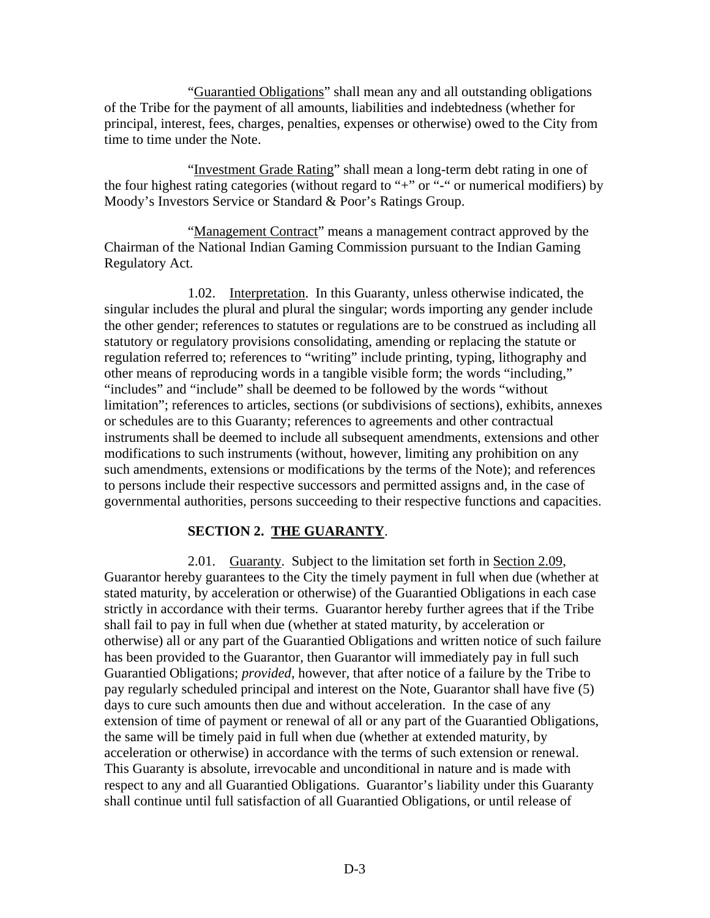"Guarantied Obligations" shall mean any and all outstanding obligations of the Tribe for the payment of all amounts, liabilities and indebtedness (whether for principal, interest, fees, charges, penalties, expenses or otherwise) owed to the City from time to time under the Note.

"Investment Grade Rating" shall mean a long-term debt rating in one of the four highest rating categories (without regard to "+" or "-" or numerical modifiers) by Moody's Investors Service or Standard & Poor's Ratings Group.

"Management Contract" means a management contract approved by the Chairman of the National Indian Gaming Commission pursuant to the Indian Gaming Regulatory Act.

1.02. Interpretation. In this Guaranty, unless otherwise indicated, the singular includes the plural and plural the singular; words importing any gender include the other gender; references to statutes or regulations are to be construed as including all statutory or regulatory provisions consolidating, amending or replacing the statute or regulation referred to; references to "writing" include printing, typing, lithography and other means of reproducing words in a tangible visible form; the words "including," "includes" and "include" shall be deemed to be followed by the words "without limitation"; references to articles, sections (or subdivisions of sections), exhibits, annexes or schedules are to this Guaranty; references to agreements and other contractual instruments shall be deemed to include all subsequent amendments, extensions and other modifications to such instruments (without, however, limiting any prohibition on any such amendments, extensions or modifications by the terms of the Note); and references to persons include their respective successors and permitted assigns and, in the case of governmental authorities, persons succeeding to their respective functions and capacities.

## SECTION 2. THE GUARANTY.

2.01. Guaranty. Subject to the limitation set forth in Section 2.09, Guarantor hereby guarantees to the City the timely payment in full when due (whether at stated maturity, by acceleration or otherwise) of the Guarantied Obligations in each case strictly in accordance with their terms. Guarantor hereby further agrees that if the Tribe shall fail to pay in full when due (whether at stated maturity, by acceleration or otherwise) all or any part of the Guarantied Obligations and written notice of such failure has been provided to the Guarantor, then Guarantor will immediately pay in full such Guarantied Obligations; *provided*, however, that after notice of a failure by the Tribe to pay regularly scheduled principal and interest on the Note, Guarantor shall have five (5) days to cure such amounts then due and without acceleration. In the case of any extension of time of payment or renewal of all or any part of the Guarantied Obligations, the same will be timely paid in full when due (whether at extended maturity, by acceleration or otherwise) in accordance with the terms of such extension or renewal. This Guaranty is absolute, irrevocable and unconditional in nature and is made with respect to any and all Guarantied Obligations. Guarantor's liability under this Guaranty shall continue until full satisfaction of all Guarantied Obligations, or until release of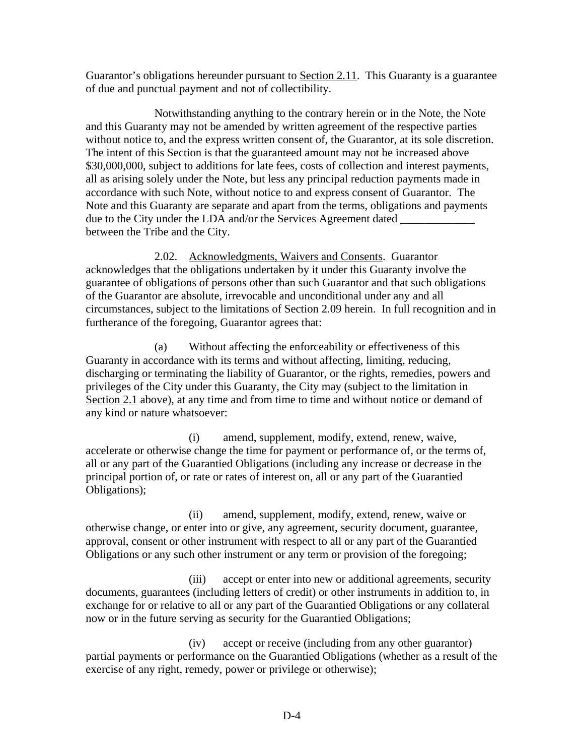Guarantor's obligations hereunder pursuant to <u>Section 2.11</u>. This Guaranty is a guarantee of due and punctual payment and not of collectibility.

Notwithstanding anything to the contrary herein or in the Note, the Note and this Guaranty may not be amended by written agreement of the respective parties without notice to, and the express written consent of, the Guarantor, at its sole discretion. The intent of this Section is that the guaranteed amount may not be increased above $30,000,000, subject to additions for late fees, costs of collection and interest payments, all as arising solely under the Note, but less any principal reduction payments made in accordance with such Note, without notice to and express consent of Guarantor. The Note and this Guaranty are separate and apart from the terms, obligations and payments due to the City under the LDA and/or the Services Agreement dated _____________ between the Tribe and the City.

2.02. <u>Acknowledgments, Waivers and Consents</u>. Guarantor acknowledges that the obligations undertaken by it under this Guaranty involve the guarantee of obligations of persons other than such Guarantor and that such obligations of the Guarantor are absolute, irrevocable and unconditional under any and all circumstances, subject to the limitations of Section 2.09 herein. In full recognition and in furtherance of the foregoing, Guarantor agrees that:

(a) Without affecting the enforceability or effectiveness of this Guaranty in accordance with its terms and without affecting, limiting, reducing, discharging or terminating the liability of Guarantor, or the rights, remedies, powers and privileges of the City under this Guaranty, the City may (subject to the limitation in <u>Section 2.1</u> above), at any time and from time to time and without notice or demand of any kind or nature whatsoever:

(i) amend, supplement, modify, extend, renew, waive, accelerate or otherwise change the time for payment or performance of, or the terms of, all or any part of the Guarantied Obligations (including any increase or decrease in the principal portion of, or rate or rates of interest on, all or any part of the Guarantied Obligations);

(ii) amend, supplement, modify, extend, renew, waive or otherwise change, or enter into or give, any agreement, security document, guarantee, approval, consent or other instrument with respect to all or any part of the Guarantied Obligations or any such other instrument or any term or provision of the foregoing;

(iii) accept or enter into new or additional agreements, security documents, guarantees (including letters of credit) or other instruments in addition to, in exchange for or relative to all or any part of the Guarantied Obligations or any collateral now or in the future serving as security for the Guarantied Obligations;

(iv) accept or receive (including from any other guarantor) partial payments or performance on the Guarantied Obligations (whether as a result of the exercise of any right, remedy, power or privilege or otherwise);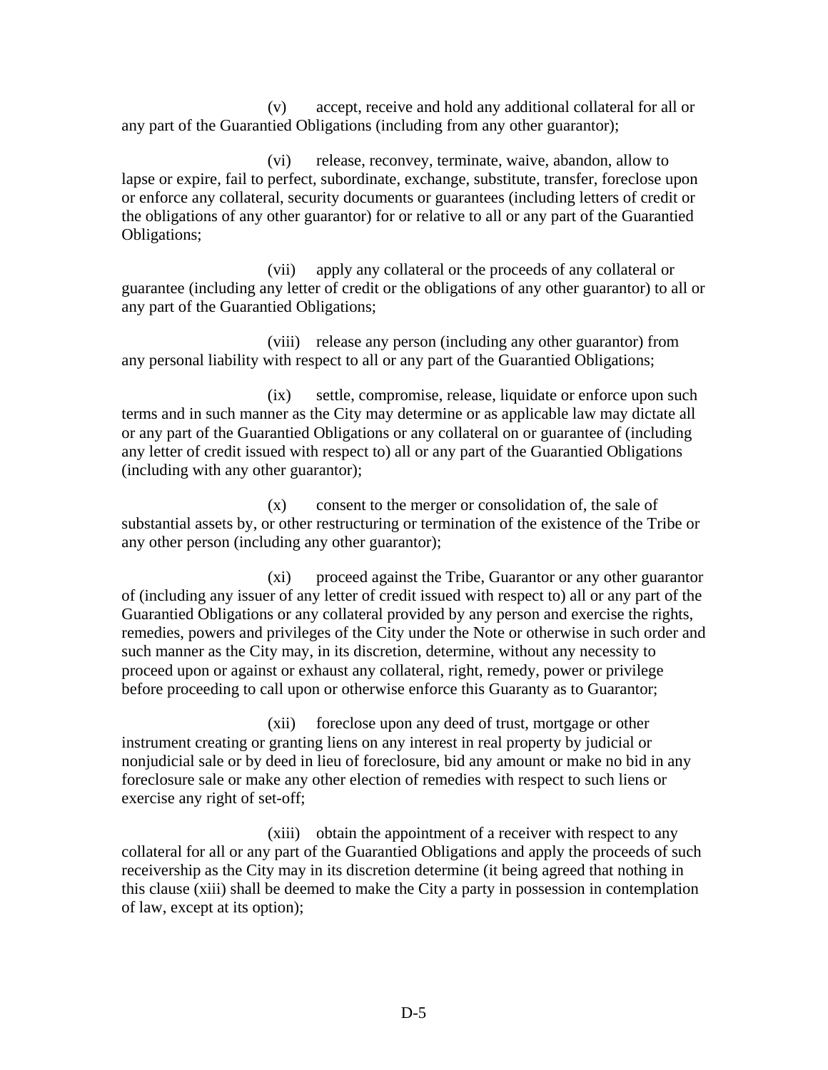(v) accept, receive and hold any additional collateral for all or any part of the Guarantied Obligations (including from any other guarantor);

(vi) release, reconvey, terminate, waive, abandon, allow to lapse or expire, fail to perfect, subordinate, exchange, substitute, transfer, foreclose upon or enforce any collateral, security documents or guarantees (including letters of credit or the obligations of any other guarantor) for or relative to all or any part of the Guarantied Obligations;

(vii) apply any collateral or the proceeds of any collateral or guarantee (including any letter of credit or the obligations of any other guarantor) to all or any part of the Guarantied Obligations;

(viii) release any person (including any other guarantor) from any personal liability with respect to all or any part of the Guarantied Obligations;

(ix) settle, compromise, release, liquidate or enforce upon such terms and in such manner as the City may determine or as applicable law may dictate all or any part of the Guarantied Obligations or any collateral on or guarantee of (including any letter of credit issued with respect to) all or any part of the Guarantied Obligations (including with any other guarantor);

(x) consent to the merger or consolidation of, the sale of substantial assets by, or other restructuring or termination of the existence of the Tribe or any other person (including any other guarantor);

(xi) proceed against the Tribe, Guarantor or any other guarantor of (including any issuer of any letter of credit issued with respect to) all or any part of the Guarantied Obligations or any collateral provided by any person and exercise the rights, remedies, powers and privileges of the City under the Note or otherwise in such order and such manner as the City may, in its discretion, determine, without any necessity to proceed upon or against or exhaust any collateral, right, remedy, power or privilege before proceeding to call upon or otherwise enforce this Guaranty as to Guarantor;

(xii) foreclose upon any deed of trust, mortgage or other instrument creating or granting liens on any interest in real property by judicial or nonjudicial sale or by deed in lieu of foreclosure, bid any amount or make no bid in any foreclosure sale or make any other election of remedies with respect to such liens or exercise any right of set-off;

(xiii) obtain the appointment of a receiver with respect to any collateral for all or any part of the Guarantied Obligations and apply the proceeds of such receivership as the City may in its discretion determine (it being agreed that nothing in this clause (xiii) shall be deemed to make the City a party in possession in contemplation of law, except at its option);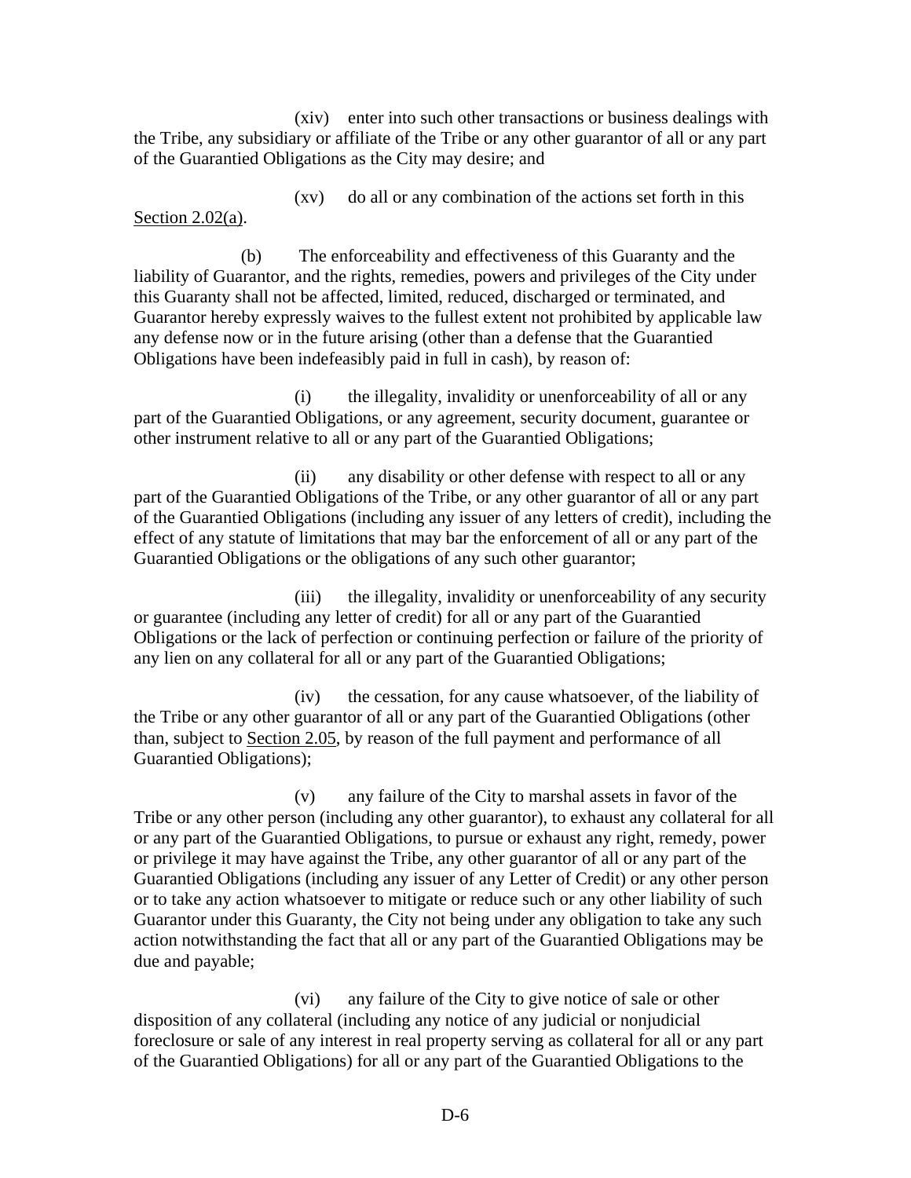(xiv) enter into such other transactions or business dealings with the Tribe, any subsidiary or affiliate of the Tribe or any other guarantor of all or any part of the Guarantied Obligations as the City may desire; and

(xv) do all or any combination of the actions set forth in this Section 2.02(a).

(b) The enforceability and effectiveness of this Guaranty and the liability of Guarantor, and the rights, remedies, powers and privileges of the City under this Guaranty shall not be affected, limited, reduced, discharged or terminated, and Guarantor hereby expressly waives to the fullest extent not prohibited by applicable law any defense now or in the future arising (other than a defense that the Guarantied Obligations have been indefeasibly paid in full in cash), by reason of:

(i) the illegality, invalidity or unenforceability of all or any part of the Guarantied Obligations, or any agreement, security document, guarantee or other instrument relative to all or any part of the Guarantied Obligations;

(ii) any disability or other defense with respect to all or any part of the Guarantied Obligations of the Tribe, or any other guarantor of all or any part of the Guarantied Obligations (including any issuer of any letters of credit), including the effect of any statute of limitations that may bar the enforcement of all or any part of the Guarantied Obligations or the obligations of any such other guarantor;

(iii) the illegality, invalidity or unenforceability of any security or guarantee (including any letter of credit) for all or any part of the Guarantied Obligations or the lack of perfection or continuing perfection or failure of the priority of any lien on any collateral for all or any part of the Guarantied Obligations;

(iv) the cessation, for any cause whatsoever, of the liability of the Tribe or any other guarantor of all or any part of the Guarantied Obligations (other than, subject to Section 2.05, by reason of the full payment and performance of all Guarantied Obligations);

(v) any failure of the City to marshal assets in favor of the Tribe or any other person (including any other guarantor), to exhaust any collateral for all or any part of the Guarantied Obligations, to pursue or exhaust any right, remedy, power or privilege it may have against the Tribe, any other guarantor of all or any part of the Guarantied Obligations (including any issuer of any Letter of Credit) or any other person or to take any action whatsoever to mitigate or reduce such or any other liability of such Guarantor under this Guaranty, the City not being under any obligation to take any such action notwithstanding the fact that all or any part of the Guarantied Obligations may be due and payable;

(vi) any failure of the City to give notice of sale or other disposition of any collateral (including any notice of any judicial or nonjudicial foreclosure or sale of any interest in real property serving as collateral for all or any part of the Guarantied Obligations) for all or any part of the Guarantied Obligations to the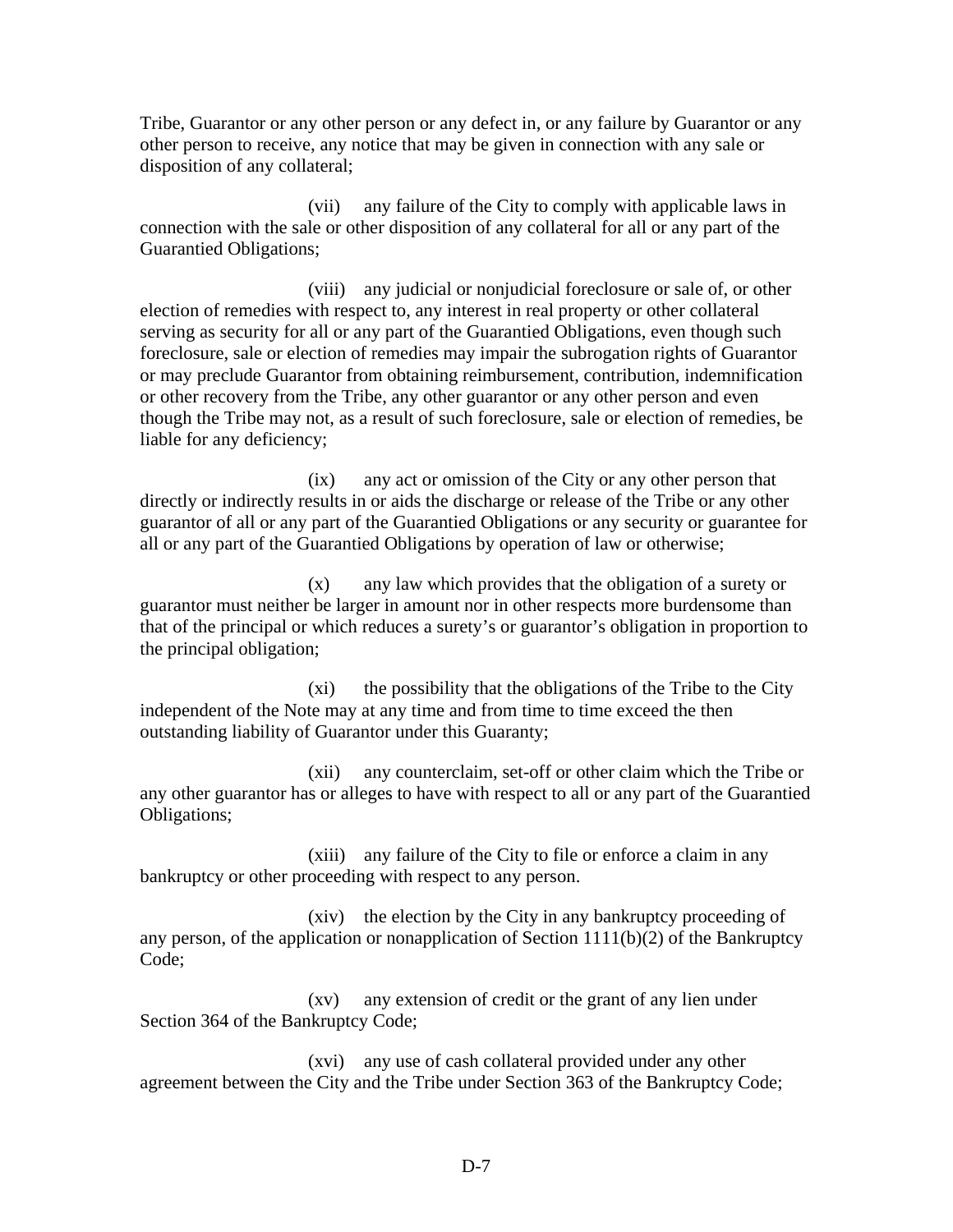Tribe, Guarantor or any other person or any defect in, or any failure by Guarantor or any other person to receive, any notice that may be given in connection with any sale or disposition of any collateral;

(vii) any failure of the City to comply with applicable laws in connection with the sale or other disposition of any collateral for all or any part of the Guarantied Obligations;

(viii) any judicial or nonjudicial foreclosure or sale of, or other election of remedies with respect to, any interest in real property or other collateral serving as security for all or any part of the Guarantied Obligations, even though such foreclosure, sale or election of remedies may impair the subrogation rights of Guarantor or may preclude Guarantor from obtaining reimbursement, contribution, indemnification or other recovery from the Tribe, any other guarantor or any other person and even though the Tribe may not, as a result of such foreclosure, sale or election of remedies, be liable for any deficiency;

(ix) any act or omission of the City or any other person that directly or indirectly results in or aids the discharge or release of the Tribe or any other guarantor of all or any part of the Guarantied Obligations or any security or guarantee for all or any part of the Guarantied Obligations by operation of law or otherwise;

(x) any law which provides that the obligation of a surety or guarantor must neither be larger in amount nor in other respects more burdensome than that of the principal or which reduces a surety's or guarantor's obligation in proportion to the principal obligation;

(xi) the possibility that the obligations of the Tribe to the City independent of the Note may at any time and from time to time exceed the then outstanding liability of Guarantor under this Guaranty;

(xii) any counterclaim, set-off or other claim which the Tribe or any other guarantor has or alleges to have with respect to all or any part of the Guarantied Obligations;

(xiii) any failure of the City to file or enforce a claim in any bankruptcy or other proceeding with respect to any person.

(xiv) the election by the City in any bankruptcy proceeding of any person, of the application or nonapplication of Section 1111(b)(2) of the Bankruptcy Code;

(xv) any extension of credit or the grant of any lien under Section 364 of the Bankruptcy Code;

(xvi) any use of cash collateral provided under any other agreement between the City and the Tribe under Section 363 of the Bankruptcy Code;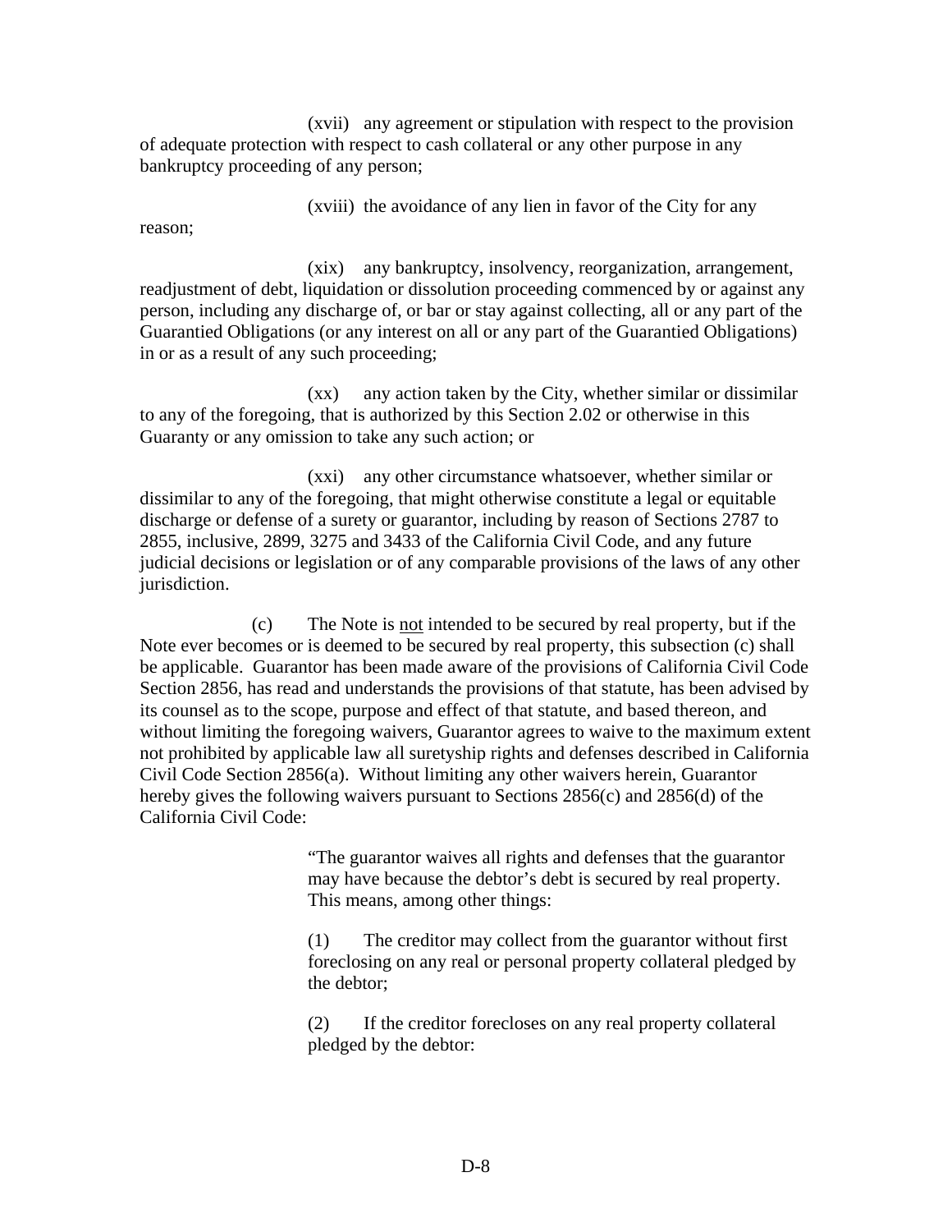(xvii) any agreement or stipulation with respect to the provision of adequate protection with respect to cash collateral or any other purpose in any bankruptcy proceeding of any person;

(xviii) the avoidance of any lien in favor of the City for any reason;

(xix) any bankruptcy, insolvency, reorganization, arrangement, readjustment of debt, liquidation or dissolution proceeding commenced by or against any person, including any discharge of, or bar or stay against collecting, all or any part of the Guarantied Obligations (or any interest on all or any part of the Guarantied Obligations) in or as a result of any such proceeding;

(xx) any action taken by the City, whether similar or dissimilar to any of the foregoing, that is authorized by this Section 2.02 or otherwise in this Guaranty or any omission to take any such action; or

(xxi) any other circumstance whatsoever, whether similar or dissimilar to any of the foregoing, that might otherwise constitute a legal or equitable discharge or defense of a surety or guarantor, including by reason of Sections 2787 to 2855, inclusive, 2899, 3275 and 3433 of the California Civil Code, and any future judicial decisions or legislation or of any comparable provisions of the laws of any other jurisdiction.

(c) The Note is <u>not</u> intended to be secured by real property, but if the Note ever becomes or is deemed to be secured by real property, this subsection (c) shall be applicable. Guarantor has been made aware of the provisions of California Civil Code Section 2856, has read and understands the provisions of that statute, has been advised by its counsel as to the scope, purpose and effect of that statute, and based thereon, and without limiting the foregoing waivers, Guarantor agrees to waive to the maximum extent not prohibited by applicable law all suretyship rights and defenses described in California Civil Code Section 2856(a). Without limiting any other waivers herein, Guarantor hereby gives the following waivers pursuant to Sections 2856(c) and 2856(d) of the California Civil Code:

> "The guarantor waives all rights and defenses that the guarantor may have because the debtor's debt is secured by real property. This means, among other things:
>
> (1) The creditor may collect from the guarantor without first foreclosing on any real or personal property collateral pledged by the debtor;
>
> (2) If the creditor forecloses on any real property collateral pledged by the debtor: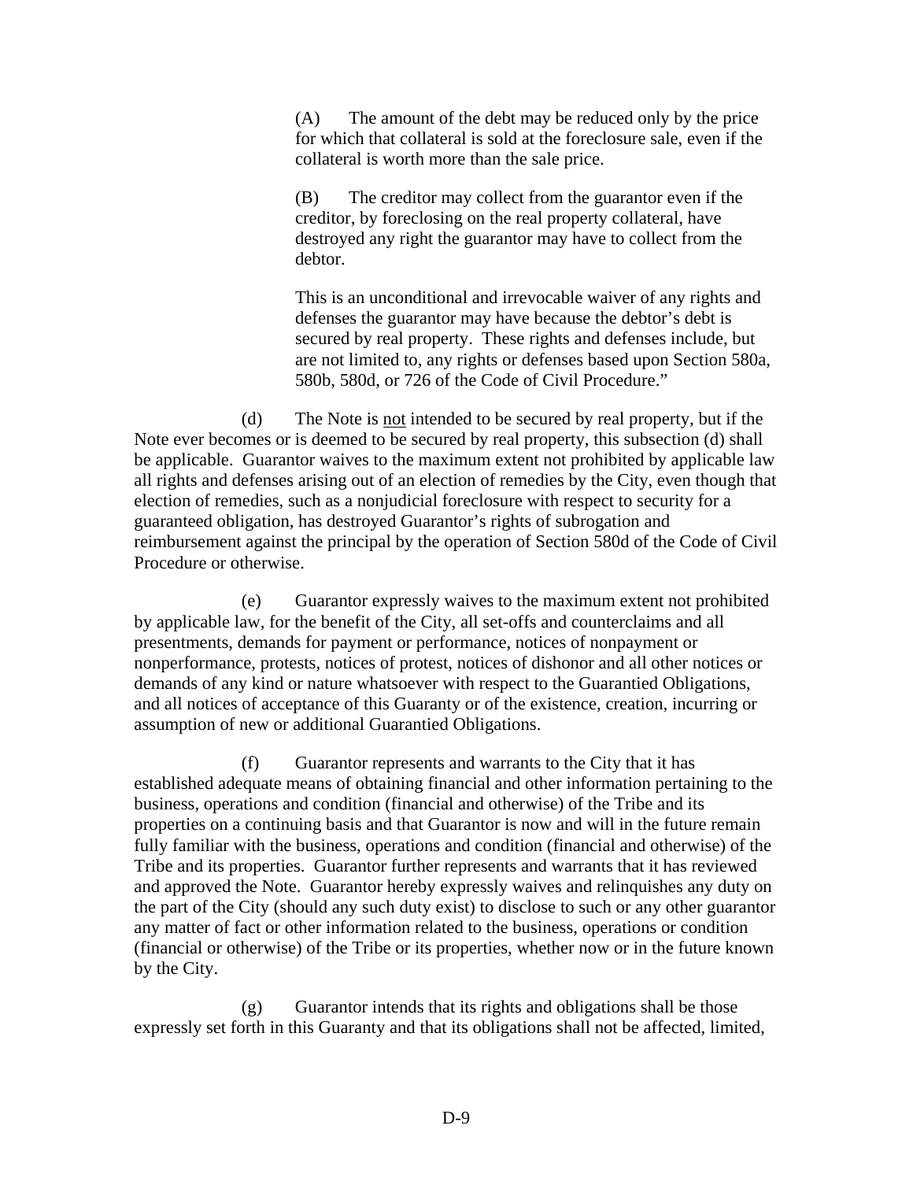(A) The amount of the debt may be reduced only by the price for which that collateral is sold at the foreclosure sale, even if the collateral is worth more than the sale price.

(B) The creditor may collect from the guarantor even if the creditor, by foreclosing on the real property collateral, have destroyed any right the guarantor may have to collect from the debtor.

This is an unconditional and irrevocable waiver of any rights and defenses the guarantor may have because the debtor's debt is secured by real property. These rights and defenses include, but are not limited to, any rights or defenses based upon Section 580a, 580b, 580d, or 726 of the Code of Civil Procedure."

(d) The Note is <u>not</u> intended to be secured by real property, but if the Note ever becomes or is deemed to be secured by real property, this subsection (d) shall be applicable. Guarantor waives to the maximum extent not prohibited by applicable law all rights and defenses arising out of an election of remedies by the City, even though that election of remedies, such as a nonjudicial foreclosure with respect to security for a guaranteed obligation, has destroyed Guarantor's rights of subrogation and reimbursement against the principal by the operation of Section 580d of the Code of Civil Procedure or otherwise.

(e) Guarantor expressly waives to the maximum extent not prohibited by applicable law, for the benefit of the City, all set-offs and counterclaims and all presentments, demands for payment or performance, notices of nonpayment or nonperformance, protests, notices of protest, notices of dishonor and all other notices or demands of any kind or nature whatsoever with respect to the Guarantied Obligations, and all notices of acceptance of this Guaranty or of the existence, creation, incurring or assumption of new or additional Guarantied Obligations.

(f) Guarantor represents and warrants to the City that it has established adequate means of obtaining financial and other information pertaining to the business, operations and condition (financial and otherwise) of the Tribe and its properties on a continuing basis and that Guarantor is now and will in the future remain fully familiar with the business, operations and condition (financial and otherwise) of the Tribe and its properties. Guarantor further represents and warrants that it has reviewed and approved the Note. Guarantor hereby expressly waives and relinquishes any duty on the part of the City (should any such duty exist) to disclose to such or any other guarantor any matter of fact or other information related to the business, operations or condition (financial or otherwise) of the Tribe or its properties, whether now or in the future known by the City.

(g) Guarantor intends that its rights and obligations shall be those expressly set forth in this Guaranty and that its obligations shall not be affected, limited,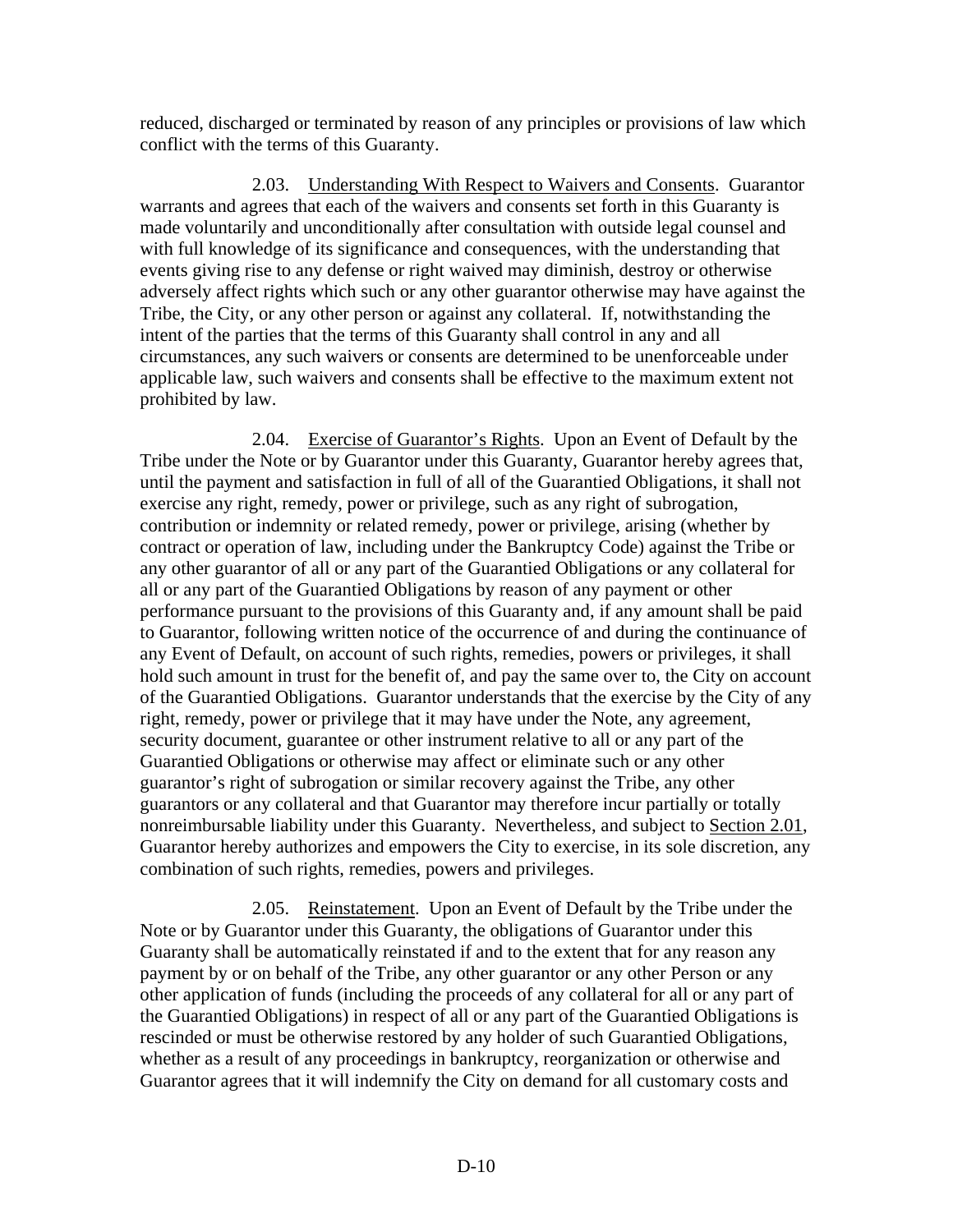reduced, discharged or terminated by reason of any principles or provisions of law which conflict with the terms of this Guaranty.

2.03. Understanding With Respect to Waivers and Consents. Guarantor warrants and agrees that each of the waivers and consents set forth in this Guaranty is made voluntarily and unconditionally after consultation with outside legal counsel and with full knowledge of its significance and consequences, with the understanding that events giving rise to any defense or right waived may diminish, destroy or otherwise adversely affect rights which such or any other guarantor otherwise may have against the Tribe, the City, or any other person or against any collateral. If, notwithstanding the intent of the parties that the terms of this Guaranty shall control in any and all circumstances, any such waivers or consents are determined to be unenforceable under applicable law, such waivers and consents shall be effective to the maximum extent not prohibited by law.

2.04. Exercise of Guarantor's Rights. Upon an Event of Default by the Tribe under the Note or by Guarantor under this Guaranty, Guarantor hereby agrees that, until the payment and satisfaction in full of all of the Guarantied Obligations, it shall not exercise any right, remedy, power or privilege, such as any right of subrogation, contribution or indemnity or related remedy, power or privilege, arising (whether by contract or operation of law, including under the Bankruptcy Code) against the Tribe or any other guarantor of all or any part of the Guarantied Obligations or any collateral for all or any part of the Guarantied Obligations by reason of any payment or other performance pursuant to the provisions of this Guaranty and, if any amount shall be paid to Guarantor, following written notice of the occurrence of and during the continuance of any Event of Default, on account of such rights, remedies, powers or privileges, it shall hold such amount in trust for the benefit of, and pay the same over to, the City on account of the Guarantied Obligations. Guarantor understands that the exercise by the City of any right, remedy, power or privilege that it may have under the Note, any agreement, security document, guarantee or other instrument relative to all or any part of the Guarantied Obligations or otherwise may affect or eliminate such or any other guarantor's right of subrogation or similar recovery against the Tribe, any other guarantors or any collateral and that Guarantor may therefore incur partially or totally nonreimbursable liability under this Guaranty. Nevertheless, and subject to Section 2.01, Guarantor hereby authorizes and empowers the City to exercise, in its sole discretion, any combination of such rights, remedies, powers and privileges.

2.05. Reinstatement. Upon an Event of Default by the Tribe under the Note or by Guarantor under this Guaranty, the obligations of Guarantor under this Guaranty shall be automatically reinstated if and to the extent that for any reason any payment by or on behalf of the Tribe, any other guarantor or any other Person or any other application of funds (including the proceeds of any collateral for all or any part of the Guarantied Obligations) in respect of all or any part of the Guarantied Obligations is rescinded or must be otherwise restored by any holder of such Guarantied Obligations, whether as a result of any proceedings in bankruptcy, reorganization or otherwise and Guarantor agrees that it will indemnify the City on demand for all customary costs and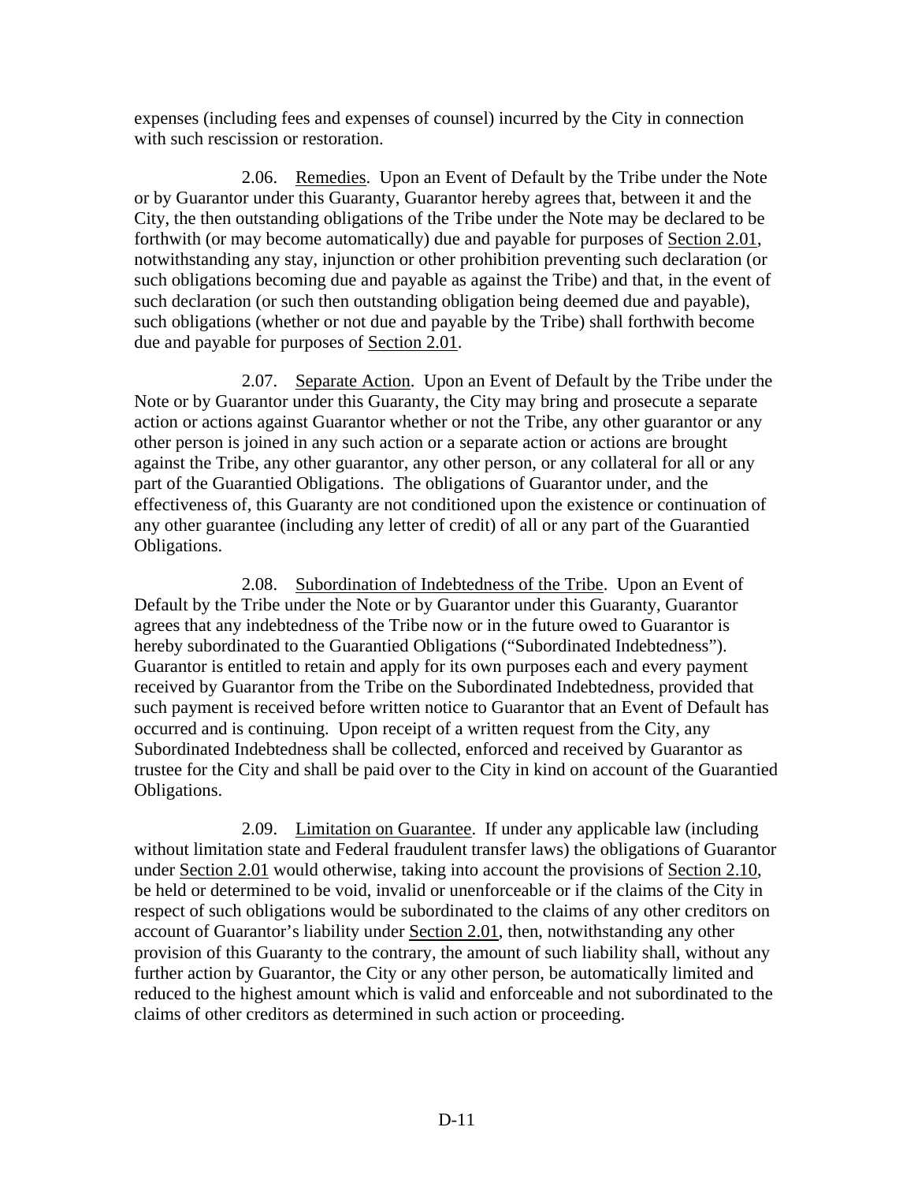expenses (including fees and expenses of counsel) incurred by the City in connection with such rescission or restoration.

2.06. Remedies. Upon an Event of Default by the Tribe under the Note or by Guarantor under this Guaranty, Guarantor hereby agrees that, between it and the City, the then outstanding obligations of the Tribe under the Note may be declared to be forthwith (or may become automatically) due and payable for purposes of Section 2.01, notwithstanding any stay, injunction or other prohibition preventing such declaration (or such obligations becoming due and payable as against the Tribe) and that, in the event of such declaration (or such then outstanding obligation being deemed due and payable), such obligations (whether or not due and payable by the Tribe) shall forthwith become due and payable for purposes of Section 2.01.

2.07. Separate Action. Upon an Event of Default by the Tribe under the Note or by Guarantor under this Guaranty, the City may bring and prosecute a separate action or actions against Guarantor whether or not the Tribe, any other guarantor or any other person is joined in any such action or a separate action or actions are brought against the Tribe, any other guarantor, any other person, or any collateral for all or any part of the Guarantied Obligations. The obligations of Guarantor under, and the effectiveness of, this Guaranty are not conditioned upon the existence or continuation of any other guarantee (including any letter of credit) of all or any part of the Guarantied Obligations.

2.08. Subordination of Indebtedness of the Tribe. Upon an Event of Default by the Tribe under the Note or by Guarantor under this Guaranty, Guarantor agrees that any indebtedness of the Tribe now or in the future owed to Guarantor is hereby subordinated to the Guarantied Obligations ("Subordinated Indebtedness"). Guarantor is entitled to retain and apply for its own purposes each and every payment received by Guarantor from the Tribe on the Subordinated Indebtedness, provided that such payment is received before written notice to Guarantor that an Event of Default has occurred and is continuing. Upon receipt of a written request from the City, any Subordinated Indebtedness shall be collected, enforced and received by Guarantor as trustee for the City and shall be paid over to the City in kind on account of the Guarantied Obligations.

2.09. Limitation on Guarantee. If under any applicable law (including without limitation state and Federal fraudulent transfer laws) the obligations of Guarantor under Section 2.01 would otherwise, taking into account the provisions of Section 2.10, be held or determined to be void, invalid or unenforceable or if the claims of the City in respect of such obligations would be subordinated to the claims of any other creditors on account of Guarantor's liability under Section 2.01, then, notwithstanding any other provision of this Guaranty to the contrary, the amount of such liability shall, without any further action by Guarantor, the City or any other person, be automatically limited and reduced to the highest amount which is valid and enforceable and not subordinated to the claims of other creditors as determined in such action or proceeding.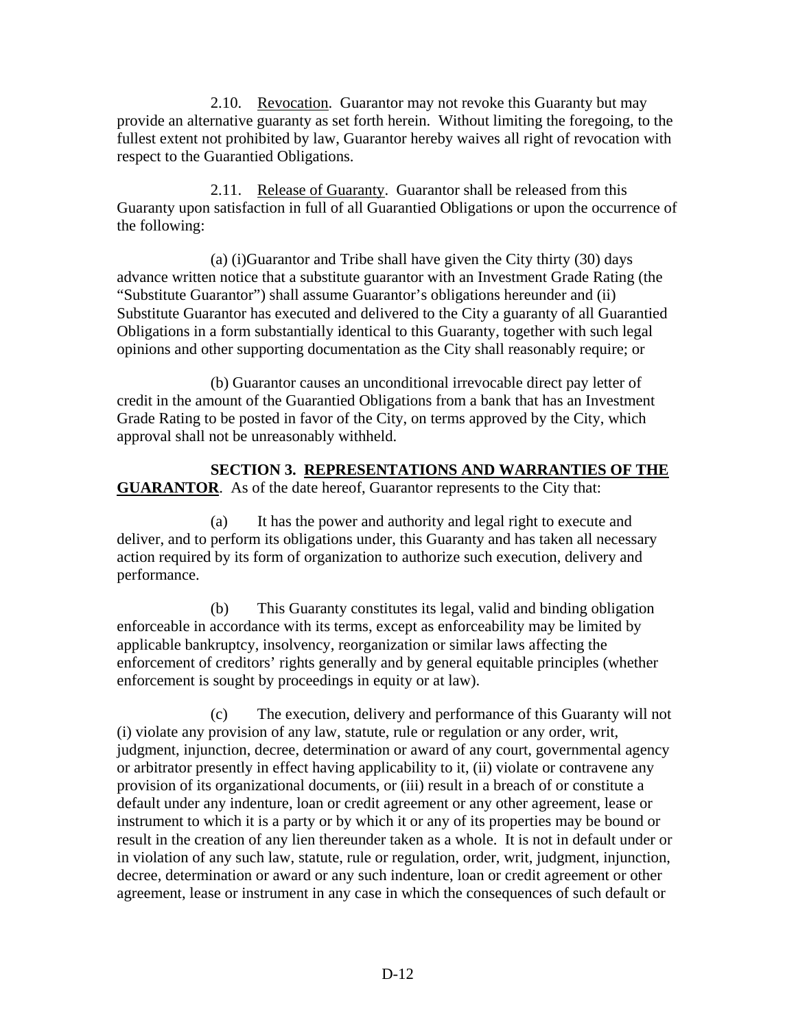2.10. Revocation. Guarantor may not revoke this Guaranty but may provide an alternative guaranty as set forth herein. Without limiting the foregoing, to the fullest extent not prohibited by law, Guarantor hereby waives all right of revocation with respect to the Guarantied Obligations.

2.11. Release of Guaranty. Guarantor shall be released from this Guaranty upon satisfaction in full of all Guarantied Obligations or upon the occurrence of the following:

(a) (i)Guarantor and Tribe shall have given the City thirty (30) days advance written notice that a substitute guarantor with an Investment Grade Rating (the "Substitute Guarantor") shall assume Guarantor's obligations hereunder and (ii) Substitute Guarantor has executed and delivered to the City a guaranty of all Guarantied Obligations in a form substantially identical to this Guaranty, together with such legal opinions and other supporting documentation as the City shall reasonably require; or

(b) Guarantor causes an unconditional irrevocable direct pay letter of credit in the amount of the Guarantied Obligations from a bank that has an Investment Grade Rating to be posted in favor of the City, on terms approved by the City, which approval shall not be unreasonably withheld.

**SECTION 3. REPRESENTATIONS AND WARRANTIES OF THE GUARANTOR**. As of the date hereof, Guarantor represents to the City that:

(a) It has the power and authority and legal right to execute and deliver, and to perform its obligations under, this Guaranty and has taken all necessary action required by its form of organization to authorize such execution, delivery and performance.

(b) This Guaranty constitutes its legal, valid and binding obligation enforceable in accordance with its terms, except as enforceability may be limited by applicable bankruptcy, insolvency, reorganization or similar laws affecting the enforcement of creditors' rights generally and by general equitable principles (whether enforcement is sought by proceedings in equity or at law).

(c) The execution, delivery and performance of this Guaranty will not (i) violate any provision of any law, statute, rule or regulation or any order, writ, judgment, injunction, decree, determination or award of any court, governmental agency or arbitrator presently in effect having applicability to it, (ii) violate or contravene any provision of its organizational documents, or (iii) result in a breach of or constitute a default under any indenture, loan or credit agreement or any other agreement, lease or instrument to which it is a party or by which it or any of its properties may be bound or result in the creation of any lien thereunder taken as a whole. It is not in default under or in violation of any such law, statute, rule or regulation, order, writ, judgment, injunction, decree, determination or award or any such indenture, loan or credit agreement or other agreement, lease or instrument in any case in which the consequences of such default or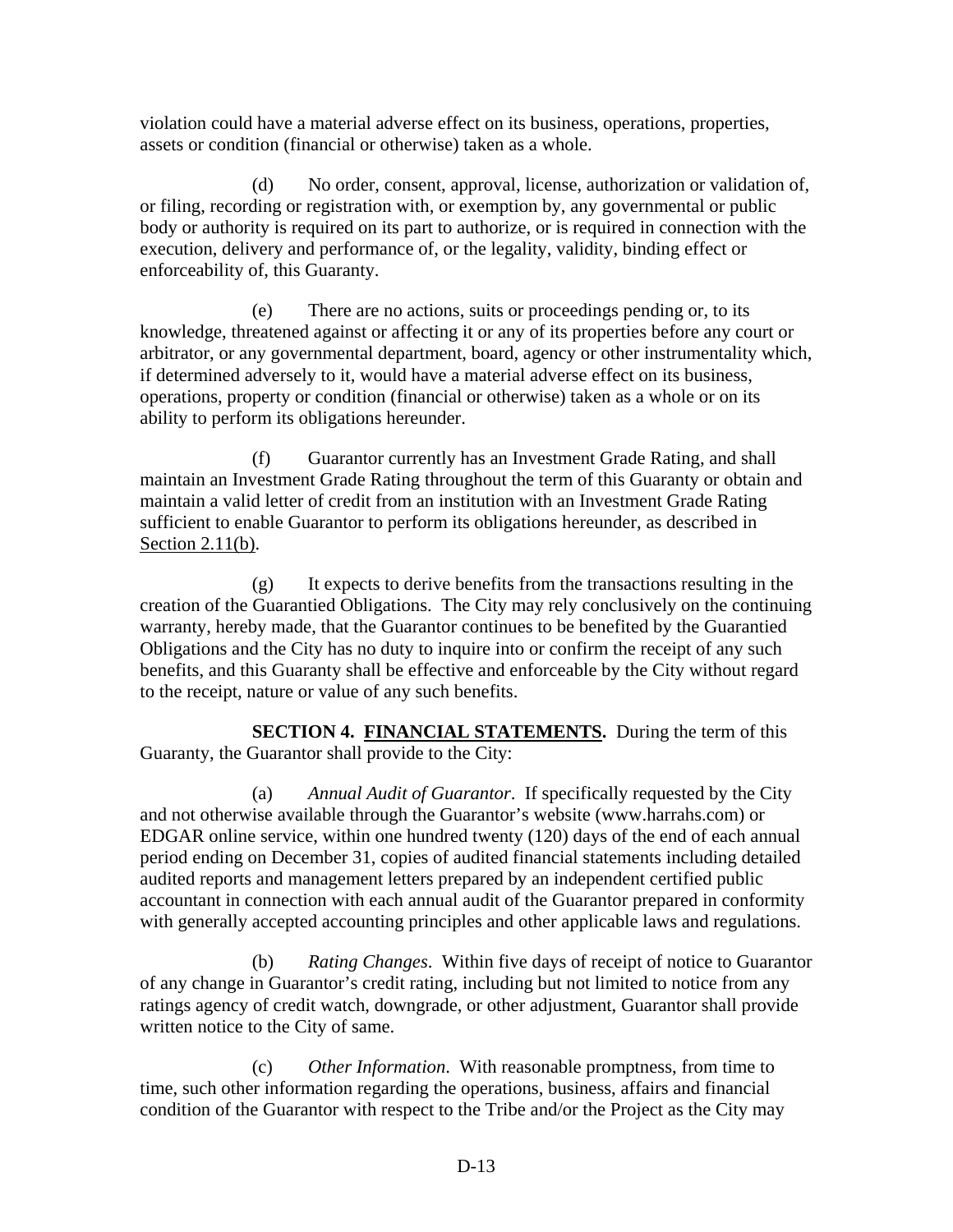violation could have a material adverse effect on its business, operations, properties, assets or condition (financial or otherwise) taken as a whole.

(d) No order, consent, approval, license, authorization or validation of, or filing, recording or registration with, or exemption by, any governmental or public body or authority is required on its part to authorize, or is required in connection with the execution, delivery and performance of, or the legality, validity, binding effect or enforceability of, this Guaranty.

(e) There are no actions, suits or proceedings pending or, to its knowledge, threatened against or affecting it or any of its properties before any court or arbitrator, or any governmental department, board, agency or other instrumentality which, if determined adversely to it, would have a material adverse effect on its business, operations, property or condition (financial or otherwise) taken as a whole or on its ability to perform its obligations hereunder.

(f) Guarantor currently has an Investment Grade Rating, and shall maintain an Investment Grade Rating throughout the term of this Guaranty or obtain and maintain a valid letter of credit from an institution with an Investment Grade Rating sufficient to enable Guarantor to perform its obligations hereunder, as described in Section 2.11(b).

(g) It expects to derive benefits from the transactions resulting in the creation of the Guarantied Obligations. The City may rely conclusively on the continuing warranty, hereby made, that the Guarantor continues to be benefited by the Guarantied Obligations and the City has no duty to inquire into or confirm the receipt of any such benefits, and this Guaranty shall be effective and enforceable by the City without regard to the receipt, nature or value of any such benefits.

**SECTION 4. FINANCIAL STATEMENTS.** During the term of this Guaranty, the Guarantor shall provide to the City:

(a) *Annual Audit of Guarantor*. If specifically requested by the City and not otherwise available through the Guarantor's website (www.harrahs.com) or EDGAR online service, within one hundred twenty (120) days of the end of each annual period ending on December 31, copies of audited financial statements including detailed audited reports and management letters prepared by an independent certified public accountant in connection with each annual audit of the Guarantor prepared in conformity with generally accepted accounting principles and other applicable laws and regulations.

(b) *Rating Changes*. Within five days of receipt of notice to Guarantor of any change in Guarantor's credit rating, including but not limited to notice from any ratings agency of credit watch, downgrade, or other adjustment, Guarantor shall provide written notice to the City of same.

(c) *Other Information*. With reasonable promptness, from time to time, such other information regarding the operations, business, affairs and financial condition of the Guarantor with respect to the Tribe and/or the Project as the City may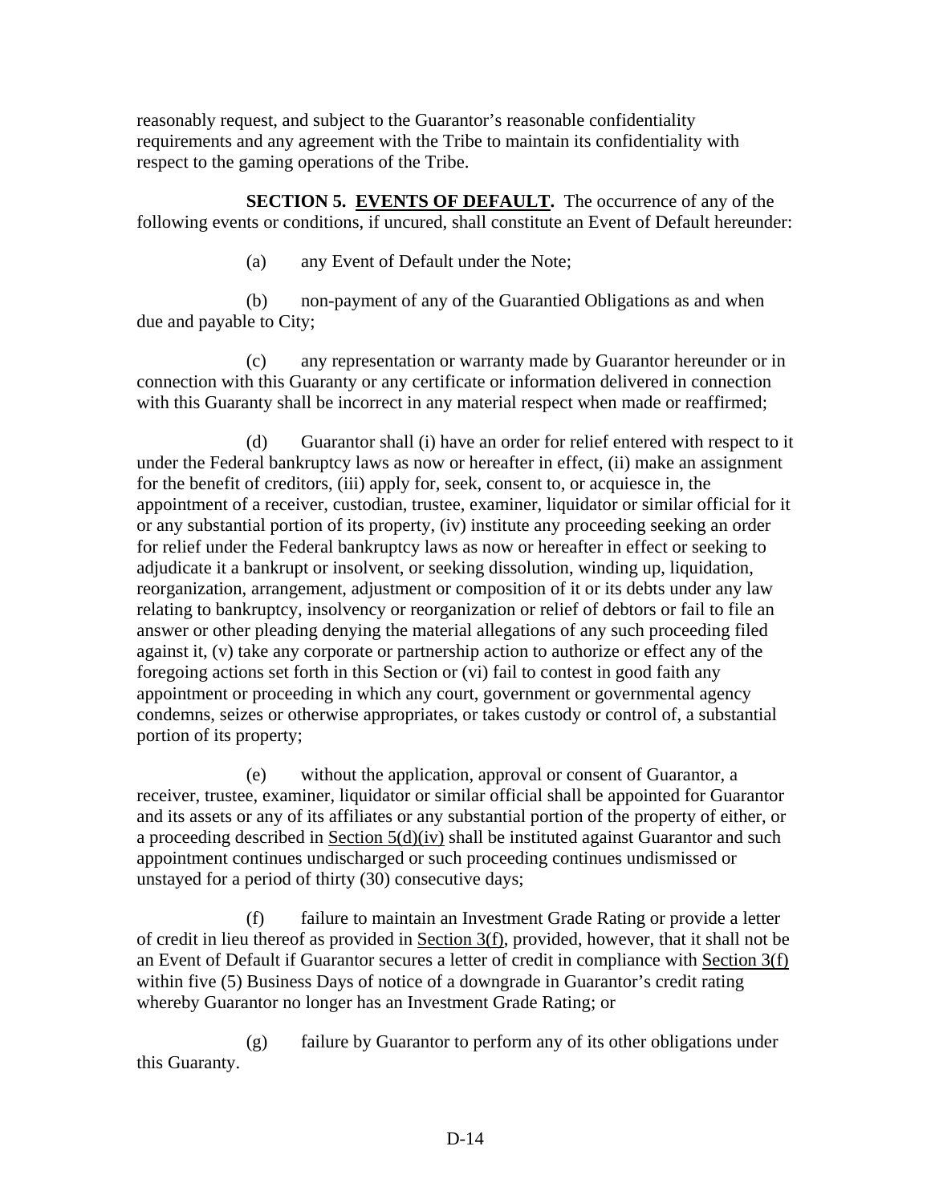reasonably request, and subject to the Guarantor's reasonable confidentiality requirements and any agreement with the Tribe to maintain its confidentiality with respect to the gaming operations of the Tribe.

**SECTION 5. EVENTS OF DEFAULT.** The occurrence of any of the following events or conditions, if uncured, shall constitute an Event of Default hereunder:

(a) any Event of Default under the Note;

(b) non-payment of any of the Guarantied Obligations as and when due and payable to City;

(c) any representation or warranty made by Guarantor hereunder or in connection with this Guaranty or any certificate or information delivered in connection with this Guaranty shall be incorrect in any material respect when made or reaffirmed;

(d) Guarantor shall (i) have an order for relief entered with respect to it under the Federal bankruptcy laws as now or hereafter in effect, (ii) make an assignment for the benefit of creditors, (iii) apply for, seek, consent to, or acquiesce in, the appointment of a receiver, custodian, trustee, examiner, liquidator or similar official for it or any substantial portion of its property, (iv) institute any proceeding seeking an order for relief under the Federal bankruptcy laws as now or hereafter in effect or seeking to adjudicate it a bankrupt or insolvent, or seeking dissolution, winding up, liquidation, reorganization, arrangement, adjustment or composition of it or its debts under any law relating to bankruptcy, insolvency or reorganization or relief of debtors or fail to file an answer or other pleading denying the material allegations of any such proceeding filed against it, (v) take any corporate or partnership action to authorize or effect any of the foregoing actions set forth in this Section or (vi) fail to contest in good faith any appointment or proceeding in which any court, government or governmental agency condemns, seizes or otherwise appropriates, or takes custody or control of, a substantial portion of its property;

(e) without the application, approval or consent of Guarantor, a receiver, trustee, examiner, liquidator or similar official shall be appointed for Guarantor and its assets or any of its affiliates or any substantial portion of the property of either, or a proceeding described in Section 5(d)(iv) shall be instituted against Guarantor and such appointment continues undischarged or such proceeding continues undismissed or unstayed for a period of thirty (30) consecutive days;

(f) failure to maintain an Investment Grade Rating or provide a letter of credit in lieu thereof as provided in Section 3(f), provided, however, that it shall not be an Event of Default if Guarantor secures a letter of credit in compliance with Section 3(f) within five (5) Business Days of notice of a downgrade in Guarantor's credit rating whereby Guarantor no longer has an Investment Grade Rating; or

(g) failure by Guarantor to perform any of its other obligations under this Guaranty.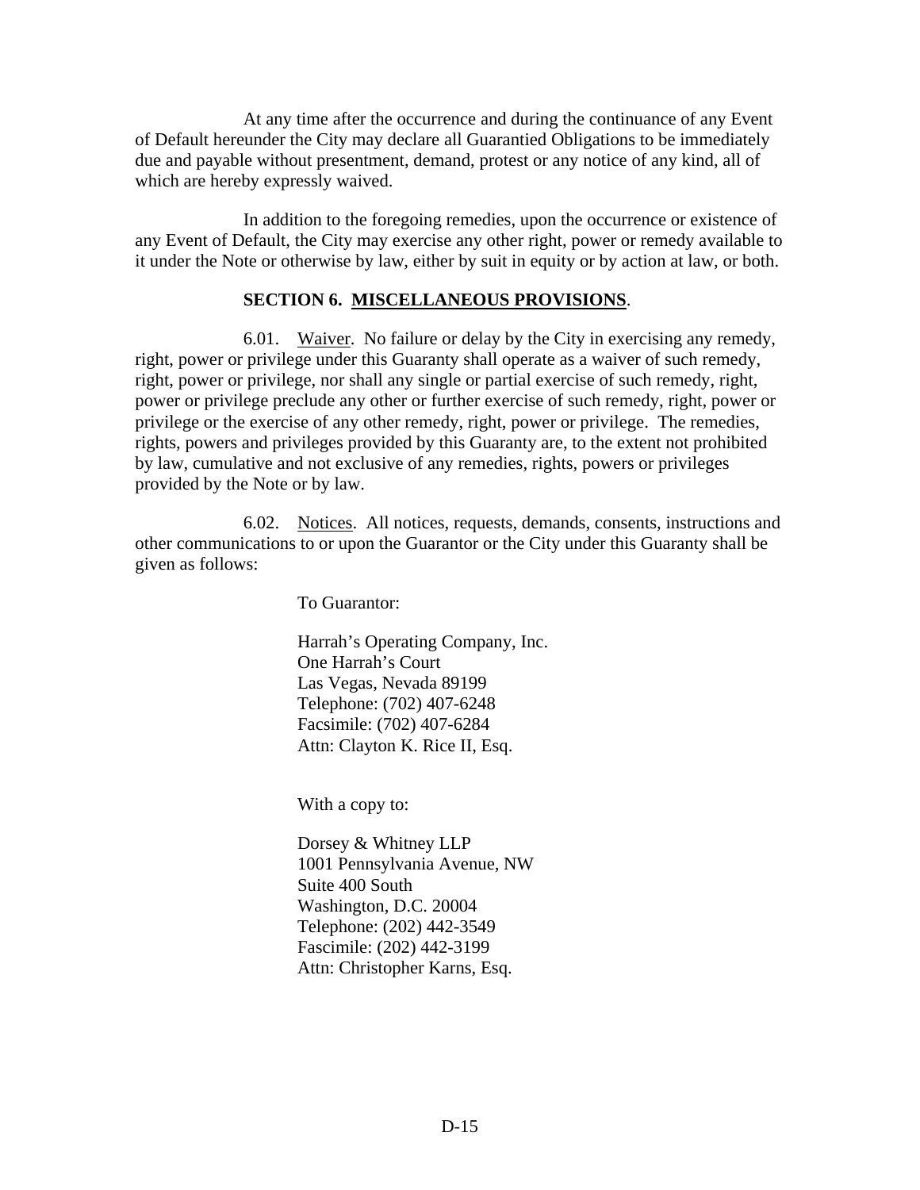At any time after the occurrence and during the continuance of any Event of Default hereunder the City may declare all Guarantied Obligations to be immediately due and payable without presentment, demand, protest or any notice of any kind, all of which are hereby expressly waived.

In addition to the foregoing remedies, upon the occurrence or existence of any Event of Default, the City may exercise any other right, power or remedy available to it under the Note or otherwise by law, either by suit in equity or by action at law, or both.

## SECTION 6. MISCELLANEOUS PROVISIONS.

6.01. Waiver. No failure or delay by the City in exercising any remedy, right, power or privilege under this Guaranty shall operate as a waiver of such remedy, right, power or privilege, nor shall any single or partial exercise of such remedy, right, power or privilege preclude any other or further exercise of such remedy, right, power or privilege or the exercise of any other remedy, right, power or privilege. The remedies, rights, powers and privileges provided by this Guaranty are, to the extent not prohibited by law, cumulative and not exclusive of any remedies, rights, powers or privileges provided by the Note or by law.

6.02. Notices. All notices, requests, demands, consents, instructions and other communications to or upon the Guarantor or the City under this Guaranty shall be given as follows:

To Guarantor:

Harrah's Operating Company, Inc.
One Harrah's Court
Las Vegas, Nevada 89199
Telephone: (702) 407-6248
Facsimile: (702) 407-6284
Attn: Clayton K. Rice II, Esq.

With a copy to:

Dorsey & Whitney LLP
1001 Pennsylvania Avenue, NW
Suite 400 South
Washington, D.C. 20004
Telephone: (202) 442-3549
Fascimile: (202) 442-3199
Attn: Christopher Karns, Esq.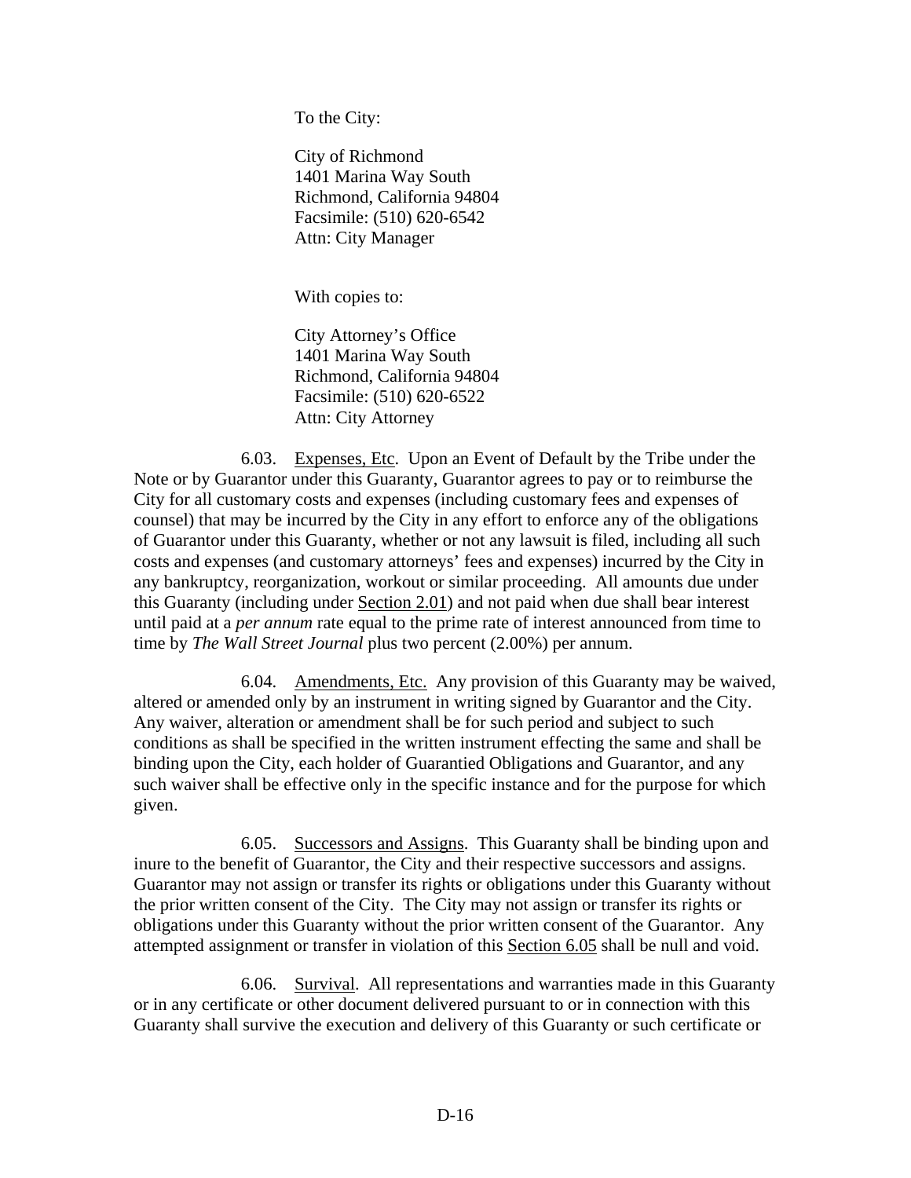To the City:

City of Richmond
1401 Marina Way South
Richmond, California 94804
Facsimile: (510) 620-6542
Attn: City Manager

With copies to:

City Attorney's Office
1401 Marina Way South
Richmond, California 94804
Facsimile: (510) 620-6522
Attn: City Attorney

6.03. Expenses, Etc. Upon an Event of Default by the Tribe under the Note or by Guarantor under this Guaranty, Guarantor agrees to pay or to reimburse the City for all customary costs and expenses (including customary fees and expenses of counsel) that may be incurred by the City in any effort to enforce any of the obligations of Guarantor under this Guaranty, whether or not any lawsuit is filed, including all such costs and expenses (and customary attorneys' fees and expenses) incurred by the City in any bankruptcy, reorganization, workout or similar proceeding. All amounts due under this Guaranty (including under Section 2.01) and not paid when due shall bear interest until paid at a *per annum* rate equal to the prime rate of interest announced from time to time by *The Wall Street Journal* plus two percent (2.00%) per annum.

6.04. Amendments, Etc. Any provision of this Guaranty may be waived, altered or amended only by an instrument in writing signed by Guarantor and the City. Any waiver, alteration or amendment shall be for such period and subject to such conditions as shall be specified in the written instrument effecting the same and shall be binding upon the City, each holder of Guarantied Obligations and Guarantor, and any such waiver shall be effective only in the specific instance and for the purpose for which given.

6.05. Successors and Assigns. This Guaranty shall be binding upon and inure to the benefit of Guarantor, the City and their respective successors and assigns. Guarantor may not assign or transfer its rights or obligations under this Guaranty without the prior written consent of the City. The City may not assign or transfer its rights or obligations under this Guaranty without the prior written consent of the Guarantor. Any attempted assignment or transfer in violation of this Section 6.05 shall be null and void.

6.06. Survival. All representations and warranties made in this Guaranty or in any certificate or other document delivered pursuant to or in connection with this Guaranty shall survive the execution and delivery of this Guaranty or such certificate or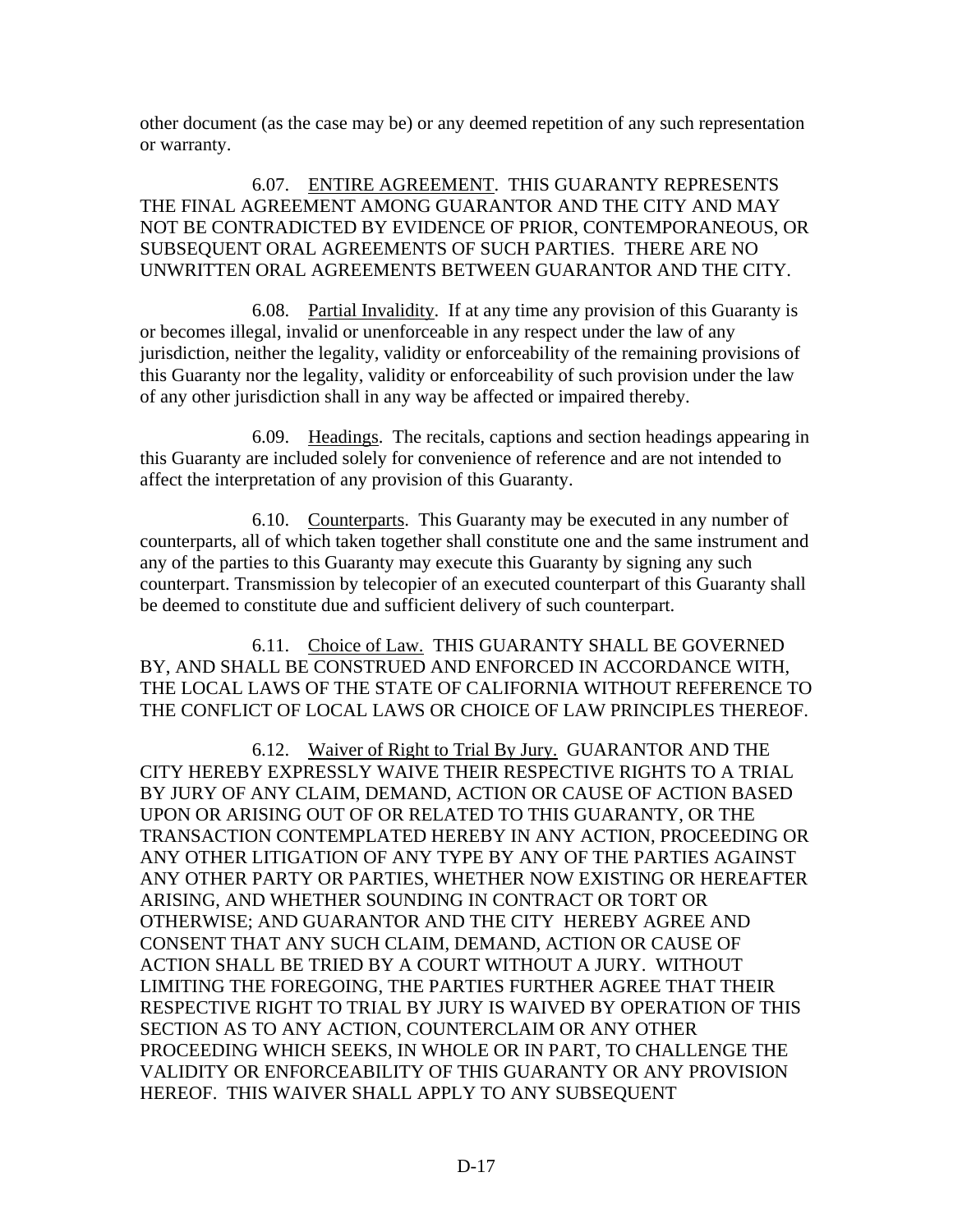other document (as the case may be) or any deemed repetition of any such representation or warranty.

6.07. ENTIRE AGREEMENT. THIS GUARANTY REPRESENTS THE FINAL AGREEMENT AMONG GUARANTOR AND THE CITY AND MAY NOT BE CONTRADICTED BY EVIDENCE OF PRIOR, CONTEMPORANEOUS, OR SUBSEQUENT ORAL AGREEMENTS OF SUCH PARTIES. THERE ARE NO UNWRITTEN ORAL AGREEMENTS BETWEEN GUARANTOR AND THE CITY.

6.08. Partial Invalidity. If at any time any provision of this Guaranty is or becomes illegal, invalid or unenforceable in any respect under the law of any jurisdiction, neither the legality, validity or enforceability of the remaining provisions of this Guaranty nor the legality, validity or enforceability of such provision under the law of any other jurisdiction shall in any way be affected or impaired thereby.

6.09. Headings. The recitals, captions and section headings appearing in this Guaranty are included solely for convenience of reference and are not intended to affect the interpretation of any provision of this Guaranty.

6.10. Counterparts. This Guaranty may be executed in any number of counterparts, all of which taken together shall constitute one and the same instrument and any of the parties to this Guaranty may execute this Guaranty by signing any such counterpart. Transmission by telecopier of an executed counterpart of this Guaranty shall be deemed to constitute due and sufficient delivery of such counterpart.

6.11. Choice of Law. THIS GUARANTY SHALL BE GOVERNED BY, AND SHALL BE CONSTRUED AND ENFORCED IN ACCORDANCE WITH, THE LOCAL LAWS OF THE STATE OF CALIFORNIA WITHOUT REFERENCE TO THE CONFLICT OF LOCAL LAWS OR CHOICE OF LAW PRINCIPLES THEREOF.

6.12. Waiver of Right to Trial By Jury. GUARANTOR AND THE CITY HEREBY EXPRESSLY WAIVE THEIR RESPECTIVE RIGHTS TO A TRIAL BY JURY OF ANY CLAIM, DEMAND, ACTION OR CAUSE OF ACTION BASED UPON OR ARISING OUT OF OR RELATED TO THIS GUARANTY, OR THE TRANSACTION CONTEMPLATED HEREBY IN ANY ACTION, PROCEEDING OR ANY OTHER LITIGATION OF ANY TYPE BY ANY OF THE PARTIES AGAINST ANY OTHER PARTY OR PARTIES, WHETHER NOW EXISTING OR HEREAFTER ARISING, AND WHETHER SOUNDING IN CONTRACT OR TORT OR OTHERWISE; AND GUARANTOR AND THE CITY HEREBY AGREE AND CONSENT THAT ANY SUCH CLAIM, DEMAND, ACTION OR CAUSE OF ACTION SHALL BE TRIED BY A COURT WITHOUT A JURY. WITHOUT LIMITING THE FOREGOING, THE PARTIES FURTHER AGREE THAT THEIR RESPECTIVE RIGHT TO TRIAL BY JURY IS WAIVED BY OPERATION OF THIS SECTION AS TO ANY ACTION, COUNTERCLAIM OR ANY OTHER PROCEEDING WHICH SEEKS, IN WHOLE OR IN PART, TO CHALLENGE THE VALIDITY OR ENFORCEABILITY OF THIS GUARANTY OR ANY PROVISION HEREOF. THIS WAIVER SHALL APPLY TO ANY SUBSEQUENT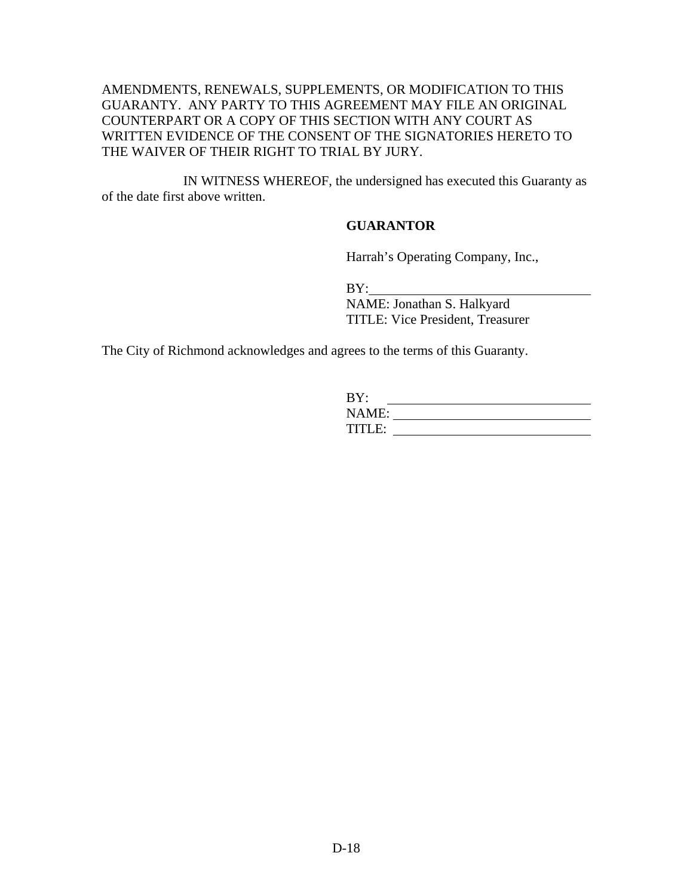AMENDMENTS, RENEWALS, SUPPLEMENTS, OR MODIFICATION TO THIS GUARANTY. ANY PARTY TO THIS AGREEMENT MAY FILE AN ORIGINAL COUNTERPART OR A COPY OF THIS SECTION WITH ANY COURT AS WRITTEN EVIDENCE OF THE CONSENT OF THE SIGNATORIES HERETO TO THE WAIVER OF THEIR RIGHT TO TRIAL BY JURY.

IN WITNESS WHEREOF, the undersigned has executed this Guaranty as of the date first above written.

**GUARANTOR**

Harrah's Operating Company, Inc.,

BY:\_\_\_\_\_\_\_\_\_\_\_\_\_\_\_\_\_\_\_\_\_\_\_\_\_\_\_\_\_\_\_\_
NAME: Jonathan S. Halkyard
TITLE: Vice President, Treasurer

The City of Richmond acknowledges and agrees to the terms of this Guaranty.

BY: \_\_\_\_\_\_\_\_\_\_\_\_\_\_\_\_\_\_\_\_\_\_\_\_\_\_\_\_\_\_
NAME: \_\_\_\_\_\_\_\_\_\_\_\_\_\_\_\_\_\_\_\_\_\_\_\_\_\_\_\_\_\_
TITLE: \_\_\_\_\_\_\_\_\_\_\_\_\_\_\_\_\_\_\_\_\_\_\_\_\_\_\_\_\_\_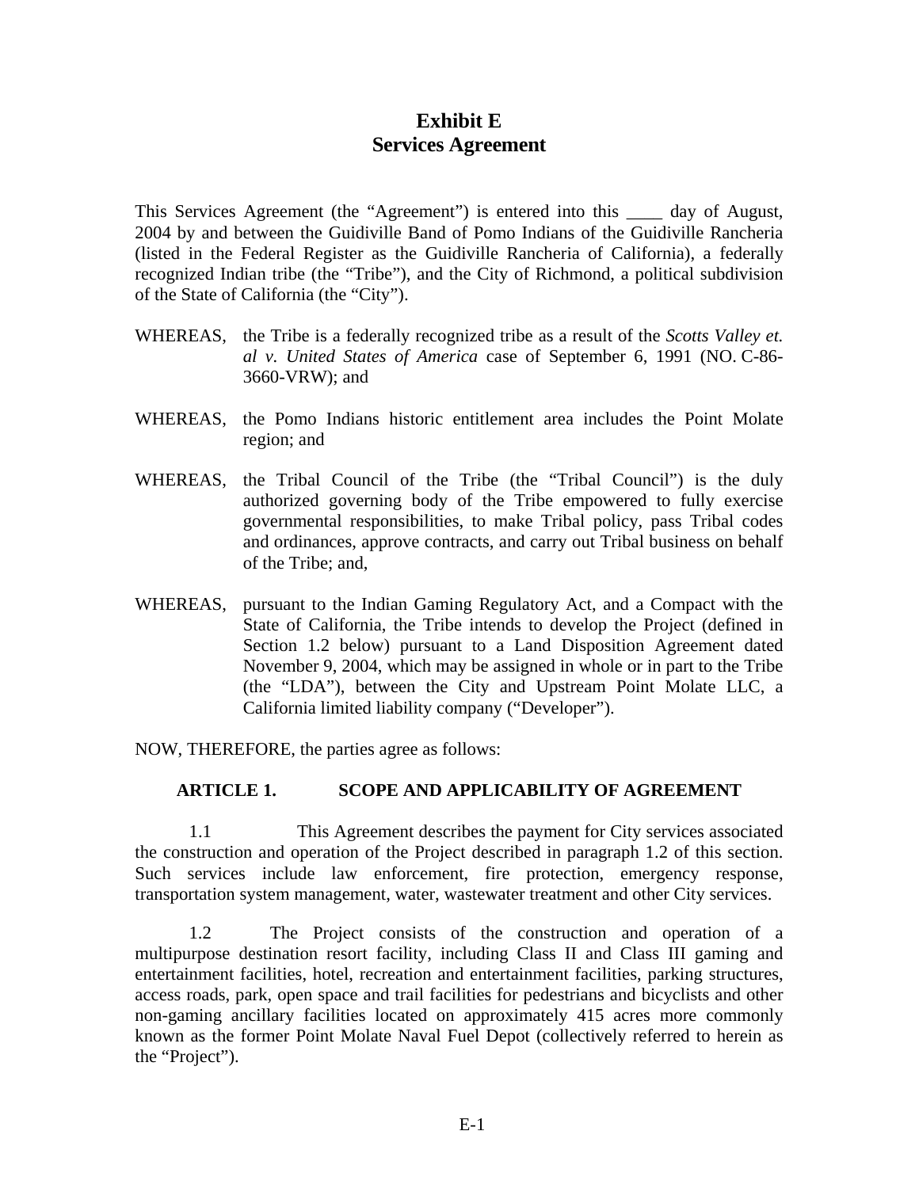# Exhibit E
# Services Agreement

This Services Agreement (the "Agreement") is entered into this ____ day of August, 2004 by and between the Guidiville Band of Pomo Indians of the Guidiville Rancheria (listed in the Federal Register as the Guidiville Rancheria of California), a federally recognized Indian tribe (the "Tribe"), and the City of Richmond, a political subdivision of the State of California (the "City").

WHEREAS, the Tribe is a federally recognized tribe as a result of the *Scotts Valley et. al v. United States of America* case of September 6, 1991 (NO. C-86-3660-VRW); and

WHEREAS, the Pomo Indians historic entitlement area includes the Point Molate region; and

WHEREAS, the Tribal Council of the Tribe (the "Tribal Council") is the duly authorized governing body of the Tribe empowered to fully exercise governmental responsibilities, to make Tribal policy, pass Tribal codes and ordinances, approve contracts, and carry out Tribal business on behalf of the Tribe; and,

WHEREAS, pursuant to the Indian Gaming Regulatory Act, and a Compact with the State of California, the Tribe intends to develop the Project (defined in Section 1.2 below) pursuant to a Land Disposition Agreement dated November 9, 2004, which may be assigned in whole or in part to the Tribe (the "LDA"), between the City and Upstream Point Molate LLC, a California limited liability company ("Developer").

NOW, THEREFORE, the parties agree as follows:

## ARTICLE 1. SCOPE AND APPLICABILITY OF AGREEMENT

1.1 This Agreement describes the payment for City services associated the construction and operation of the Project described in paragraph 1.2 of this section. Such services include law enforcement, fire protection, emergency response, transportation system management, water, wastewater treatment and other City services.

1.2 The Project consists of the construction and operation of a multipurpose destination resort facility, including Class II and Class III gaming and entertainment facilities, hotel, recreation and entertainment facilities, parking structures, access roads, park, open space and trail facilities for pedestrians and bicyclists and other non-gaming ancillary facilities located on approximately 415 acres more commonly known as the former Point Molate Naval Fuel Depot (collectively referred to herein as the "Project").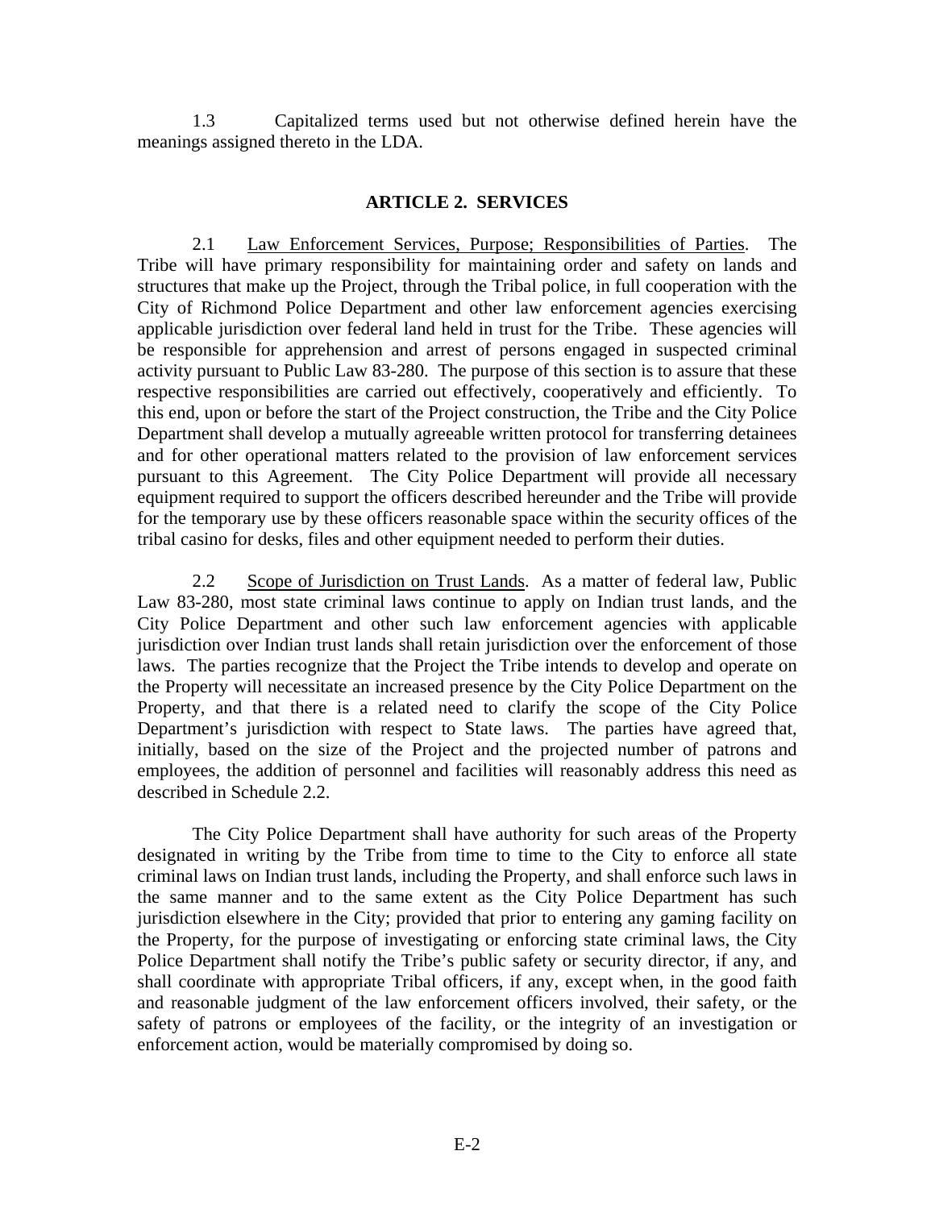1.3 Capitalized terms used but not otherwise defined herein have the meanings assigned thereto in the LDA.

## ARTICLE 2. SERVICES

2.1 Law Enforcement Services, Purpose; Responsibilities of Parties. The Tribe will have primary responsibility for maintaining order and safety on lands and structures that make up the Project, through the Tribal police, in full cooperation with the City of Richmond Police Department and other law enforcement agencies exercising applicable jurisdiction over federal land held in trust for the Tribe. These agencies will be responsible for apprehension and arrest of persons engaged in suspected criminal activity pursuant to Public Law 83-280. The purpose of this section is to assure that these respective responsibilities are carried out effectively, cooperatively and efficiently. To this end, upon or before the start of the Project construction, the Tribe and the City Police Department shall develop a mutually agreeable written protocol for transferring detainees and for other operational matters related to the provision of law enforcement services pursuant to this Agreement. The City Police Department will provide all necessary equipment required to support the officers described hereunder and the Tribe will provide for the temporary use by these officers reasonable space within the security offices of the tribal casino for desks, files and other equipment needed to perform their duties.

2.2 Scope of Jurisdiction on Trust Lands. As a matter of federal law, Public Law 83-280, most state criminal laws continue to apply on Indian trust lands, and the City Police Department and other such law enforcement agencies with applicable jurisdiction over Indian trust lands shall retain jurisdiction over the enforcement of those laws. The parties recognize that the Project the Tribe intends to develop and operate on the Property will necessitate an increased presence by the City Police Department on the Property, and that there is a related need to clarify the scope of the City Police Department's jurisdiction with respect to State laws. The parties have agreed that, initially, based on the size of the Project and the projected number of patrons and employees, the addition of personnel and facilities will reasonably address this need as described in Schedule 2.2.

The City Police Department shall have authority for such areas of the Property designated in writing by the Tribe from time to time to the City to enforce all state criminal laws on Indian trust lands, including the Property, and shall enforce such laws in the same manner and to the same extent as the City Police Department has such jurisdiction elsewhere in the City; provided that prior to entering any gaming facility on the Property, for the purpose of investigating or enforcing state criminal laws, the City Police Department shall notify the Tribe's public safety or security director, if any, and shall coordinate with appropriate Tribal officers, if any, except when, in the good faith and reasonable judgment of the law enforcement officers involved, their safety, or the safety of patrons or employees of the facility, or the integrity of an investigation or enforcement action, would be materially compromised by doing so.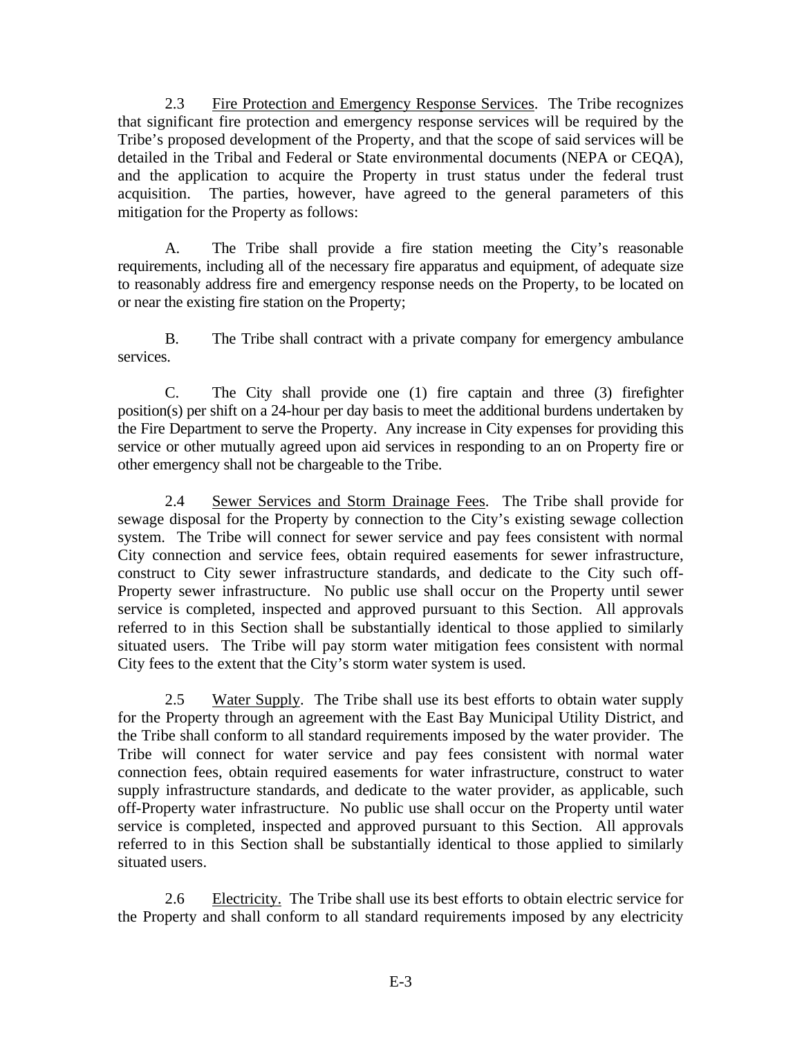2.3 Fire Protection and Emergency Response Services. The Tribe recognizes that significant fire protection and emergency response services will be required by the Tribe's proposed development of the Property, and that the scope of said services will be detailed in the Tribal and Federal or State environmental documents (NEPA or CEQA), and the application to acquire the Property in trust status under the federal trust acquisition. The parties, however, have agreed to the general parameters of this mitigation for the Property as follows:

A. The Tribe shall provide a fire station meeting the City's reasonable requirements, including all of the necessary fire apparatus and equipment, of adequate size to reasonably address fire and emergency response needs on the Property, to be located on or near the existing fire station on the Property;

B. The Tribe shall contract with a private company for emergency ambulance services.

C. The City shall provide one (1) fire captain and three (3) firefighter position(s) per shift on a 24-hour per day basis to meet the additional burdens undertaken by the Fire Department to serve the Property. Any increase in City expenses for providing this service or other mutually agreed upon aid services in responding to an on Property fire or other emergency shall not be chargeable to the Tribe.

2.4 Sewer Services and Storm Drainage Fees. The Tribe shall provide for sewage disposal for the Property by connection to the City's existing sewage collection system. The Tribe will connect for sewer service and pay fees consistent with normal City connection and service fees, obtain required easements for sewer infrastructure, construct to City sewer infrastructure standards, and dedicate to the City such off-Property sewer infrastructure. No public use shall occur on the Property until sewer service is completed, inspected and approved pursuant to this Section. All approvals referred to in this Section shall be substantially identical to those applied to similarly situated users. The Tribe will pay storm water mitigation fees consistent with normal City fees to the extent that the City's storm water system is used.

2.5 Water Supply. The Tribe shall use its best efforts to obtain water supply for the Property through an agreement with the East Bay Municipal Utility District, and the Tribe shall conform to all standard requirements imposed by the water provider. The Tribe will connect for water service and pay fees consistent with normal water connection fees, obtain required easements for water infrastructure, construct to water supply infrastructure standards, and dedicate to the water provider, as applicable, such off-Property water infrastructure. No public use shall occur on the Property until water service is completed, inspected and approved pursuant to this Section. All approvals referred to in this Section shall be substantially identical to those applied to similarly situated users.

2.6 Electricity. The Tribe shall use its best efforts to obtain electric service for the Property and shall conform to all standard requirements imposed by any electricity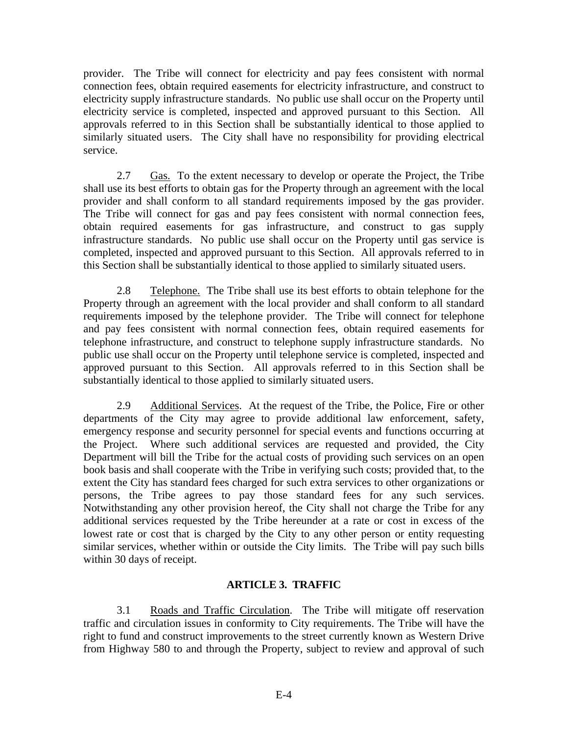provider. The Tribe will connect for electricity and pay fees consistent with normal connection fees, obtain required easements for electricity infrastructure, and construct to electricity supply infrastructure standards. No public use shall occur on the Property until electricity service is completed, inspected and approved pursuant to this Section. All approvals referred to in this Section shall be substantially identical to those applied to similarly situated users. The City shall have no responsibility for providing electrical service.

2.7 Gas. To the extent necessary to develop or operate the Project, the Tribe shall use its best efforts to obtain gas for the Property through an agreement with the local provider and shall conform to all standard requirements imposed by the gas provider. The Tribe will connect for gas and pay fees consistent with normal connection fees, obtain required easements for gas infrastructure, and construct to gas supply infrastructure standards. No public use shall occur on the Property until gas service is completed, inspected and approved pursuant to this Section. All approvals referred to in this Section shall be substantially identical to those applied to similarly situated users.

2.8 Telephone. The Tribe shall use its best efforts to obtain telephone for the Property through an agreement with the local provider and shall conform to all standard requirements imposed by the telephone provider. The Tribe will connect for telephone and pay fees consistent with normal connection fees, obtain required easements for telephone infrastructure, and construct to telephone supply infrastructure standards. No public use shall occur on the Property until telephone service is completed, inspected and approved pursuant to this Section. All approvals referred to in this Section shall be substantially identical to those applied to similarly situated users.

2.9 Additional Services. At the request of the Tribe, the Police, Fire or other departments of the City may agree to provide additional law enforcement, safety, emergency response and security personnel for special events and functions occurring at the Project. Where such additional services are requested and provided, the City Department will bill the Tribe for the actual costs of providing such services on an open book basis and shall cooperate with the Tribe in verifying such costs; provided that, to the extent the City has standard fees charged for such extra services to other organizations or persons, the Tribe agrees to pay those standard fees for any such services. Notwithstanding any other provision hereof, the City shall not charge the Tribe for any additional services requested by the Tribe hereunder at a rate or cost in excess of the lowest rate or cost that is charged by the City to any other person or entity requesting similar services, whether within or outside the City limits. The Tribe will pay such bills within 30 days of receipt.

## ARTICLE 3. TRAFFIC

3.1 Roads and Traffic Circulation. The Tribe will mitigate off reservation traffic and circulation issues in conformity to City requirements. The Tribe will have the right to fund and construct improvements to the street currently known as Western Drive from Highway 580 to and through the Property, subject to review and approval of such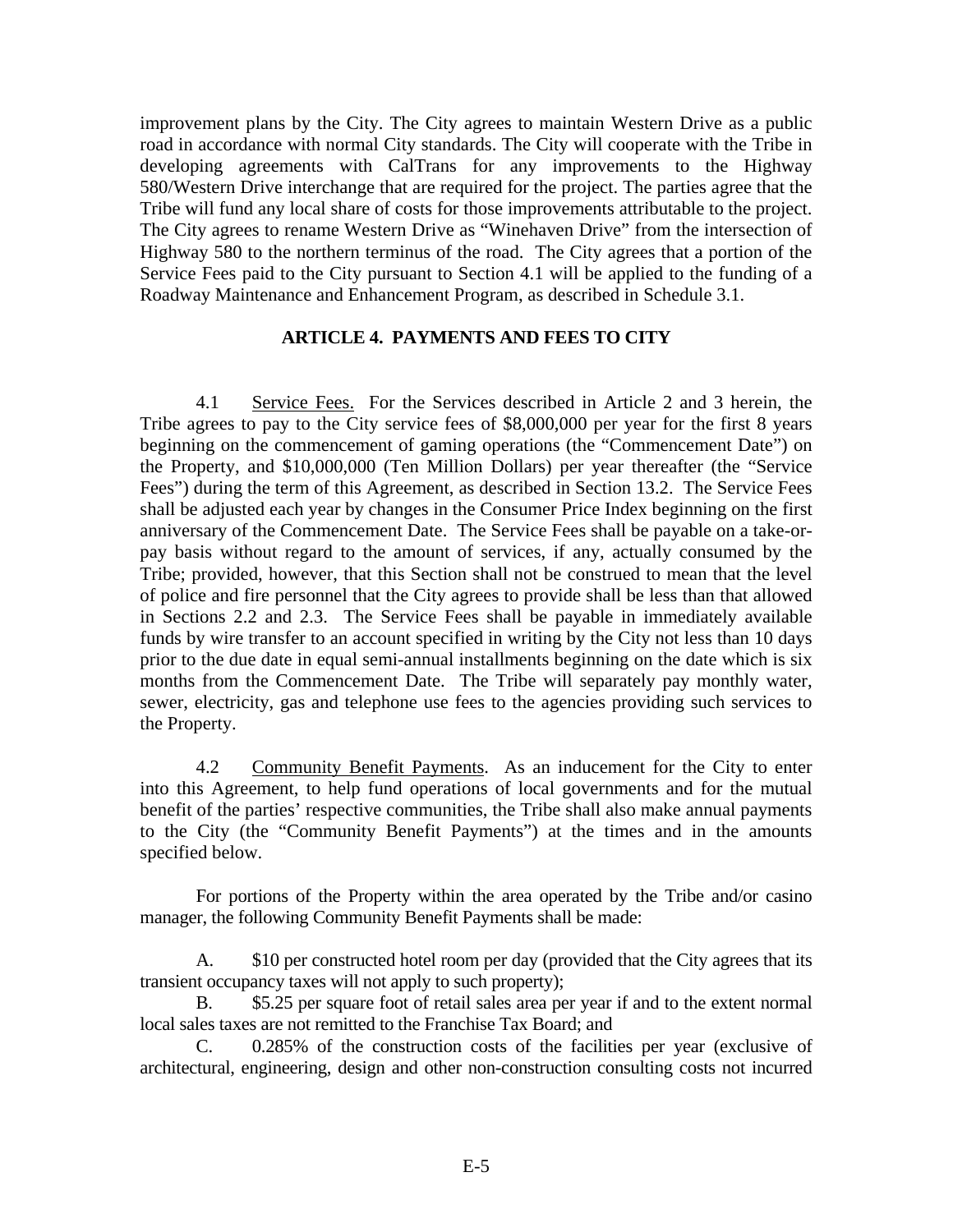improvement plans by the City. The City agrees to maintain Western Drive as a public road in accordance with normal City standards. The City will cooperate with the Tribe in developing agreements with CalTrans for any improvements to the Highway 580/Western Drive interchange that are required for the project. The parties agree that the Tribe will fund any local share of costs for those improvements attributable to the project. The City agrees to rename Western Drive as "Winehaven Drive" from the intersection of Highway 580 to the northern terminus of the road. The City agrees that a portion of the Service Fees paid to the City pursuant to Section 4.1 will be applied to the funding of a Roadway Maintenance and Enhancement Program, as described in Schedule 3.1.

## ARTICLE 4. PAYMENTS AND FEES TO CITY

4.1 Service Fees. For the Services described in Article 2 and 3 herein, the Tribe agrees to pay to the City service fees of $8,000,000 per year for the first 8 years beginning on the commencement of gaming operations (the "Commencement Date") on the Property, and $10,000,000 (Ten Million Dollars) per year thereafter (the "Service Fees") during the term of this Agreement, as described in Section 13.2. The Service Fees shall be adjusted each year by changes in the Consumer Price Index beginning on the first anniversary of the Commencement Date. The Service Fees shall be payable on a take-or-pay basis without regard to the amount of services, if any, actually consumed by the Tribe; provided, however, that this Section shall not be construed to mean that the level of police and fire personnel that the City agrees to provide shall be less than that allowed in Sections 2.2 and 2.3. The Service Fees shall be payable in immediately available funds by wire transfer to an account specified in writing by the City not less than 10 days prior to the due date in equal semi-annual installments beginning on the date which is six months from the Commencement Date. The Tribe will separately pay monthly water, sewer, electricity, gas and telephone use fees to the agencies providing such services to the Property.

4.2 Community Benefit Payments. As an inducement for the City to enter into this Agreement, to help fund operations of local governments and for the mutual benefit of the parties' respective communities, the Tribe shall also make annual payments to the City (the "Community Benefit Payments") at the times and in the amounts specified below.

For portions of the Property within the area operated by the Tribe and/or casino manager, the following Community Benefit Payments shall be made:

A. $10 per constructed hotel room per day (provided that the City agrees that its transient occupancy taxes will not apply to such property);

B. $5.25 per square foot of retail sales area per year if and to the extent normal local sales taxes are not remitted to the Franchise Tax Board; and

C. 0.285% of the construction costs of the facilities per year (exclusive of architectural, engineering, design and other non-construction consulting costs not incurred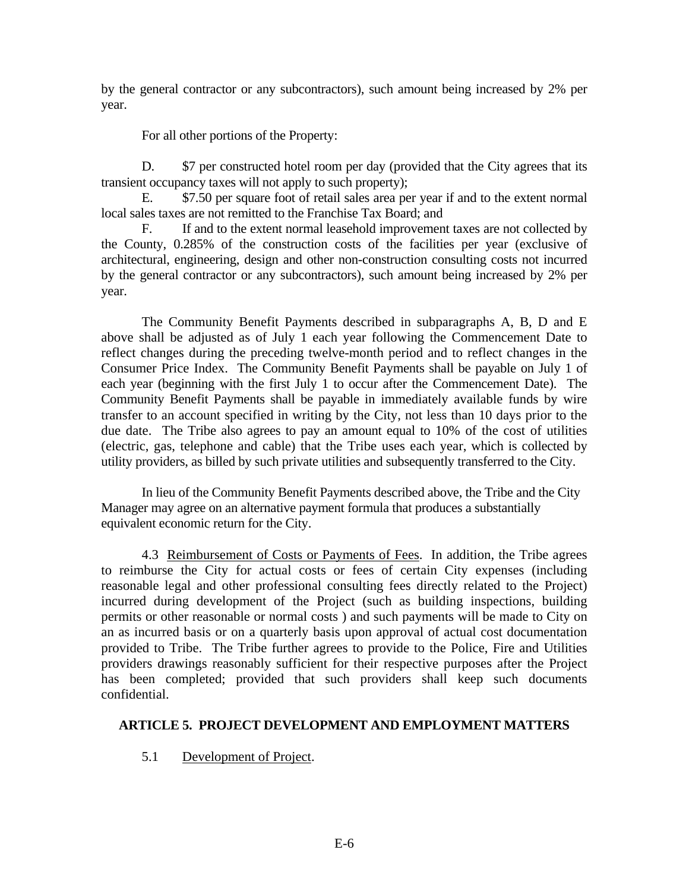by the general contractor or any subcontractors), such amount being increased by 2% per year.

For all other portions of the Property:

D. $7 per constructed hotel room per day (provided that the City agrees that its transient occupancy taxes will not apply to such property);

E. $7.50 per square foot of retail sales area per year if and to the extent normal local sales taxes are not remitted to the Franchise Tax Board; and

F. If and to the extent normal leasehold improvement taxes are not collected by the County, 0.285% of the construction costs of the facilities per year (exclusive of architectural, engineering, design and other non-construction consulting costs not incurred by the general contractor or any subcontractors), such amount being increased by 2% per year.

The Community Benefit Payments described in subparagraphs A, B, D and E above shall be adjusted as of July 1 each year following the Commencement Date to reflect changes during the preceding twelve-month period and to reflect changes in the Consumer Price Index. The Community Benefit Payments shall be payable on July 1 of each year (beginning with the first July 1 to occur after the Commencement Date). The Community Benefit Payments shall be payable in immediately available funds by wire transfer to an account specified in writing by the City, not less than 10 days prior to the due date. The Tribe also agrees to pay an amount equal to 10% of the cost of utilities (electric, gas, telephone and cable) that the Tribe uses each year, which is collected by utility providers, as billed by such private utilities and subsequently transferred to the City.

In lieu of the Community Benefit Payments described above, the Tribe and the City Manager may agree on an alternative payment formula that produces a substantially equivalent economic return for the City.

4.3 Reimbursement of Costs or Payments of Fees. In addition, the Tribe agrees to reimburse the City for actual costs or fees of certain City expenses (including reasonable legal and other professional consulting fees directly related to the Project) incurred during development of the Project (such as building inspections, building permits or other reasonable or normal costs ) and such payments will be made to City on an as incurred basis or on a quarterly basis upon approval of actual cost documentation provided to Tribe. The Tribe further agrees to provide to the Police, Fire and Utilities providers drawings reasonably sufficient for their respective purposes after the Project has been completed; provided that such providers shall keep such documents confidential.

## ARTICLE 5. PROJECT DEVELOPMENT AND EMPLOYMENT MATTERS

5.1 Development of Project.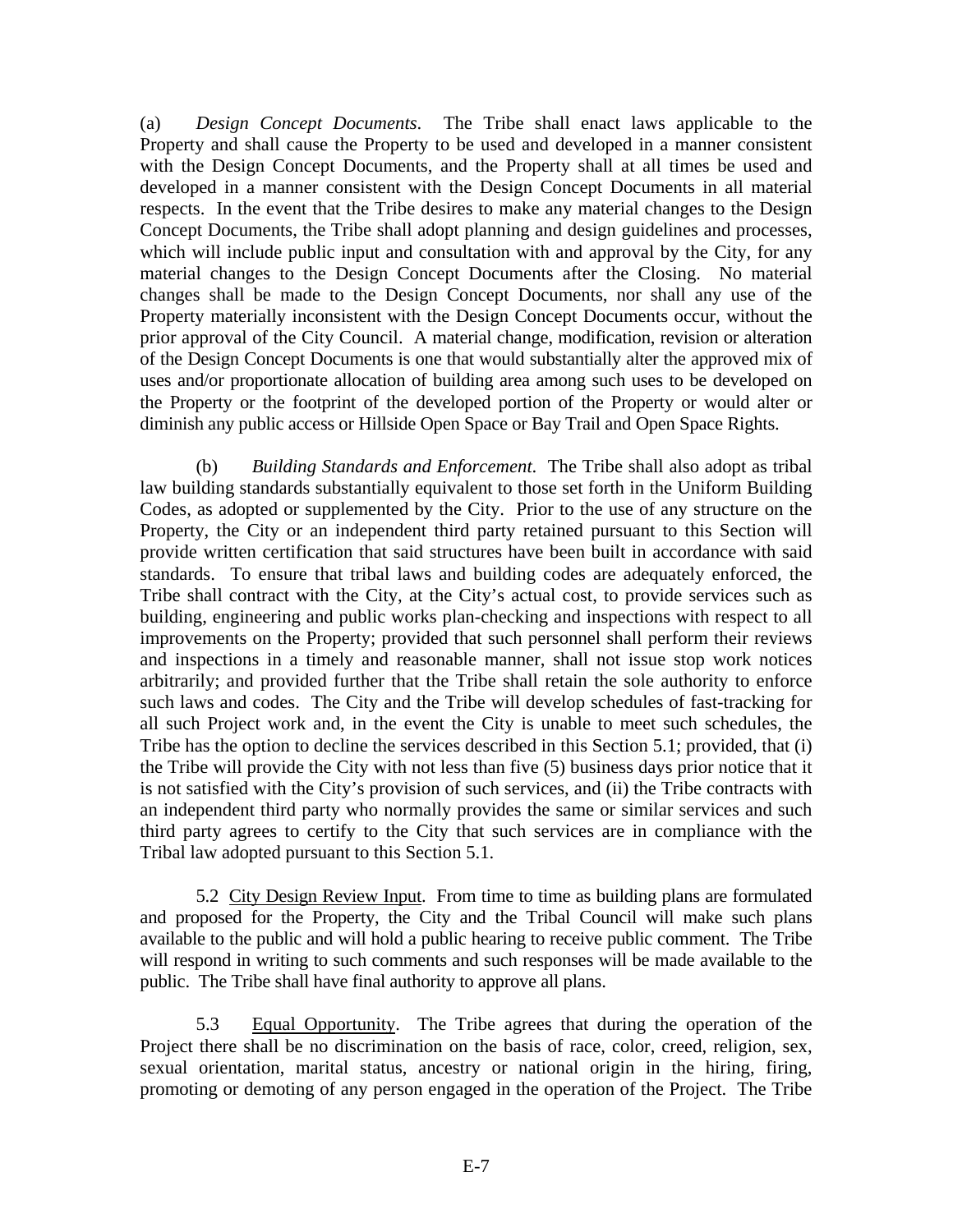(a) *Design Concept Documents*. The Tribe shall enact laws applicable to the Property and shall cause the Property to be used and developed in a manner consistent with the Design Concept Documents, and the Property shall at all times be used and developed in a manner consistent with the Design Concept Documents in all material respects. In the event that the Tribe desires to make any material changes to the Design Concept Documents, the Tribe shall adopt planning and design guidelines and processes, which will include public input and consultation with and approval by the City, for any material changes to the Design Concept Documents after the Closing. No material changes shall be made to the Design Concept Documents, nor shall any use of the Property materially inconsistent with the Design Concept Documents occur, without the prior approval of the City Council. A material change, modification, revision or alteration of the Design Concept Documents is one that would substantially alter the approved mix of uses and/or proportionate allocation of building area among such uses to be developed on the Property or the footprint of the developed portion of the Property or would alter or diminish any public access or Hillside Open Space or Bay Trail and Open Space Rights.

(b) *Building Standards and Enforcement.* The Tribe shall also adopt as tribal law building standards substantially equivalent to those set forth in the Uniform Building Codes, as adopted or supplemented by the City. Prior to the use of any structure on the Property, the City or an independent third party retained pursuant to this Section will provide written certification that said structures have been built in accordance with said standards. To ensure that tribal laws and building codes are adequately enforced, the Tribe shall contract with the City, at the City's actual cost, to provide services such as building, engineering and public works plan-checking and inspections with respect to all improvements on the Property; provided that such personnel shall perform their reviews and inspections in a timely and reasonable manner, shall not issue stop work notices arbitrarily; and provided further that the Tribe shall retain the sole authority to enforce such laws and codes. The City and the Tribe will develop schedules of fast-tracking for all such Project work and, in the event the City is unable to meet such schedules, the Tribe has the option to decline the services described in this Section 5.1; provided, that (i) the Tribe will provide the City with not less than five (5) business days prior notice that it is not satisfied with the City's provision of such services, and (ii) the Tribe contracts with an independent third party who normally provides the same or similar services and such third party agrees to certify to the City that such services are in compliance with the Tribal law adopted pursuant to this Section 5.1.

5.2 City Design Review Input. From time to time as building plans are formulated and proposed for the Property, the City and the Tribal Council will make such plans available to the public and will hold a public hearing to receive public comment. The Tribe will respond in writing to such comments and such responses will be made available to the public. The Tribe shall have final authority to approve all plans.

5.3 Equal Opportunity. The Tribe agrees that during the operation of the Project there shall be no discrimination on the basis of race, color, creed, religion, sex, sexual orientation, marital status, ancestry or national origin in the hiring, firing, promoting or demoting of any person engaged in the operation of the Project. The Tribe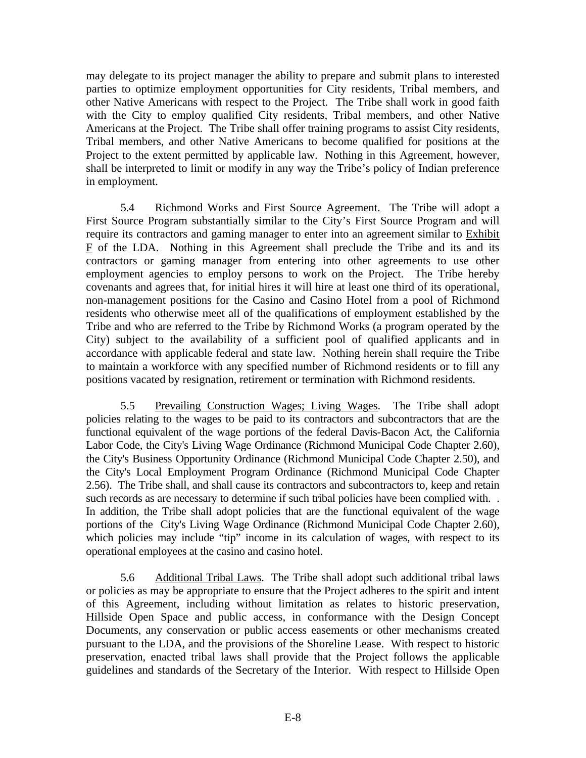may delegate to its project manager the ability to prepare and submit plans to interested parties to optimize employment opportunities for City residents, Tribal members, and other Native Americans with respect to the Project. The Tribe shall work in good faith with the City to employ qualified City residents, Tribal members, and other Native Americans at the Project. The Tribe shall offer training programs to assist City residents, Tribal members, and other Native Americans to become qualified for positions at the Project to the extent permitted by applicable law. Nothing in this Agreement, however, shall be interpreted to limit or modify in any way the Tribe's policy of Indian preference in employment.

5.4 Richmond Works and First Source Agreement. The Tribe will adopt a First Source Program substantially similar to the City's First Source Program and will require its contractors and gaming manager to enter into an agreement similar to Exhibit F of the LDA. Nothing in this Agreement shall preclude the Tribe and its and its contractors or gaming manager from entering into other agreements to use other employment agencies to employ persons to work on the Project. The Tribe hereby covenants and agrees that, for initial hires it will hire at least one third of its operational, non-management positions for the Casino and Casino Hotel from a pool of Richmond residents who otherwise meet all of the qualifications of employment established by the Tribe and who are referred to the Tribe by Richmond Works (a program operated by the City) subject to the availability of a sufficient pool of qualified applicants and in accordance with applicable federal and state law. Nothing herein shall require the Tribe to maintain a workforce with any specified number of Richmond residents or to fill any positions vacated by resignation, retirement or termination with Richmond residents.

5.5 Prevailing Construction Wages; Living Wages. The Tribe shall adopt policies relating to the wages to be paid to its contractors and subcontractors that are the functional equivalent of the wage portions of the federal Davis-Bacon Act, the California Labor Code, the City's Living Wage Ordinance (Richmond Municipal Code Chapter 2.60), the City's Business Opportunity Ordinance (Richmond Municipal Code Chapter 2.50), and the City's Local Employment Program Ordinance (Richmond Municipal Code Chapter 2.56). The Tribe shall, and shall cause its contractors and subcontractors to, keep and retain such records as are necessary to determine if such tribal policies have been complied with. . In addition, the Tribe shall adopt policies that are the functional equivalent of the wage portions of the City's Living Wage Ordinance (Richmond Municipal Code Chapter 2.60), which policies may include "tip" income in its calculation of wages, with respect to its operational employees at the casino and casino hotel.

5.6 Additional Tribal Laws. The Tribe shall adopt such additional tribal laws or policies as may be appropriate to ensure that the Project adheres to the spirit and intent of this Agreement, including without limitation as relates to historic preservation, Hillside Open Space and public access, in conformance with the Design Concept Documents, any conservation or public access easements or other mechanisms created pursuant to the LDA, and the provisions of the Shoreline Lease. With respect to historic preservation, enacted tribal laws shall provide that the Project follows the applicable guidelines and standards of the Secretary of the Interior. With respect to Hillside Open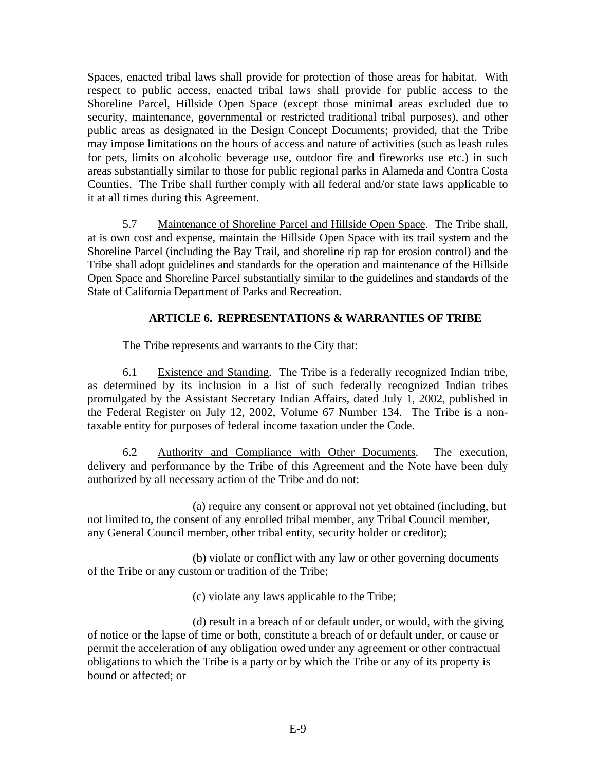Spaces, enacted tribal laws shall provide for protection of those areas for habitat. With respect to public access, enacted tribal laws shall provide for public access to the Shoreline Parcel, Hillside Open Space (except those minimal areas excluded due to security, maintenance, governmental or restricted traditional tribal purposes), and other public areas as designated in the Design Concept Documents; provided, that the Tribe may impose limitations on the hours of access and nature of activities (such as leash rules for pets, limits on alcoholic beverage use, outdoor fire and fireworks use etc.) in such areas substantially similar to those for public regional parks in Alameda and Contra Costa Counties. The Tribe shall further comply with all federal and/or state laws applicable to it at all times during this Agreement.

5.7 Maintenance of Shoreline Parcel and Hillside Open Space. The Tribe shall, at is own cost and expense, maintain the Hillside Open Space with its trail system and the Shoreline Parcel (including the Bay Trail, and shoreline rip rap for erosion control) and the Tribe shall adopt guidelines and standards for the operation and maintenance of the Hillside Open Space and Shoreline Parcel substantially similar to the guidelines and standards of the State of California Department of Parks and Recreation.

## ARTICLE 6. REPRESENTATIONS & WARRANTIES OF TRIBE

The Tribe represents and warrants to the City that:

6.1 Existence and Standing. The Tribe is a federally recognized Indian tribe, as determined by its inclusion in a list of such federally recognized Indian tribes promulgated by the Assistant Secretary Indian Affairs, dated July 1, 2002, published in the Federal Register on July 12, 2002, Volume 67 Number 134. The Tribe is a non-taxable entity for purposes of federal income taxation under the Code.

6.2 Authority and Compliance with Other Documents. The execution, delivery and performance by the Tribe of this Agreement and the Note have been duly authorized by all necessary action of the Tribe and do not:

(a) require any consent or approval not yet obtained (including, but not limited to, the consent of any enrolled tribal member, any Tribal Council member, any General Council member, other tribal entity, security holder or creditor);

(b) violate or conflict with any law or other governing documents of the Tribe or any custom or tradition of the Tribe;

(c) violate any laws applicable to the Tribe;

(d) result in a breach of or default under, or would, with the giving of notice or the lapse of time or both, constitute a breach of or default under, or cause or permit the acceleration of any obligation owed under any agreement or other contractual obligations to which the Tribe is a party or by which the Tribe or any of its property is bound or affected; or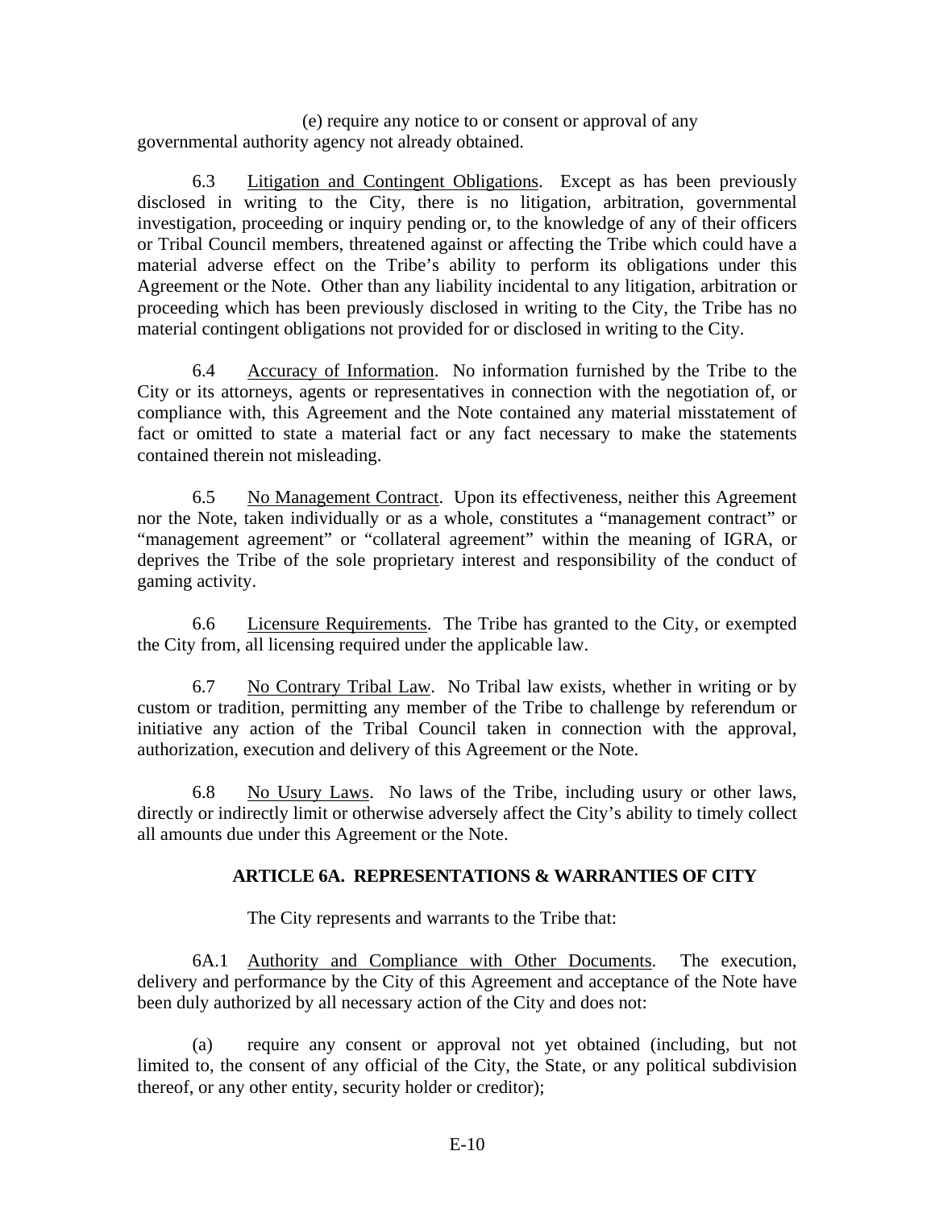(e) require any notice to or consent or approval of any governmental authority agency not already obtained.

6.3 Litigation and Contingent Obligations. Except as has been previously disclosed in writing to the City, there is no litigation, arbitration, governmental investigation, proceeding or inquiry pending or, to the knowledge of any of their officers or Tribal Council members, threatened against or affecting the Tribe which could have a material adverse effect on the Tribe's ability to perform its obligations under this Agreement or the Note. Other than any liability incidental to any litigation, arbitration or proceeding which has been previously disclosed in writing to the City, the Tribe has no material contingent obligations not provided for or disclosed in writing to the City.

6.4 Accuracy of Information. No information furnished by the Tribe to the City or its attorneys, agents or representatives in connection with the negotiation of, or compliance with, this Agreement and the Note contained any material misstatement of fact or omitted to state a material fact or any fact necessary to make the statements contained therein not misleading.

6.5 No Management Contract. Upon its effectiveness, neither this Agreement nor the Note, taken individually or as a whole, constitutes a "management contract" or "management agreement" or "collateral agreement" within the meaning of IGRA, or deprives the Tribe of the sole proprietary interest and responsibility of the conduct of gaming activity.

6.6 Licensure Requirements. The Tribe has granted to the City, or exempted the City from, all licensing required under the applicable law.

6.7 No Contrary Tribal Law. No Tribal law exists, whether in writing or by custom or tradition, permitting any member of the Tribe to challenge by referendum or initiative any action of the Tribal Council taken in connection with the approval, authorization, execution and delivery of this Agreement or the Note.

6.8 No Usury Laws. No laws of the Tribe, including usury or other laws, directly or indirectly limit or otherwise adversely affect the City's ability to timely collect all amounts due under this Agreement or the Note.

## ARTICLE 6A. REPRESENTATIONS & WARRANTIES OF CITY

The City represents and warrants to the Tribe that:

6A.1 Authority and Compliance with Other Documents. The execution, delivery and performance by the City of this Agreement and acceptance of the Note have been duly authorized by all necessary action of the City and does not:

(a) require any consent or approval not yet obtained (including, but not limited to, the consent of any official of the City, the State, or any political subdivision thereof, or any other entity, security holder or creditor);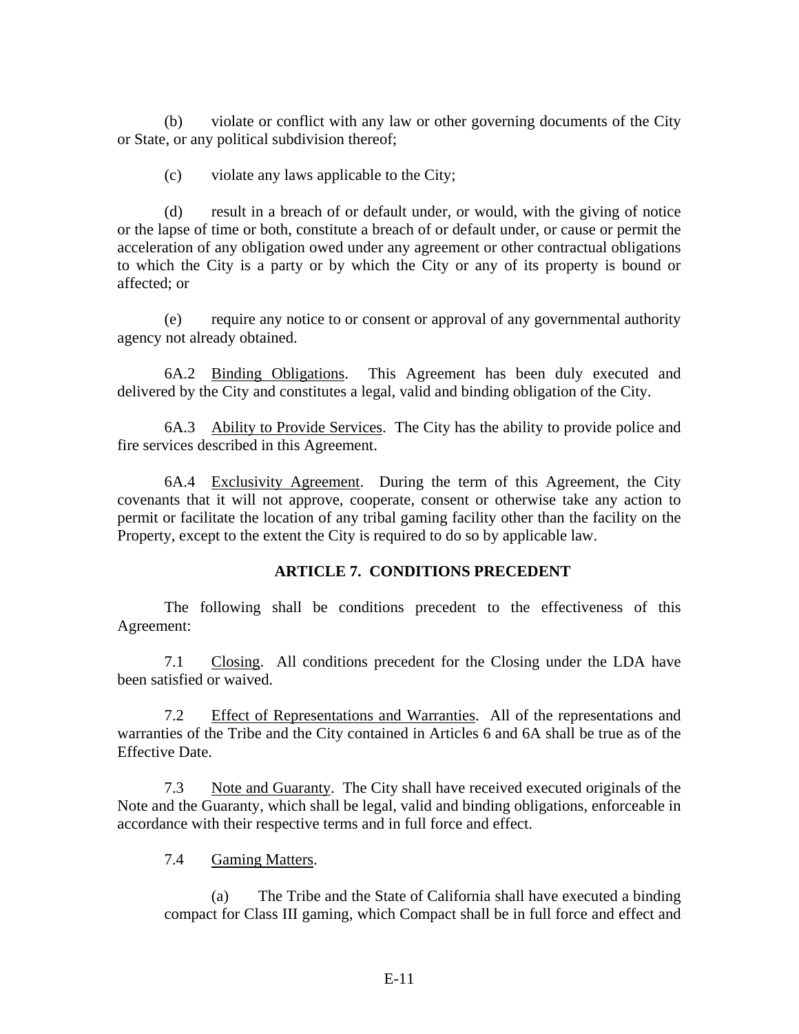(b) violate or conflict with any law or other governing documents of the City or State, or any political subdivision thereof;

(c) violate any laws applicable to the City;

(d) result in a breach of or default under, or would, with the giving of notice or the lapse of time or both, constitute a breach of or default under, or cause or permit the acceleration of any obligation owed under any agreement or other contractual obligations to which the City is a party or by which the City or any of its property is bound or affected; or

(e) require any notice to or consent or approval of any governmental authority agency not already obtained.

6A.2 Binding Obligations. This Agreement has been duly executed and delivered by the City and constitutes a legal, valid and binding obligation of the City.

6A.3 Ability to Provide Services. The City has the ability to provide police and fire services described in this Agreement.

6A.4 Exclusivity Agreement. During the term of this Agreement, the City covenants that it will not approve, cooperate, consent or otherwise take any action to permit or facilitate the location of any tribal gaming facility other than the facility on the Property, except to the extent the City is required to do so by applicable law.

## ARTICLE 7. CONDITIONS PRECEDENT

The following shall be conditions precedent to the effectiveness of this Agreement:

7.1 Closing. All conditions precedent for the Closing under the LDA have been satisfied or waived.

7.2 Effect of Representations and Warranties. All of the representations and warranties of the Tribe and the City contained in Articles 6 and 6A shall be true as of the Effective Date.

7.3 Note and Guaranty. The City shall have received executed originals of the Note and the Guaranty, which shall be legal, valid and binding obligations, enforceable in accordance with their respective terms and in full force and effect.

7.4 Gaming Matters.

(a) The Tribe and the State of California shall have executed a binding compact for Class III gaming, which Compact shall be in full force and effect and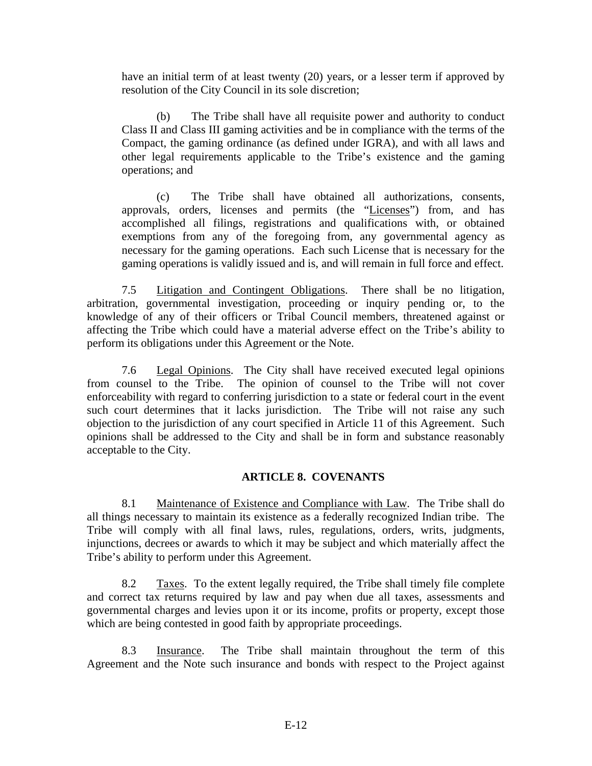have an initial term of at least twenty (20) years, or a lesser term if approved by resolution of the City Council in its sole discretion;

(b) The Tribe shall have all requisite power and authority to conduct Class II and Class III gaming activities and be in compliance with the terms of the Compact, the gaming ordinance (as defined under IGRA), and with all laws and other legal requirements applicable to the Tribe's existence and the gaming operations; and

(c) The Tribe shall have obtained all authorizations, consents, approvals, orders, licenses and permits (the "Licenses") from, and has accomplished all filings, registrations and qualifications with, or obtained exemptions from any of the foregoing from, any governmental agency as necessary for the gaming operations. Each such License that is necessary for the gaming operations is validly issued and is, and will remain in full force and effect.

7.5 Litigation and Contingent Obligations. There shall be no litigation, arbitration, governmental investigation, proceeding or inquiry pending or, to the knowledge of any of their officers or Tribal Council members, threatened against or affecting the Tribe which could have a material adverse effect on the Tribe's ability to perform its obligations under this Agreement or the Note.

7.6 Legal Opinions. The City shall have received executed legal opinions from counsel to the Tribe. The opinion of counsel to the Tribe will not cover enforceability with regard to conferring jurisdiction to a state or federal court in the event such court determines that it lacks jurisdiction. The Tribe will not raise any such objection to the jurisdiction of any court specified in Article 11 of this Agreement. Such opinions shall be addressed to the City and shall be in form and substance reasonably acceptable to the City.

## ARTICLE 8. COVENANTS

8.1 Maintenance of Existence and Compliance with Law. The Tribe shall do all things necessary to maintain its existence as a federally recognized Indian tribe. The Tribe will comply with all final laws, rules, regulations, orders, writs, judgments, injunctions, decrees or awards to which it may be subject and which materially affect the Tribe's ability to perform under this Agreement.

8.2 Taxes. To the extent legally required, the Tribe shall timely file complete and correct tax returns required by law and pay when due all taxes, assessments and governmental charges and levies upon it or its income, profits or property, except those which are being contested in good faith by appropriate proceedings.

8.3 Insurance. The Tribe shall maintain throughout the term of this Agreement and the Note such insurance and bonds with respect to the Project against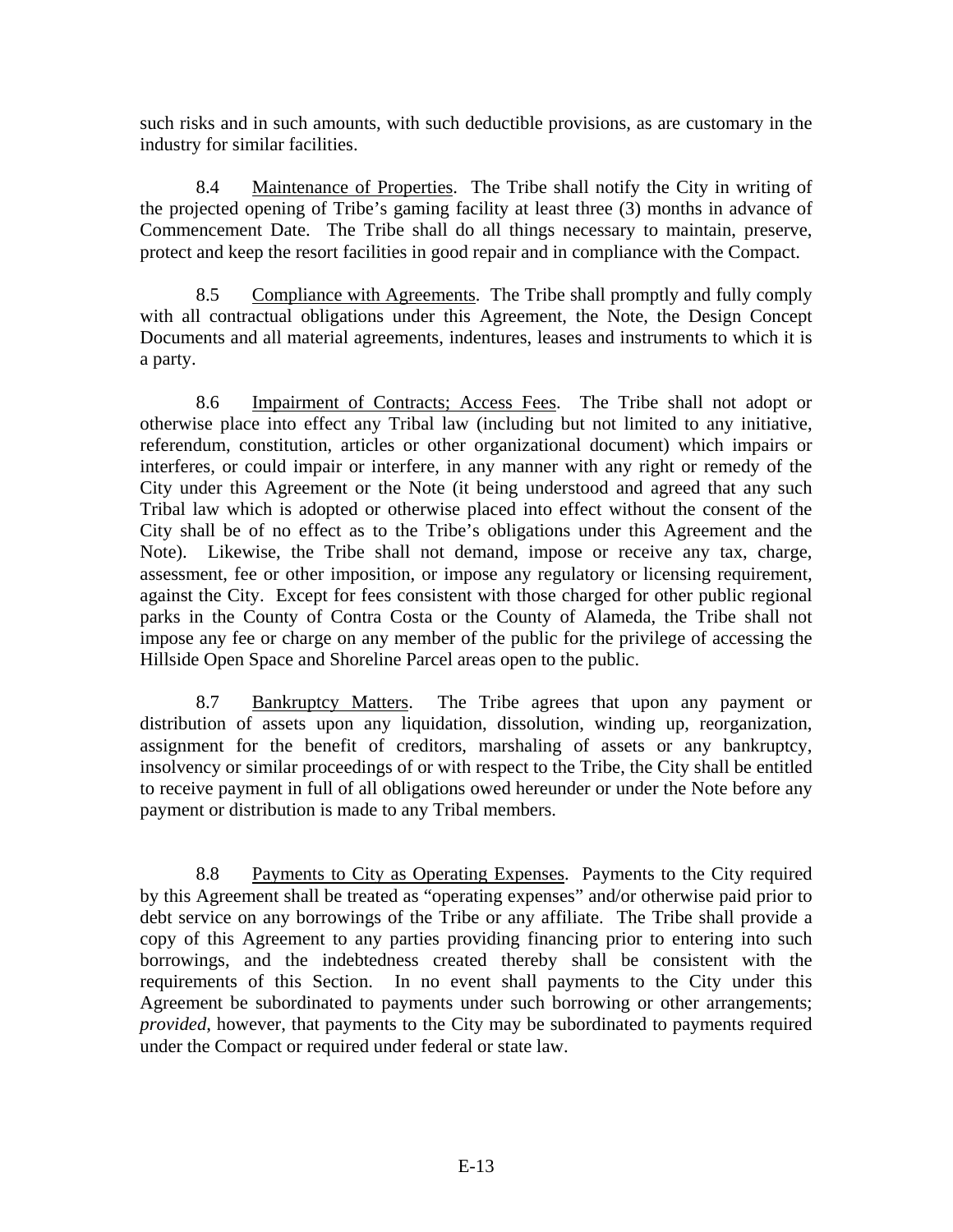such risks and in such amounts, with such deductible provisions, as are customary in the industry for similar facilities.

8.4 Maintenance of Properties. The Tribe shall notify the City in writing of the projected opening of Tribe's gaming facility at least three (3) months in advance of Commencement Date. The Tribe shall do all things necessary to maintain, preserve, protect and keep the resort facilities in good repair and in compliance with the Compact.

8.5 Compliance with Agreements. The Tribe shall promptly and fully comply with all contractual obligations under this Agreement, the Note, the Design Concept Documents and all material agreements, indentures, leases and instruments to which it is a party.

8.6 Impairment of Contracts; Access Fees. The Tribe shall not adopt or otherwise place into effect any Tribal law (including but not limited to any initiative, referendum, constitution, articles or other organizational document) which impairs or interferes, or could impair or interfere, in any manner with any right or remedy of the City under this Agreement or the Note (it being understood and agreed that any such Tribal law which is adopted or otherwise placed into effect without the consent of the City shall be of no effect as to the Tribe's obligations under this Agreement and the Note). Likewise, the Tribe shall not demand, impose or receive any tax, charge, assessment, fee or other imposition, or impose any regulatory or licensing requirement, against the City. Except for fees consistent with those charged for other public regional parks in the County of Contra Costa or the County of Alameda, the Tribe shall not impose any fee or charge on any member of the public for the privilege of accessing the Hillside Open Space and Shoreline Parcel areas open to the public.

8.7 Bankruptcy Matters. The Tribe agrees that upon any payment or distribution of assets upon any liquidation, dissolution, winding up, reorganization, assignment for the benefit of creditors, marshaling of assets or any bankruptcy, insolvency or similar proceedings of or with respect to the Tribe, the City shall be entitled to receive payment in full of all obligations owed hereunder or under the Note before any payment or distribution is made to any Tribal members.

8.8 Payments to City as Operating Expenses. Payments to the City required by this Agreement shall be treated as "operating expenses" and/or otherwise paid prior to debt service on any borrowings of the Tribe or any affiliate. The Tribe shall provide a copy of this Agreement to any parties providing financing prior to entering into such borrowings, and the indebtedness created thereby shall be consistent with the requirements of this Section. In no event shall payments to the City under this Agreement be subordinated to payments under such borrowing or other arrangements; *provided*, however, that payments to the City may be subordinated to payments required under the Compact or required under federal or state law.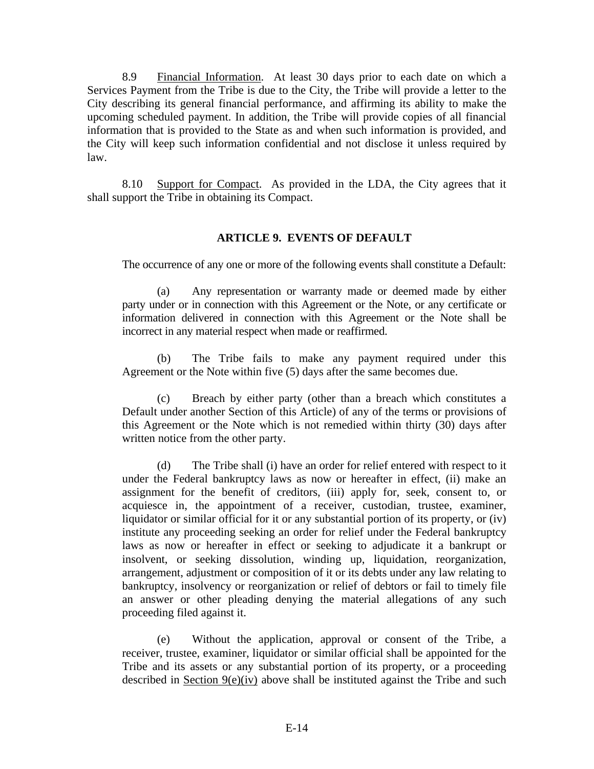8.9 Financial Information. At least 30 days prior to each date on which a Services Payment from the Tribe is due to the City, the Tribe will provide a letter to the City describing its general financial performance, and affirming its ability to make the upcoming scheduled payment. In addition, the Tribe will provide copies of all financial information that is provided to the State as and when such information is provided, and the City will keep such information confidential and not disclose it unless required by law.

8.10 Support for Compact. As provided in the LDA, the City agrees that it shall support the Tribe in obtaining its Compact.

## ARTICLE 9. EVENTS OF DEFAULT

The occurrence of any one or more of the following events shall constitute a Default:

(a) Any representation or warranty made or deemed made by either party under or in connection with this Agreement or the Note, or any certificate or information delivered in connection with this Agreement or the Note shall be incorrect in any material respect when made or reaffirmed.

(b) The Tribe fails to make any payment required under this Agreement or the Note within five (5) days after the same becomes due.

(c) Breach by either party (other than a breach which constitutes a Default under another Section of this Article) of any of the terms or provisions of this Agreement or the Note which is not remedied within thirty (30) days after written notice from the other party.

(d) The Tribe shall (i) have an order for relief entered with respect to it under the Federal bankruptcy laws as now or hereafter in effect, (ii) make an assignment for the benefit of creditors, (iii) apply for, seek, consent to, or acquiesce in, the appointment of a receiver, custodian, trustee, examiner, liquidator or similar official for it or any substantial portion of its property, or (iv) institute any proceeding seeking an order for relief under the Federal bankruptcy laws as now or hereafter in effect or seeking to adjudicate it a bankrupt or insolvent, or seeking dissolution, winding up, liquidation, reorganization, arrangement, adjustment or composition of it or its debts under any law relating to bankruptcy, insolvency or reorganization or relief of debtors or fail to timely file an answer or other pleading denying the material allegations of any such proceeding filed against it.

(e) Without the application, approval or consent of the Tribe, a receiver, trustee, examiner, liquidator or similar official shall be appointed for the Tribe and its assets or any substantial portion of its property, or a proceeding described in Section 9(e)(iv) above shall be instituted against the Tribe and such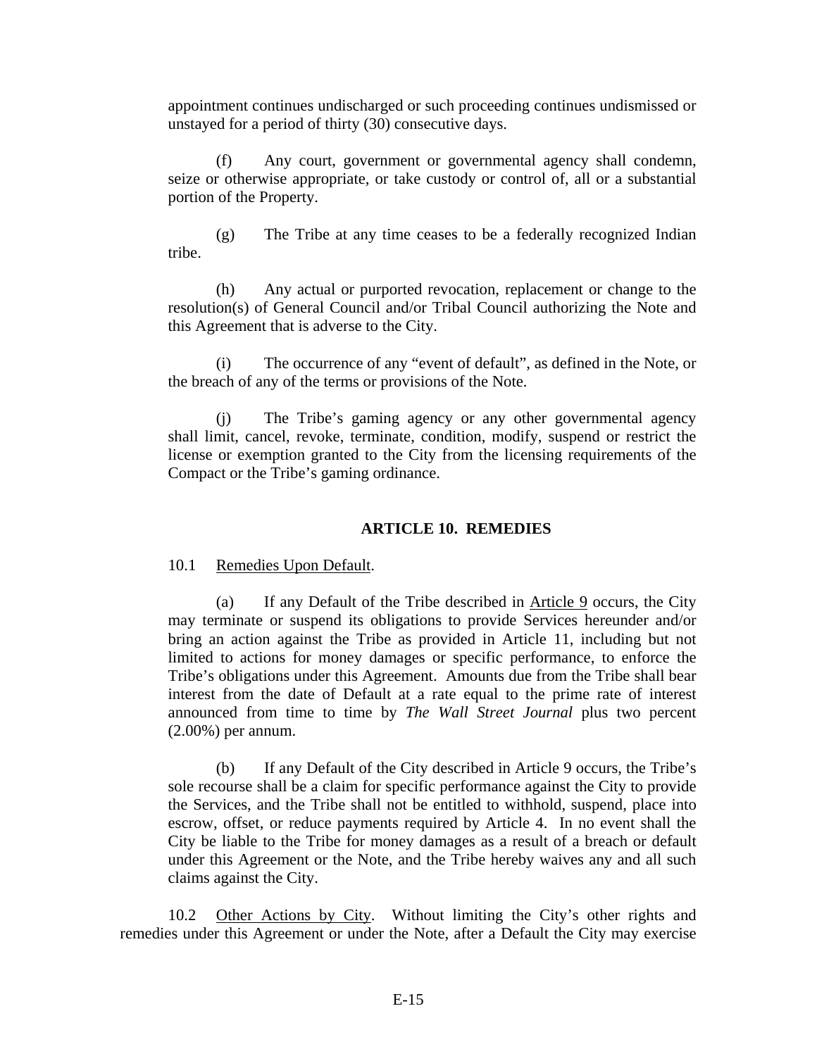appointment continues undischarged or such proceeding continues undismissed or unstayed for a period of thirty (30) consecutive days.

(f) Any court, government or governmental agency shall condemn, seize or otherwise appropriate, or take custody or control of, all or a substantial portion of the Property.

(g) The Tribe at any time ceases to be a federally recognized Indian tribe.

(h) Any actual or purported revocation, replacement or change to the resolution(s) of General Council and/or Tribal Council authorizing the Note and this Agreement that is adverse to the City.

(i) The occurrence of any "event of default", as defined in the Note, or the breach of any of the terms or provisions of the Note.

(j) The Tribe's gaming agency or any other governmental agency shall limit, cancel, revoke, terminate, condition, modify, suspend or restrict the license or exemption granted to the City from the licensing requirements of the Compact or the Tribe's gaming ordinance.

## ARTICLE 10. REMEDIES

10.1 Remedies Upon Default.

(a) If any Default of the Tribe described in Article 9 occurs, the City may terminate or suspend its obligations to provide Services hereunder and/or bring an action against the Tribe as provided in Article 11, including but not limited to actions for money damages or specific performance, to enforce the Tribe's obligations under this Agreement. Amounts due from the Tribe shall bear interest from the date of Default at a rate equal to the prime rate of interest announced from time to time by *The Wall Street Journal* plus two percent (2.00%) per annum.

(b) If any Default of the City described in Article 9 occurs, the Tribe's sole recourse shall be a claim for specific performance against the City to provide the Services, and the Tribe shall not be entitled to withhold, suspend, place into escrow, offset, or reduce payments required by Article 4. In no event shall the City be liable to the Tribe for money damages as a result of a breach or default under this Agreement or the Note, and the Tribe hereby waives any and all such claims against the City.

10.2 Other Actions by City. Without limiting the City's other rights and remedies under this Agreement or under the Note, after a Default the City may exercise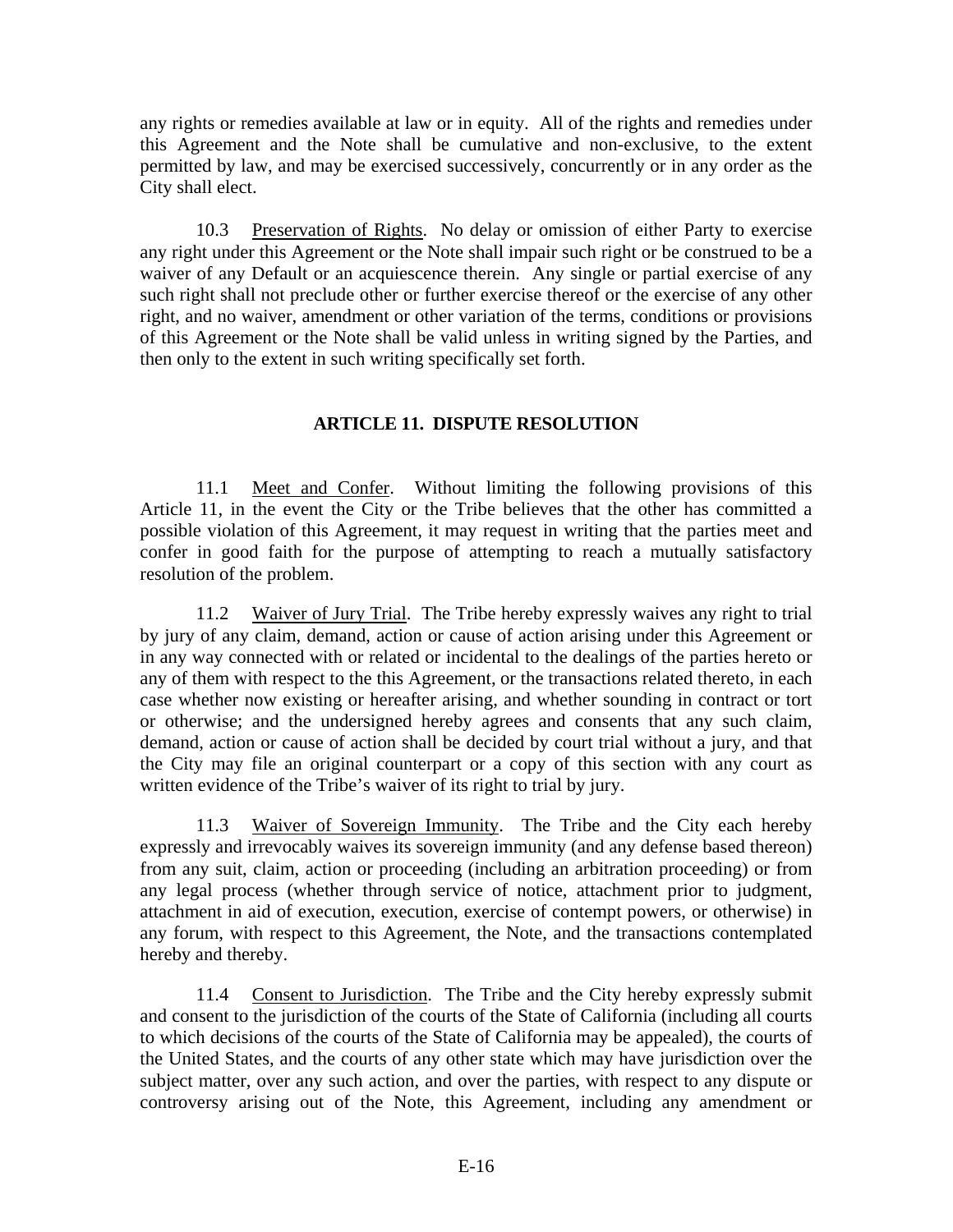any rights or remedies available at law or in equity. All of the rights and remedies under this Agreement and the Note shall be cumulative and non-exclusive, to the extent permitted by law, and may be exercised successively, concurrently or in any order as the City shall elect.

10.3 Preservation of Rights. No delay or omission of either Party to exercise any right under this Agreement or the Note shall impair such right or be construed to be a waiver of any Default or an acquiescence therein. Any single or partial exercise of any such right shall not preclude other or further exercise thereof or the exercise of any other right, and no waiver, amendment or other variation of the terms, conditions or provisions of this Agreement or the Note shall be valid unless in writing signed by the Parties, and then only to the extent in such writing specifically set forth.

## ARTICLE 11. DISPUTE RESOLUTION

11.1 Meet and Confer. Without limiting the following provisions of this Article 11, in the event the City or the Tribe believes that the other has committed a possible violation of this Agreement, it may request in writing that the parties meet and confer in good faith for the purpose of attempting to reach a mutually satisfactory resolution of the problem.

11.2 Waiver of Jury Trial. The Tribe hereby expressly waives any right to trial by jury of any claim, demand, action or cause of action arising under this Agreement or in any way connected with or related or incidental to the dealings of the parties hereto or any of them with respect to the this Agreement, or the transactions related thereto, in each case whether now existing or hereafter arising, and whether sounding in contract or tort or otherwise; and the undersigned hereby agrees and consents that any such claim, demand, action or cause of action shall be decided by court trial without a jury, and that the City may file an original counterpart or a copy of this section with any court as written evidence of the Tribe's waiver of its right to trial by jury.

11.3 Waiver of Sovereign Immunity. The Tribe and the City each hereby expressly and irrevocably waives its sovereign immunity (and any defense based thereon) from any suit, claim, action or proceeding (including an arbitration proceeding) or from any legal process (whether through service of notice, attachment prior to judgment, attachment in aid of execution, execution, exercise of contempt powers, or otherwise) in any forum, with respect to this Agreement, the Note, and the transactions contemplated hereby and thereby.

11.4 Consent to Jurisdiction. The Tribe and the City hereby expressly submit and consent to the jurisdiction of the courts of the State of California (including all courts to which decisions of the courts of the State of California may be appealed), the courts of the United States, and the courts of any other state which may have jurisdiction over the subject matter, over any such action, and over the parties, with respect to any dispute or controversy arising out of the Note, this Agreement, including any amendment or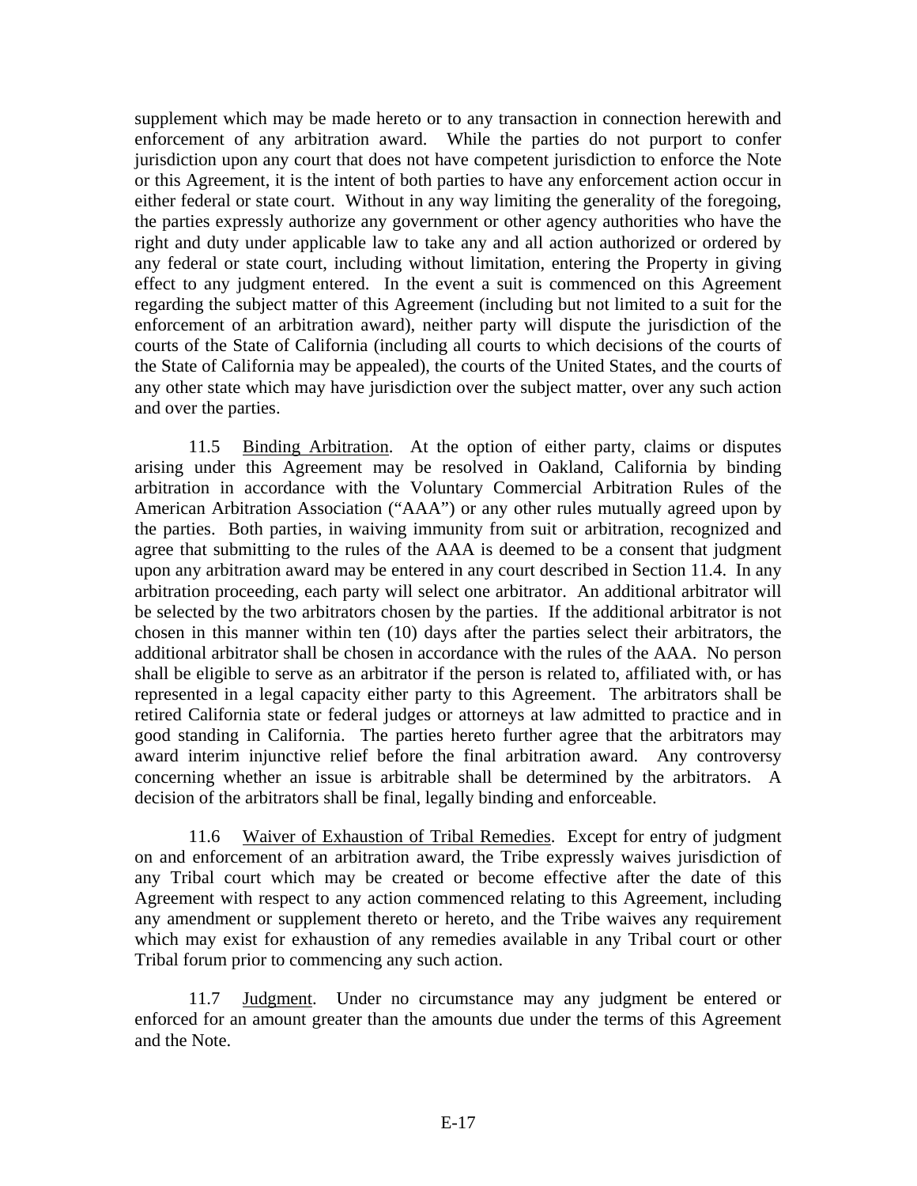supplement which may be made hereto or to any transaction in connection herewith and enforcement of any arbitration award. While the parties do not purport to confer jurisdiction upon any court that does not have competent jurisdiction to enforce the Note or this Agreement, it is the intent of both parties to have any enforcement action occur in either federal or state court. Without in any way limiting the generality of the foregoing, the parties expressly authorize any government or other agency authorities who have the right and duty under applicable law to take any and all action authorized or ordered by any federal or state court, including without limitation, entering the Property in giving effect to any judgment entered. In the event a suit is commenced on this Agreement regarding the subject matter of this Agreement (including but not limited to a suit for the enforcement of an arbitration award), neither party will dispute the jurisdiction of the courts of the State of California (including all courts to which decisions of the courts of the State of California may be appealed), the courts of the United States, and the courts of any other state which may have jurisdiction over the subject matter, over any such action and over the parties.

11.5 Binding Arbitration. At the option of either party, claims or disputes arising under this Agreement may be resolved in Oakland, California by binding arbitration in accordance with the Voluntary Commercial Arbitration Rules of the American Arbitration Association ("AAA") or any other rules mutually agreed upon by the parties. Both parties, in waiving immunity from suit or arbitration, recognized and agree that submitting to the rules of the AAA is deemed to be a consent that judgment upon any arbitration award may be entered in any court described in Section 11.4. In any arbitration proceeding, each party will select one arbitrator. An additional arbitrator will be selected by the two arbitrators chosen by the parties. If the additional arbitrator is not chosen in this manner within ten (10) days after the parties select their arbitrators, the additional arbitrator shall be chosen in accordance with the rules of the AAA. No person shall be eligible to serve as an arbitrator if the person is related to, affiliated with, or has represented in a legal capacity either party to this Agreement. The arbitrators shall be retired California state or federal judges or attorneys at law admitted to practice and in good standing in California. The parties hereto further agree that the arbitrators may award interim injunctive relief before the final arbitration award. Any controversy concerning whether an issue is arbitrable shall be determined by the arbitrators. A decision of the arbitrators shall be final, legally binding and enforceable.

11.6 Waiver of Exhaustion of Tribal Remedies. Except for entry of judgment on and enforcement of an arbitration award, the Tribe expressly waives jurisdiction of any Tribal court which may be created or become effective after the date of this Agreement with respect to any action commenced relating to this Agreement, including any amendment or supplement thereto or hereto, and the Tribe waives any requirement which may exist for exhaustion of any remedies available in any Tribal court or other Tribal forum prior to commencing any such action.

11.7 Judgment. Under no circumstance may any judgment be entered or enforced for an amount greater than the amounts due under the terms of this Agreement and the Note.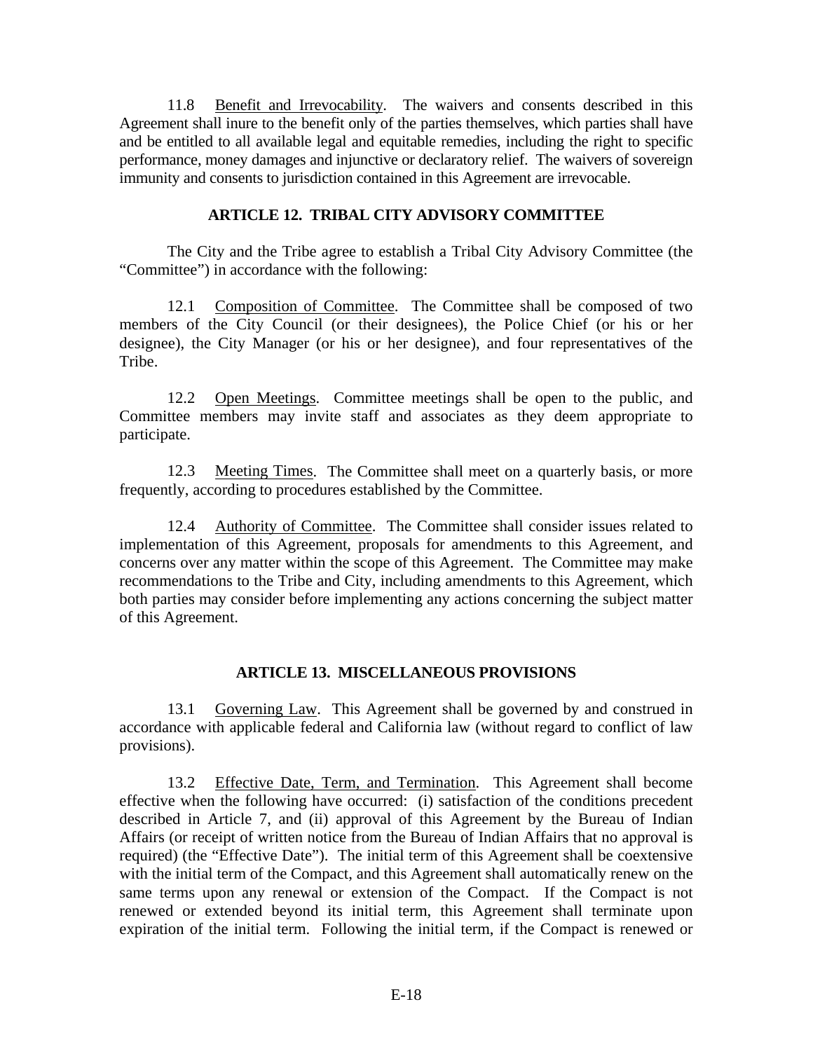11.8 Benefit and Irrevocability. The waivers and consents described in this Agreement shall inure to the benefit only of the parties themselves, which parties shall have and be entitled to all available legal and equitable remedies, including the right to specific performance, money damages and injunctive or declaratory relief. The waivers of sovereign immunity and consents to jurisdiction contained in this Agreement are irrevocable.

## ARTICLE 12. TRIBAL CITY ADVISORY COMMITTEE

The City and the Tribe agree to establish a Tribal City Advisory Committee (the "Committee") in accordance with the following:

12.1 Composition of Committee. The Committee shall be composed of two members of the City Council (or their designees), the Police Chief (or his or her designee), the City Manager (or his or her designee), and four representatives of the Tribe.

12.2 Open Meetings. Committee meetings shall be open to the public, and Committee members may invite staff and associates as they deem appropriate to participate.

12.3 Meeting Times. The Committee shall meet on a quarterly basis, or more frequently, according to procedures established by the Committee.

12.4 Authority of Committee. The Committee shall consider issues related to implementation of this Agreement, proposals for amendments to this Agreement, and concerns over any matter within the scope of this Agreement. The Committee may make recommendations to the Tribe and City, including amendments to this Agreement, which both parties may consider before implementing any actions concerning the subject matter of this Agreement.

## ARTICLE 13. MISCELLANEOUS PROVISIONS

13.1 Governing Law. This Agreement shall be governed by and construed in accordance with applicable federal and California law (without regard to conflict of law provisions).

13.2 Effective Date, Term, and Termination. This Agreement shall become effective when the following have occurred: (i) satisfaction of the conditions precedent described in Article 7, and (ii) approval of this Agreement by the Bureau of Indian Affairs (or receipt of written notice from the Bureau of Indian Affairs that no approval is required) (the "Effective Date"). The initial term of this Agreement shall be coextensive with the initial term of the Compact, and this Agreement shall automatically renew on the same terms upon any renewal or extension of the Compact. If the Compact is not renewed or extended beyond its initial term, this Agreement shall terminate upon expiration of the initial term. Following the initial term, if the Compact is renewed or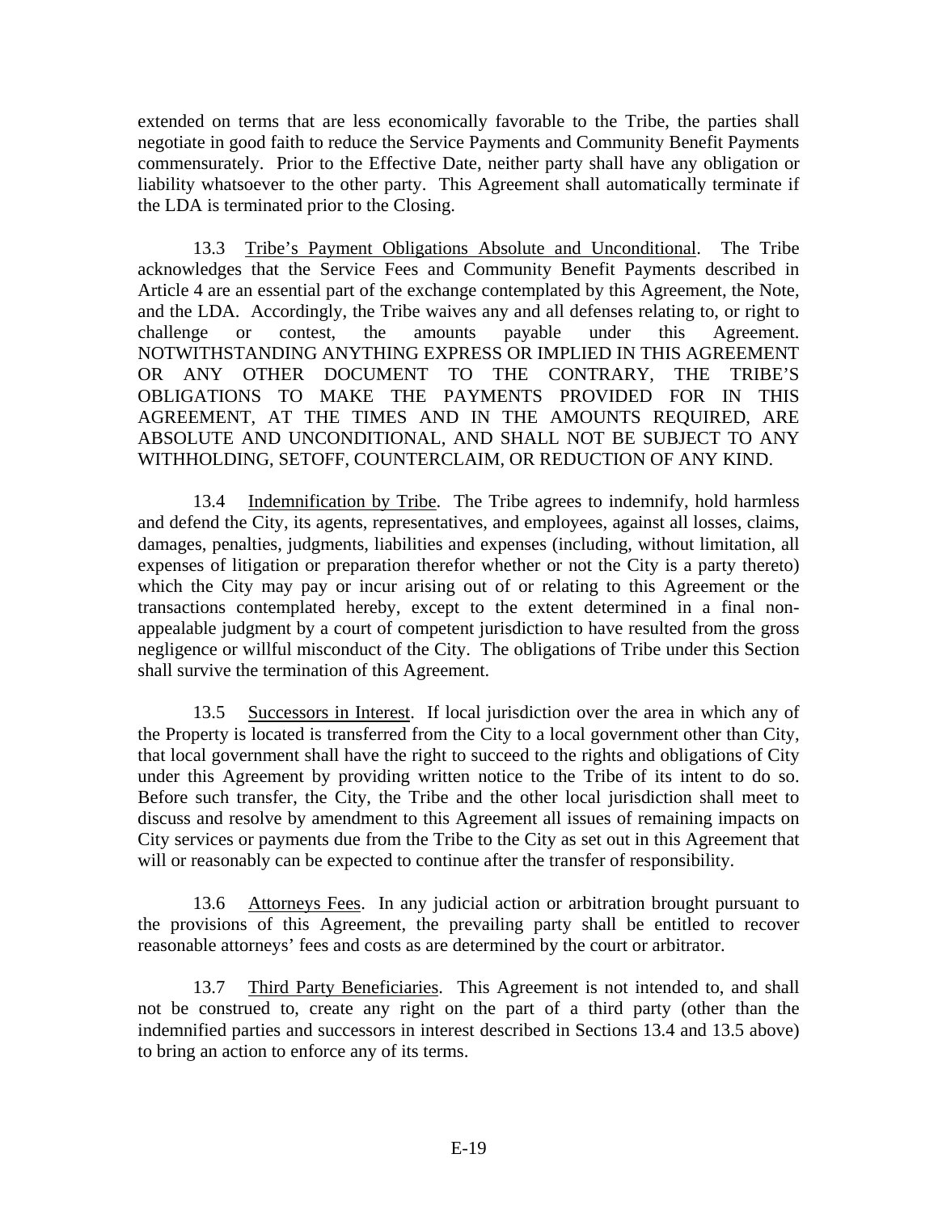extended on terms that are less economically favorable to the Tribe, the parties shall negotiate in good faith to reduce the Service Payments and Community Benefit Payments commensurately. Prior to the Effective Date, neither party shall have any obligation or liability whatsoever to the other party. This Agreement shall automatically terminate if the LDA is terminated prior to the Closing.

13.3 Tribe's Payment Obligations Absolute and Unconditional. The Tribe acknowledges that the Service Fees and Community Benefit Payments described in Article 4 are an essential part of the exchange contemplated by this Agreement, the Note, and the LDA. Accordingly, the Tribe waives any and all defenses relating to, or right to challenge or contest, the amounts payable under this Agreement. NOTWITHSTANDING ANYTHING EXPRESS OR IMPLIED IN THIS AGREEMENT OR ANY OTHER DOCUMENT TO THE CONTRARY, THE TRIBE'S OBLIGATIONS TO MAKE THE PAYMENTS PROVIDED FOR IN THIS AGREEMENT, AT THE TIMES AND IN THE AMOUNTS REQUIRED, ARE ABSOLUTE AND UNCONDITIONAL, AND SHALL NOT BE SUBJECT TO ANY WITHHOLDING, SETOFF, COUNTERCLAIM, OR REDUCTION OF ANY KIND.

13.4 Indemnification by Tribe. The Tribe agrees to indemnify, hold harmless and defend the City, its agents, representatives, and employees, against all losses, claims, damages, penalties, judgments, liabilities and expenses (including, without limitation, all expenses of litigation or preparation therefor whether or not the City is a party thereto) which the City may pay or incur arising out of or relating to this Agreement or the transactions contemplated hereby, except to the extent determined in a final non-appealable judgment by a court of competent jurisdiction to have resulted from the gross negligence or willful misconduct of the City. The obligations of Tribe under this Section shall survive the termination of this Agreement.

13.5 Successors in Interest. If local jurisdiction over the area in which any of the Property is located is transferred from the City to a local government other than City, that local government shall have the right to succeed to the rights and obligations of City under this Agreement by providing written notice to the Tribe of its intent to do so. Before such transfer, the City, the Tribe and the other local jurisdiction shall meet to discuss and resolve by amendment to this Agreement all issues of remaining impacts on City services or payments due from the Tribe to the City as set out in this Agreement that will or reasonably can be expected to continue after the transfer of responsibility.

13.6 Attorneys Fees. In any judicial action or arbitration brought pursuant to the provisions of this Agreement, the prevailing party shall be entitled to recover reasonable attorneys' fees and costs as are determined by the court or arbitrator.

13.7 Third Party Beneficiaries. This Agreement is not intended to, and shall not be construed to, create any right on the part of a third party (other than the indemnified parties and successors in interest described in Sections 13.4 and 13.5 above) to bring an action to enforce any of its terms.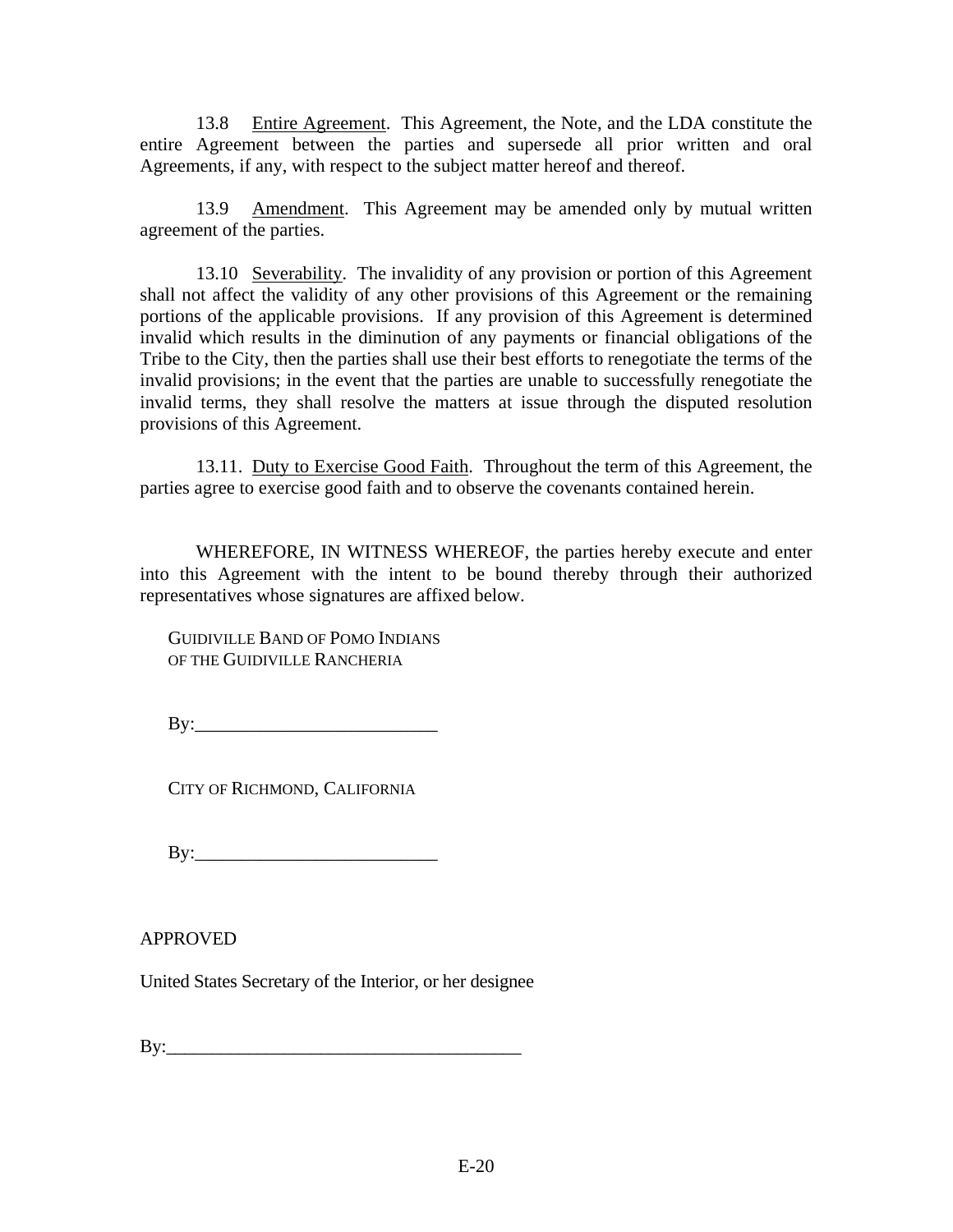13.8 Entire Agreement. This Agreement, the Note, and the LDA constitute the entire Agreement between the parties and supersede all prior written and oral Agreements, if any, with respect to the subject matter hereof and thereof.

13.9 Amendment. This Agreement may be amended only by mutual written agreement of the parties.

13.10 Severability. The invalidity of any provision or portion of this Agreement shall not affect the validity of any other provisions of this Agreement or the remaining portions of the applicable provisions. If any provision of this Agreement is determined invalid which results in the diminution of any payments or financial obligations of the Tribe to the City, then the parties shall use their best efforts to renegotiate the terms of the invalid provisions; in the event that the parties are unable to successfully renegotiate the invalid terms, they shall resolve the matters at issue through the disputed resolution provisions of this Agreement.

13.11. Duty to Exercise Good Faith. Throughout the term of this Agreement, the parties agree to exercise good faith and to observe the covenants contained herein.

WHEREFORE, IN WITNESS WHEREOF, the parties hereby execute and enter into this Agreement with the intent to be bound thereby through their authorized representatives whose signatures are affixed below.

GUIDIVILLE BAND OF POMO INDIANS
OF THE GUIDIVILLE RANCHERIA

By:_________________________

CITY OF RICHMOND, CALIFORNIA

By:_________________________

APPROVED

United States Secretary of the Interior, or her designee

By:_____________________________________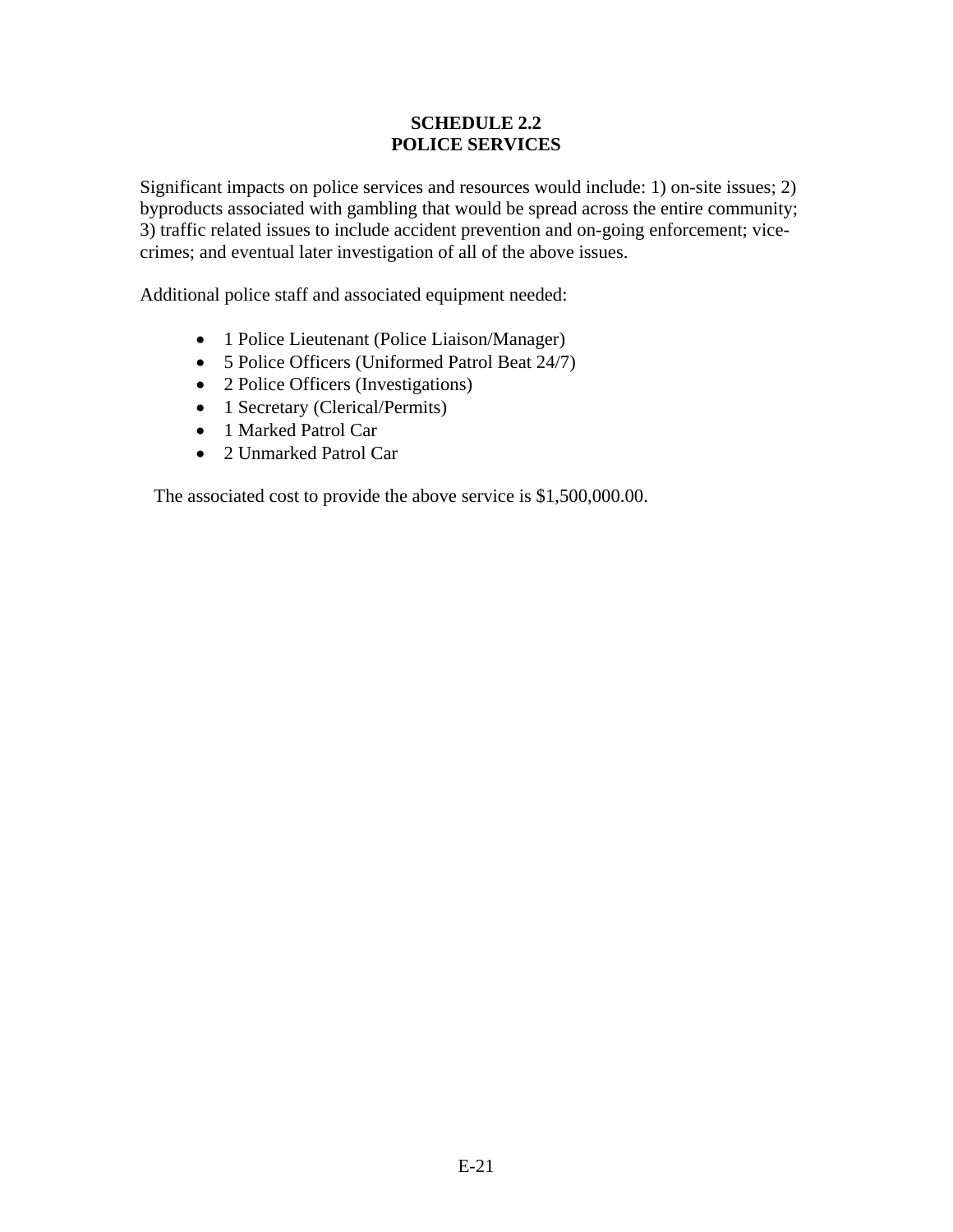# SCHEDULE 2.2
# POLICE SERVICES

Significant impacts on police services and resources would include: 1) on-site issues; 2) byproducts associated with gambling that would be spread across the entire community; 3) traffic related issues to include accident prevention and on-going enforcement; vice-crimes; and eventual later investigation of all of the above issues.

Additional police staff and associated equipment needed:

- 1 Police Lieutenant (Police Liaison/Manager)
- 5 Police Officers (Uniformed Patrol Beat 24/7)
- 2 Police Officers (Investigations)
- 1 Secretary (Clerical/Permits)
- 1 Marked Patrol Car
- 2 Unmarked Patrol Car

The associated cost to provide the above service is $1,500,000.00.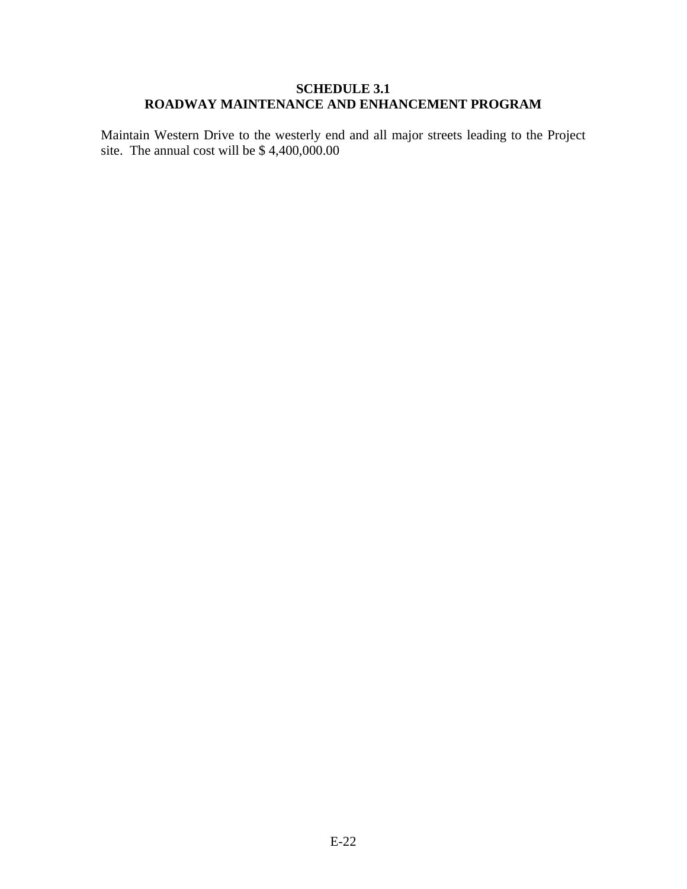## SCHEDULE 3.1
## ROADWAY MAINTENANCE AND ENHANCEMENT PROGRAM

Maintain Western Drive to the westerly end and all major streets leading to the Project site. The annual cost will be $ 4,400,000.00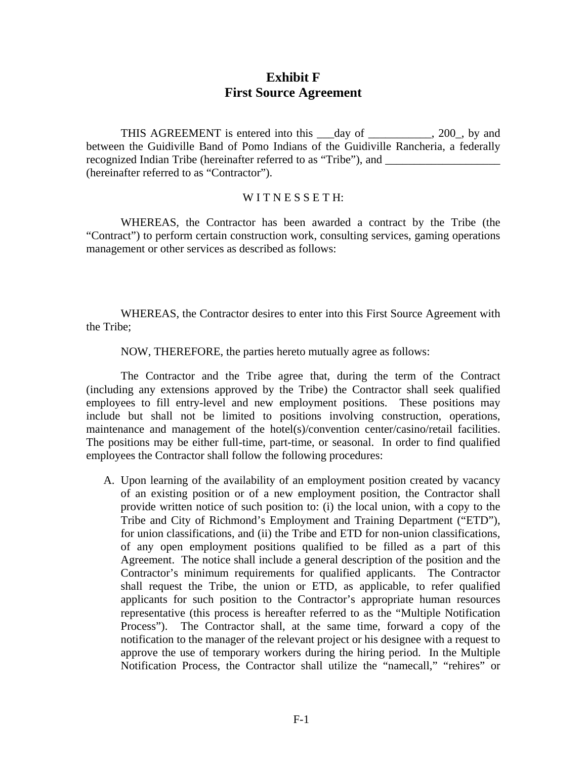# Exhibit F
# First Source Agreement

THIS AGREEMENT is entered into this ___day of ___________, 200_, by and between the Guidiville Band of Pomo Indians of the Guidiville Rancheria, a federally recognized Indian Tribe (hereinafter referred to as "Tribe"), and ____________________ (hereinafter referred to as "Contractor").

W I T N E S S E T H:

WHEREAS, the Contractor has been awarded a contract by the Tribe (the "Contract") to perform certain construction work, consulting services, gaming operations management or other services as described as follows:

WHEREAS, the Contractor desires to enter into this First Source Agreement with the Tribe;

NOW, THEREFORE, the parties hereto mutually agree as follows:

The Contractor and the Tribe agree that, during the term of the Contract (including any extensions approved by the Tribe) the Contractor shall seek qualified employees to fill entry-level and new employment positions. These positions may include but shall not be limited to positions involving construction, operations, maintenance and management of the hotel(s)/convention center/casino/retail facilities. The positions may be either full-time, part-time, or seasonal. In order to find qualified employees the Contractor shall follow the following procedures:

A. Upon learning of the availability of an employment position created by vacancy of an existing position or of a new employment position, the Contractor shall provide written notice of such position to: (i) the local union, with a copy to the Tribe and City of Richmond's Employment and Training Department ("ETD"), for union classifications, and (ii) the Tribe and ETD for non-union classifications, of any open employment positions qualified to be filled as a part of this Agreement. The notice shall include a general description of the position and the Contractor's minimum requirements for qualified applicants. The Contractor shall request the Tribe, the union or ETD, as applicable, to refer qualified applicants for such position to the Contractor's appropriate human resources representative (this process is hereafter referred to as the "Multiple Notification Process"). The Contractor shall, at the same time, forward a copy of the notification to the manager of the relevant project or his designee with a request to approve the use of temporary workers during the hiring period. In the Multiple Notification Process, the Contractor shall utilize the "namecall," "rehires" or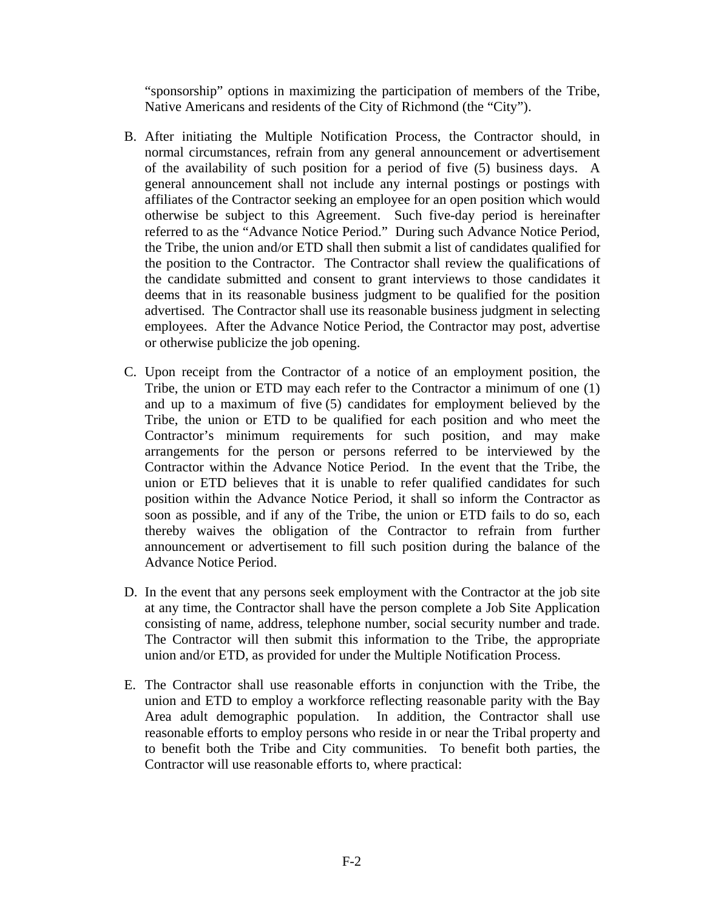"sponsorship" options in maximizing the participation of members of the Tribe, Native Americans and residents of the City of Richmond (the "City").

B. After initiating the Multiple Notification Process, the Contractor should, in normal circumstances, refrain from any general announcement or advertisement of the availability of such position for a period of five (5) business days. A general announcement shall not include any internal postings or postings with affiliates of the Contractor seeking an employee for an open position which would otherwise be subject to this Agreement. Such five-day period is hereinafter referred to as the "Advance Notice Period." During such Advance Notice Period, the Tribe, the union and/or ETD shall then submit a list of candidates qualified for the position to the Contractor. The Contractor shall review the qualifications of the candidate submitted and consent to grant interviews to those candidates it deems that in its reasonable business judgment to be qualified for the position advertised. The Contractor shall use its reasonable business judgment in selecting employees. After the Advance Notice Period, the Contractor may post, advertise or otherwise publicize the job opening.

C. Upon receipt from the Contractor of a notice of an employment position, the Tribe, the union or ETD may each refer to the Contractor a minimum of one (1) and up to a maximum of five (5) candidates for employment believed by the Tribe, the union or ETD to be qualified for each position and who meet the Contractor's minimum requirements for such position, and may make arrangements for the person or persons referred to be interviewed by the Contractor within the Advance Notice Period. In the event that the Tribe, the union or ETD believes that it is unable to refer qualified candidates for such position within the Advance Notice Period, it shall so inform the Contractor as soon as possible, and if any of the Tribe, the union or ETD fails to do so, each thereby waives the obligation of the Contractor to refrain from further announcement or advertisement to fill such position during the balance of the Advance Notice Period.

D. In the event that any persons seek employment with the Contractor at the job site at any time, the Contractor shall have the person complete a Job Site Application consisting of name, address, telephone number, social security number and trade. The Contractor will then submit this information to the Tribe, the appropriate union and/or ETD, as provided for under the Multiple Notification Process.

E. The Contractor shall use reasonable efforts in conjunction with the Tribe, the union and ETD to employ a workforce reflecting reasonable parity with the Bay Area adult demographic population. In addition, the Contractor shall use reasonable efforts to employ persons who reside in or near the Tribal property and to benefit both the Tribe and City communities. To benefit both parties, the Contractor will use reasonable efforts to, where practical: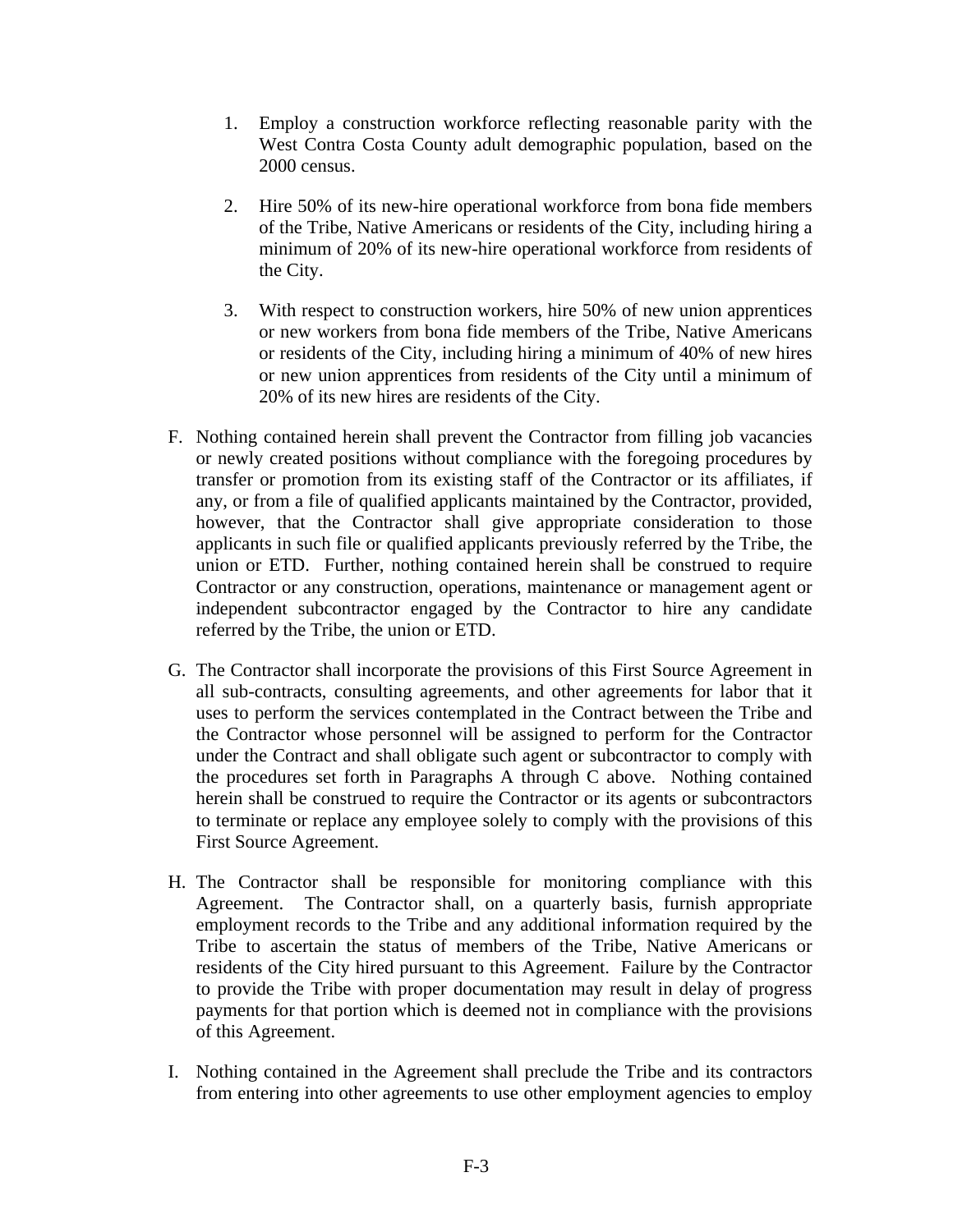1. Employ a construction workforce reflecting reasonable parity with the West Contra Costa County adult demographic population, based on the 2000 census.

2. Hire 50% of its new-hire operational workforce from bona fide members of the Tribe, Native Americans or residents of the City, including hiring a minimum of 20% of its new-hire operational workforce from residents of the City.

3. With respect to construction workers, hire 50% of new union apprentices or new workers from bona fide members of the Tribe, Native Americans or residents of the City, including hiring a minimum of 40% of new hires or new union apprentices from residents of the City until a minimum of 20% of its new hires are residents of the City.

F. Nothing contained herein shall prevent the Contractor from filling job vacancies or newly created positions without compliance with the foregoing procedures by transfer or promotion from its existing staff of the Contractor or its affiliates, if any, or from a file of qualified applicants maintained by the Contractor, provided, however, that the Contractor shall give appropriate consideration to those applicants in such file or qualified applicants previously referred by the Tribe, the union or ETD. Further, nothing contained herein shall be construed to require Contractor or any construction, operations, maintenance or management agent or independent subcontractor engaged by the Contractor to hire any candidate referred by the Tribe, the union or ETD.

G. The Contractor shall incorporate the provisions of this First Source Agreement in all sub-contracts, consulting agreements, and other agreements for labor that it uses to perform the services contemplated in the Contract between the Tribe and the Contractor whose personnel will be assigned to perform for the Contractor under the Contract and shall obligate such agent or subcontractor to comply with the procedures set forth in Paragraphs A through C above. Nothing contained herein shall be construed to require the Contractor or its agents or subcontractors to terminate or replace any employee solely to comply with the provisions of this First Source Agreement.

H. The Contractor shall be responsible for monitoring compliance with this Agreement. The Contractor shall, on a quarterly basis, furnish appropriate employment records to the Tribe and any additional information required by the Tribe to ascertain the status of members of the Tribe, Native Americans or residents of the City hired pursuant to this Agreement. Failure by the Contractor to provide the Tribe with proper documentation may result in delay of progress payments for that portion which is deemed not in compliance with the provisions of this Agreement.

I. Nothing contained in the Agreement shall preclude the Tribe and its contractors from entering into other agreements to use other employment agencies to employ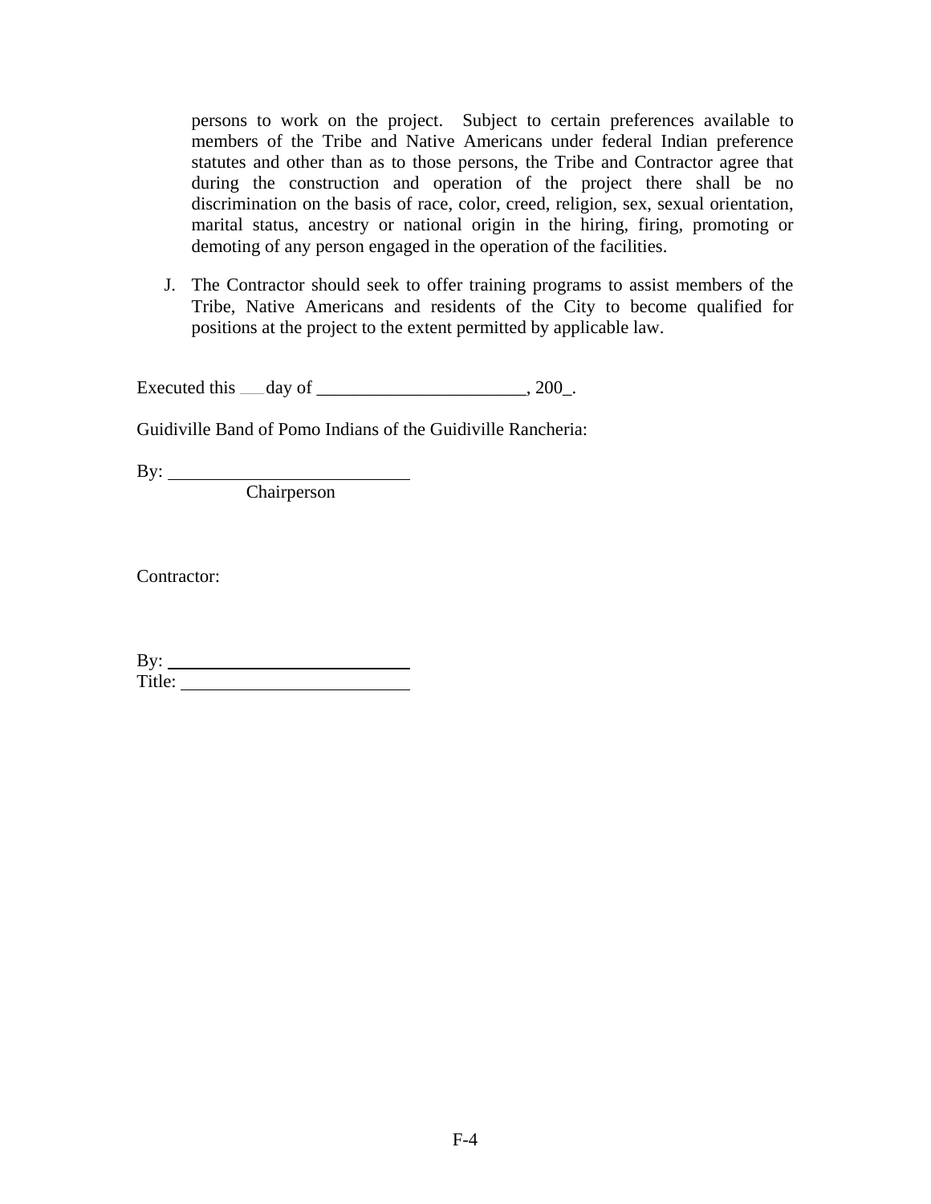persons to work on the project. Subject to certain preferences available to members of the Tribe and Native Americans under federal Indian preference statutes and other than as to those persons, the Tribe and Contractor agree that during the construction and operation of the project there shall be no discrimination on the basis of race, color, creed, religion, sex, sexual orientation, marital status, ancestry or national origin in the hiring, firing, promoting or demoting of any person engaged in the operation of the facilities.

J. The Contractor should seek to offer training programs to assist members of the Tribe, Native Americans and residents of the City to become qualified for positions at the project to the extent permitted by applicable law.

Executed this ___ day of _______________________, 200_.

Guidiville Band of Pomo Indians of the Guidiville Rancheria:

By: ___________________________
Chairperson

Contractor:

By: ___________________________
Title: _________________________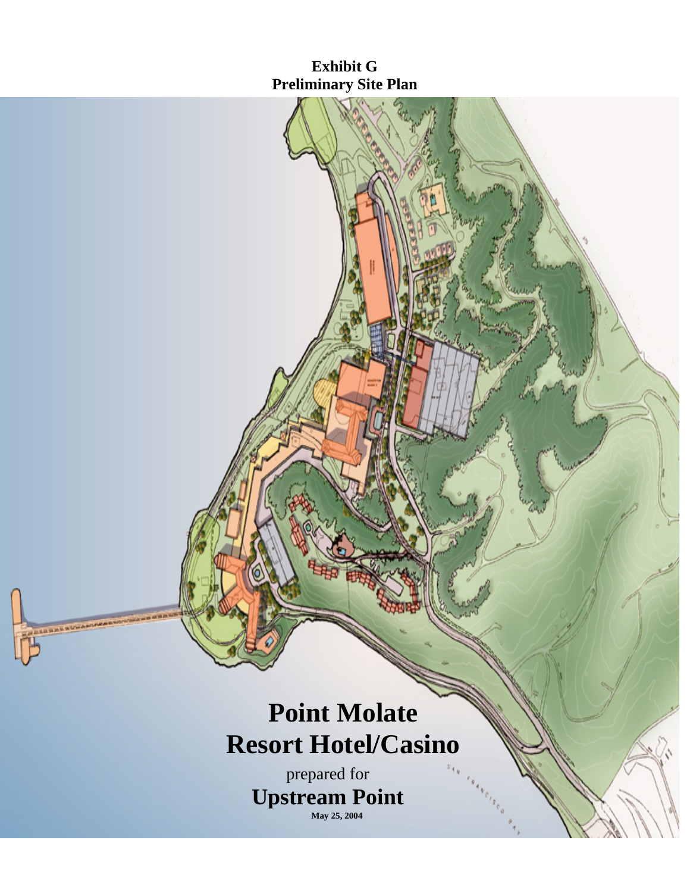**Exhibit G**
**Preliminary Site Plan**

# Point Molate Resort Hotel/Casino

prepared for

## Upstream Point

**May 25, 2004**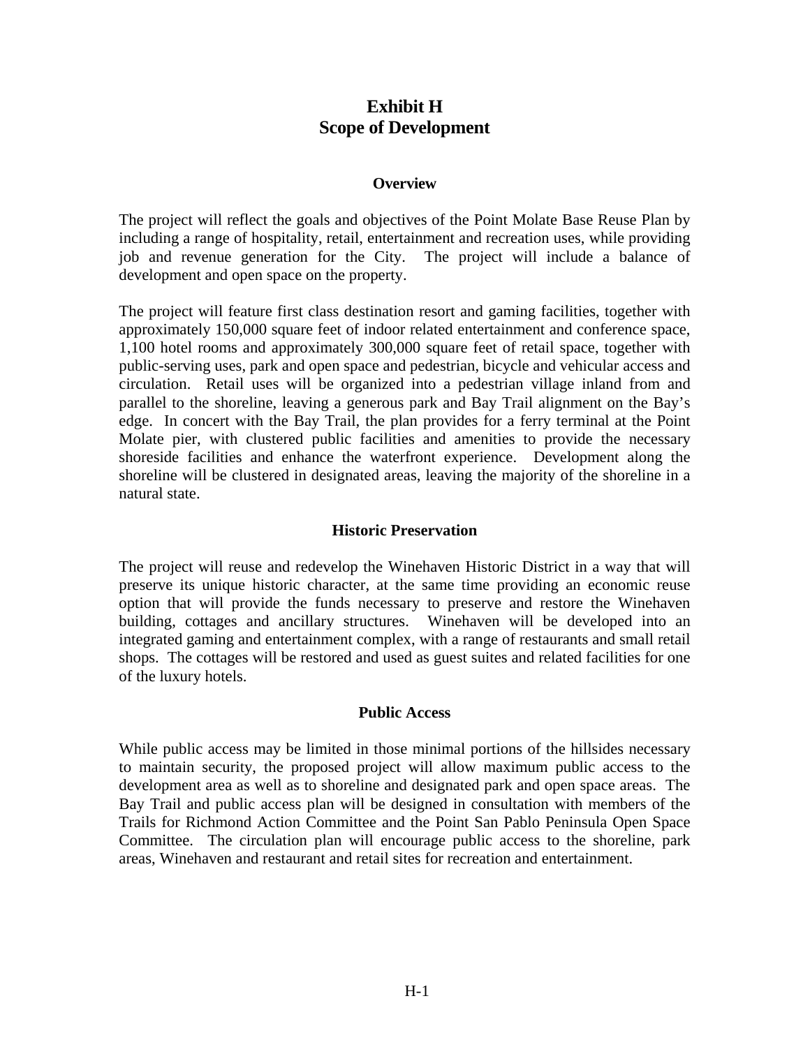# Exhibit H
# Scope of Development

### Overview

The project will reflect the goals and objectives of the Point Molate Base Reuse Plan by including a range of hospitality, retail, entertainment and recreation uses, while providing job and revenue generation for the City. The project will include a balance of development and open space on the property.

The project will feature first class destination resort and gaming facilities, together with approximately 150,000 square feet of indoor related entertainment and conference space, 1,100 hotel rooms and approximately 300,000 square feet of retail space, together with public-serving uses, park and open space and pedestrian, bicycle and vehicular access and circulation. Retail uses will be organized into a pedestrian village inland from and parallel to the shoreline, leaving a generous park and Bay Trail alignment on the Bay's edge. In concert with the Bay Trail, the plan provides for a ferry terminal at the Point Molate pier, with clustered public facilities and amenities to provide the necessary shoreside facilities and enhance the waterfront experience. Development along the shoreline will be clustered in designated areas, leaving the majority of the shoreline in a natural state.

### Historic Preservation

The project will reuse and redevelop the Winehaven Historic District in a way that will preserve its unique historic character, at the same time providing an economic reuse option that will provide the funds necessary to preserve and restore the Winehaven building, cottages and ancillary structures. Winehaven will be developed into an integrated gaming and entertainment complex, with a range of restaurants and small retail shops. The cottages will be restored and used as guest suites and related facilities for one of the luxury hotels.

### Public Access

While public access may be limited in those minimal portions of the hillsides necessary to maintain security, the proposed project will allow maximum public access to the development area as well as to shoreline and designated park and open space areas. The Bay Trail and public access plan will be designed in consultation with members of the Trails for Richmond Action Committee and the Point San Pablo Peninsula Open Space Committee. The circulation plan will encourage public access to the shoreline, park areas, Winehaven and restaurant and retail sites for recreation and entertainment.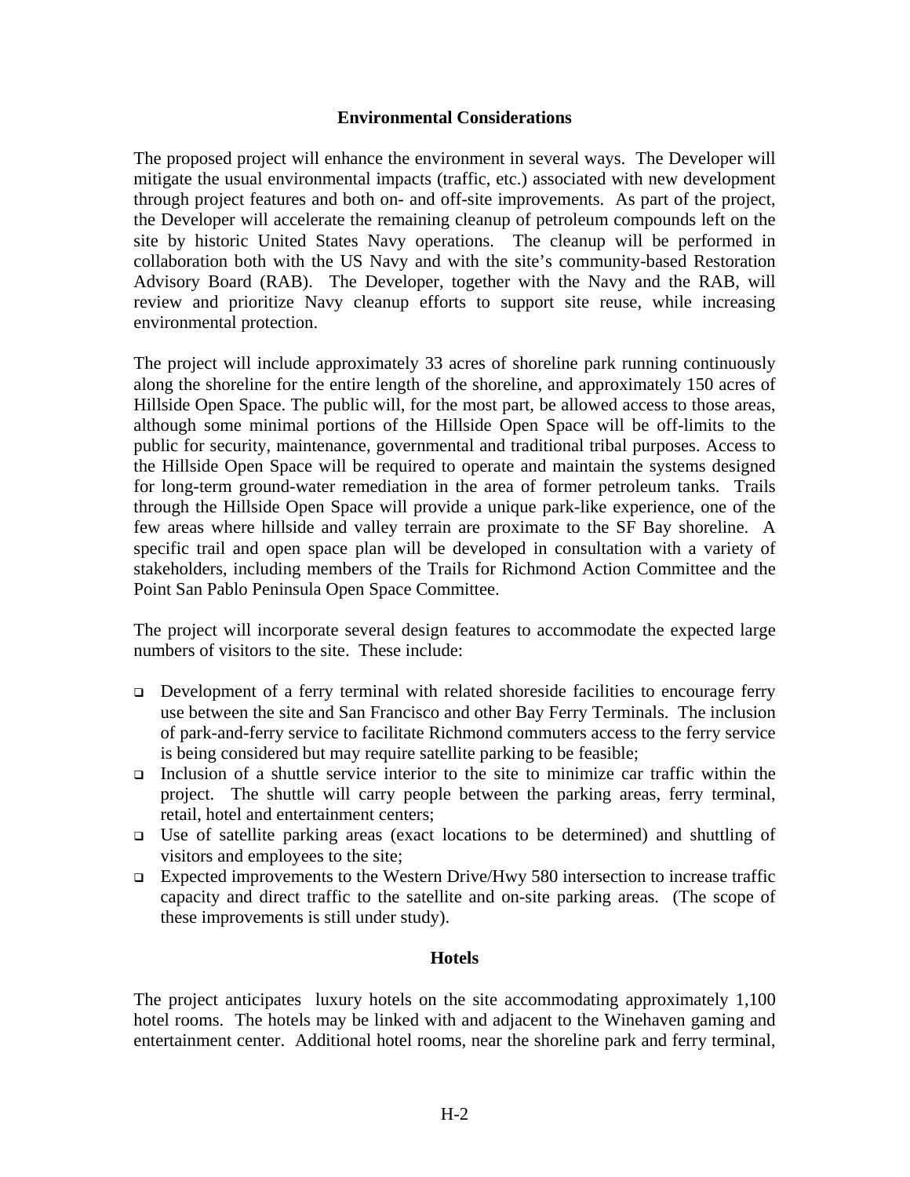## Environmental Considerations

The proposed project will enhance the environment in several ways. The Developer will mitigate the usual environmental impacts (traffic, etc.) associated with new development through project features and both on- and off-site improvements. As part of the project, the Developer will accelerate the remaining cleanup of petroleum compounds left on the site by historic United States Navy operations. The cleanup will be performed in collaboration both with the US Navy and with the site's community-based Restoration Advisory Board (RAB). The Developer, together with the Navy and the RAB, will review and prioritize Navy cleanup efforts to support site reuse, while increasing environmental protection.

The project will include approximately 33 acres of shoreline park running continuously along the shoreline for the entire length of the shoreline, and approximately 150 acres of Hillside Open Space. The public will, for the most part, be allowed access to those areas, although some minimal portions of the Hillside Open Space will be off-limits to the public for security, maintenance, governmental and traditional tribal purposes. Access to the Hillside Open Space will be required to operate and maintain the systems designed for long-term ground-water remediation in the area of former petroleum tanks. Trails through the Hillside Open Space will provide a unique park-like experience, one of the few areas where hillside and valley terrain are proximate to the SF Bay shoreline. A specific trail and open space plan will be developed in consultation with a variety of stakeholders, including members of the Trails for Richmond Action Committee and the Point San Pablo Peninsula Open Space Committee.

The project will incorporate several design features to accommodate the expected large numbers of visitors to the site. These include:

- Development of a ferry terminal with related shoreside facilities to encourage ferry use between the site and San Francisco and other Bay Ferry Terminals. The inclusion of park-and-ferry service to facilitate Richmond commuters access to the ferry service is being considered but may require satellite parking to be feasible;
- Inclusion of a shuttle service interior to the site to minimize car traffic within the project. The shuttle will carry people between the parking areas, ferry terminal, retail, hotel and entertainment centers;
- Use of satellite parking areas (exact locations to be determined) and shuttling of visitors and employees to the site;
- Expected improvements to the Western Drive/Hwy 580 intersection to increase traffic capacity and direct traffic to the satellite and on-site parking areas. (The scope of these improvements is still under study).

## Hotels

The project anticipates luxury hotels on the site accommodating approximately 1,100 hotel rooms. The hotels may be linked with and adjacent to the Winehaven gaming and entertainment center. Additional hotel rooms, near the shoreline park and ferry terminal,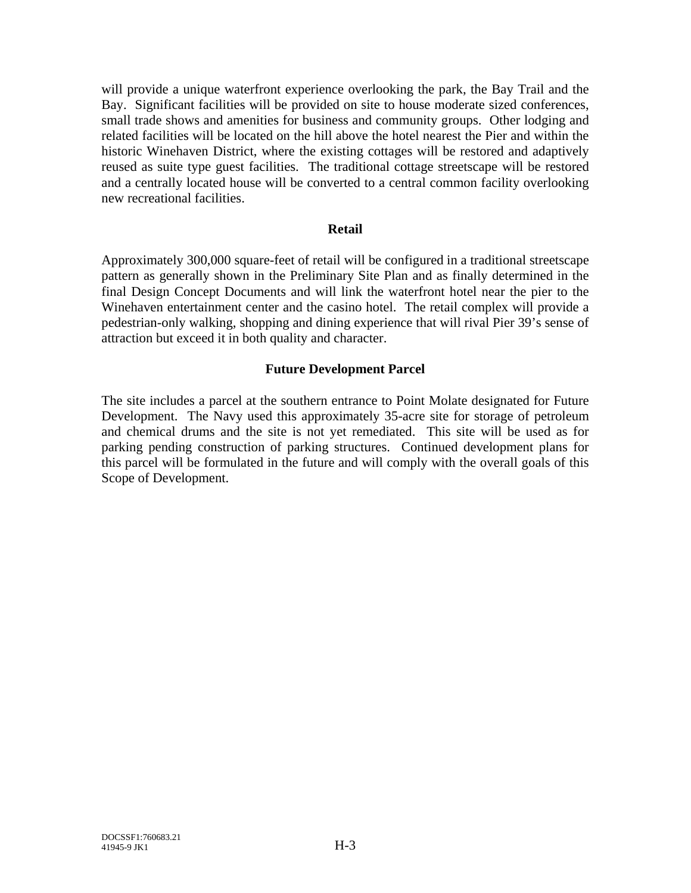will provide a unique waterfront experience overlooking the park, the Bay Trail and the Bay. Significant facilities will be provided on site to house moderate sized conferences, small trade shows and amenities for business and community groups. Other lodging and related facilities will be located on the hill above the hotel nearest the Pier and within the historic Winehaven District, where the existing cottages will be restored and adaptively reused as suite type guest facilities. The traditional cottage streetscape will be restored and a centrally located house will be converted to a central common facility overlooking new recreational facilities.

### Retail

Approximately 300,000 square-feet of retail will be configured in a traditional streetscape pattern as generally shown in the Preliminary Site Plan and as finally determined in the final Design Concept Documents and will link the waterfront hotel near the pier to the Winehaven entertainment center and the casino hotel. The retail complex will provide a pedestrian-only walking, shopping and dining experience that will rival Pier 39's sense of attraction but exceed it in both quality and character.

### Future Development Parcel

The site includes a parcel at the southern entrance to Point Molate designated for Future Development. The Navy used this approximately 35-acre site for storage of petroleum and chemical drums and the site is not yet remediated. This site will be used as for parking pending construction of parking structures. Continued development plans for this parcel will be formulated in the future and will comply with the overall goals of this Scope of Development.